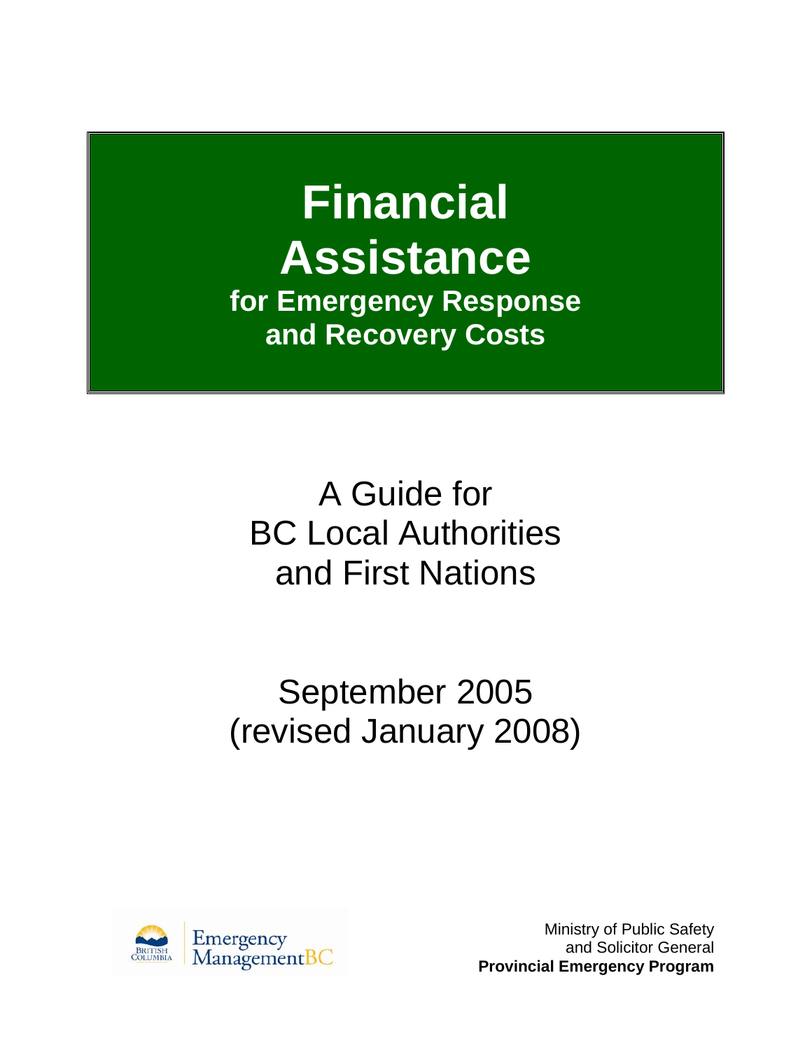# Financial Assistance

## for Emergency Response and Recovery Costs

A Guide for
BC Local Authorities
and First Nations

September 2005
(revised January 2008)

Emergency ManagementBC

Ministry of Public Safety
and Solicitor General
**Provincial Emergency Program**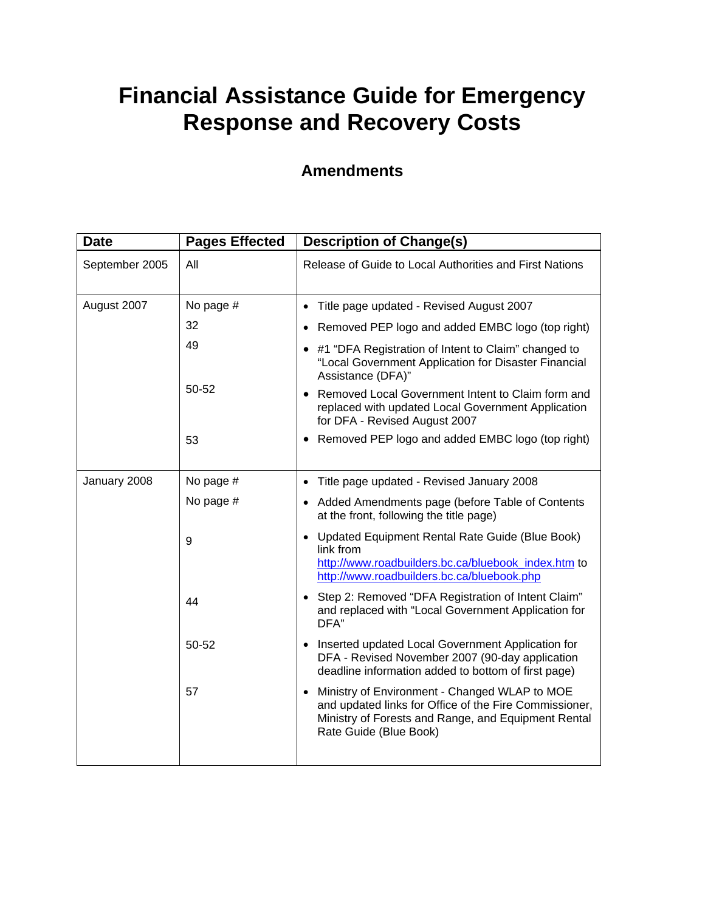# Financial Assistance Guide for Emergency Response and Recovery Costs

## Amendments

| Date | Pages Effected | Description of Change(s) |
|---|---|---|
| September 2005 | All | Release of Guide to Local Authorities and First Nations |
| August 2007 | No page # | • Title page updated - Revised August 2007 |
| | 32 | • Removed PEP logo and added EMBC logo (top right) |
| | 49 | • #1 "DFA Registration of Intent to Claim" changed to "Local Government Application for Disaster Financial Assistance (DFA)" |
| | 50-52 | • Removed Local Government Intent to Claim form and replaced with updated Local Government Application for DFA - Revised August 2007 |
| | 53 | • Removed PEP logo and added EMBC logo (top right) |
| January 2008 | No page # | • Title page updated - Revised January 2008 |
| | No page # | • Added Amendments page (before Table of Contents at the front, following the title page) |
| | 9 | • Updated Equipment Rental Rate Guide (Blue Book) link from http://www.roadbuilders.bc.ca/bluebook_index.htm to http://www.roadbuilders.bc.ca/bluebook.php |
| | 44 | • Step 2: Removed "DFA Registration of Intent Claim" and replaced with "Local Government Application for DFA" |
| | 50-52 | • Inserted updated Local Government Application for DFA - Revised November 2007 (90-day application deadline information added to bottom of first page) |
| | 57 | • Ministry of Environment - Changed WLAP to MOE and updated links for Office of the Fire Commissioner, Ministry of Forests and Range, and Equipment Rental Rate Guide (Blue Book) |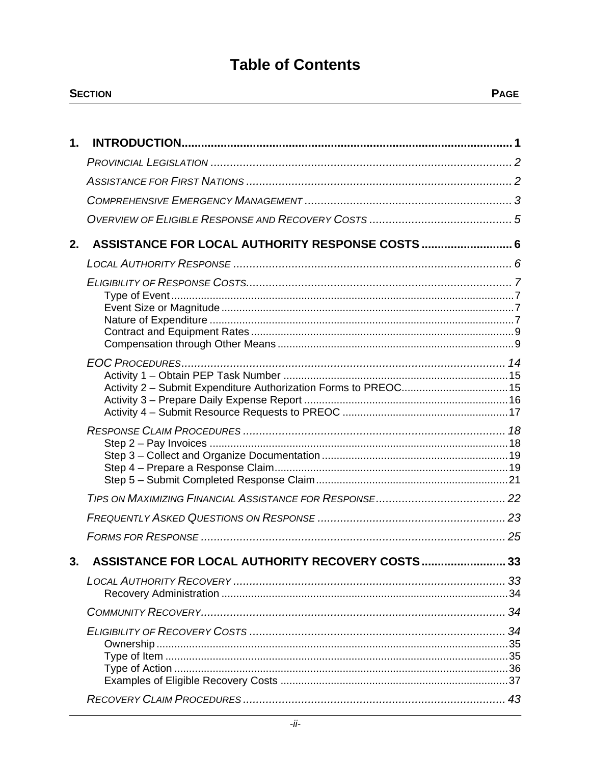# Table of Contents

| SECTION | PAGE |
|---|---|
| **1. INTRODUCTION** | **1** |
| *PROVINCIAL LEGISLATION* | 2 |
| *ASSISTANCE FOR FIRST NATIONS* | 2 |
| *COMPREHENSIVE EMERGENCY MANAGEMENT* | 3 |
| *OVERVIEW OF ELIGIBLE RESPONSE AND RECOVERY COSTS* | 5 |
| **2. ASSISTANCE FOR LOCAL AUTHORITY RESPONSE COSTS** | **6** |
| *LOCAL AUTHORITY RESPONSE* | 6 |
| *ELIGIBILITY OF RESPONSE COSTS* | 7 |
| Type of Event | 7 |
| Event Size or Magnitude | 7 |
| Nature of Expenditure | 7 |
| Contract and Equipment Rates | 9 |
| Compensation through Other Means | 9 |
| *EOC PROCEDURES* | 14 |
| Activity 1 – Obtain PEP Task Number | 15 |
| Activity 2 – Submit Expenditure Authorization Forms to PREOC | 15 |
| Activity 3 – Prepare Daily Expense Report | 16 |
| Activity 4 – Submit Resource Requests to PREOC | 17 |
| *RESPONSE CLAIM PROCEDURES* | 18 |
| Step 2 – Pay Invoices | 18 |
| Step 3 – Collect and Organize Documentation | 19 |
| Step 4 – Prepare a Response Claim | 19 |
| Step 5 – Submit Completed Response Claim | 21 |
| *TIPS ON MAXIMIZING FINANCIAL ASSISTANCE FOR RESPONSE* | 22 |
| *FREQUENTLY ASKED QUESTIONS ON RESPONSE* | 23 |
| *FORMS FOR RESPONSE* | 25 |
| **3. ASSISTANCE FOR LOCAL AUTHORITY RECOVERY COSTS** | **33** |
| *LOCAL AUTHORITY RECOVERY* | 33 |
| Recovery Administration | 34 |
| *COMMUNITY RECOVERY* | 34 |
| *ELIGIBILITY OF RECOVERY COSTS* | 34 |
| Ownership | 35 |
| Type of Item | 35 |
| Type of Action | 36 |
| Examples of Eligible Recovery Costs | 37 |
| *RECOVERY CLAIM PROCEDURES* | 43 |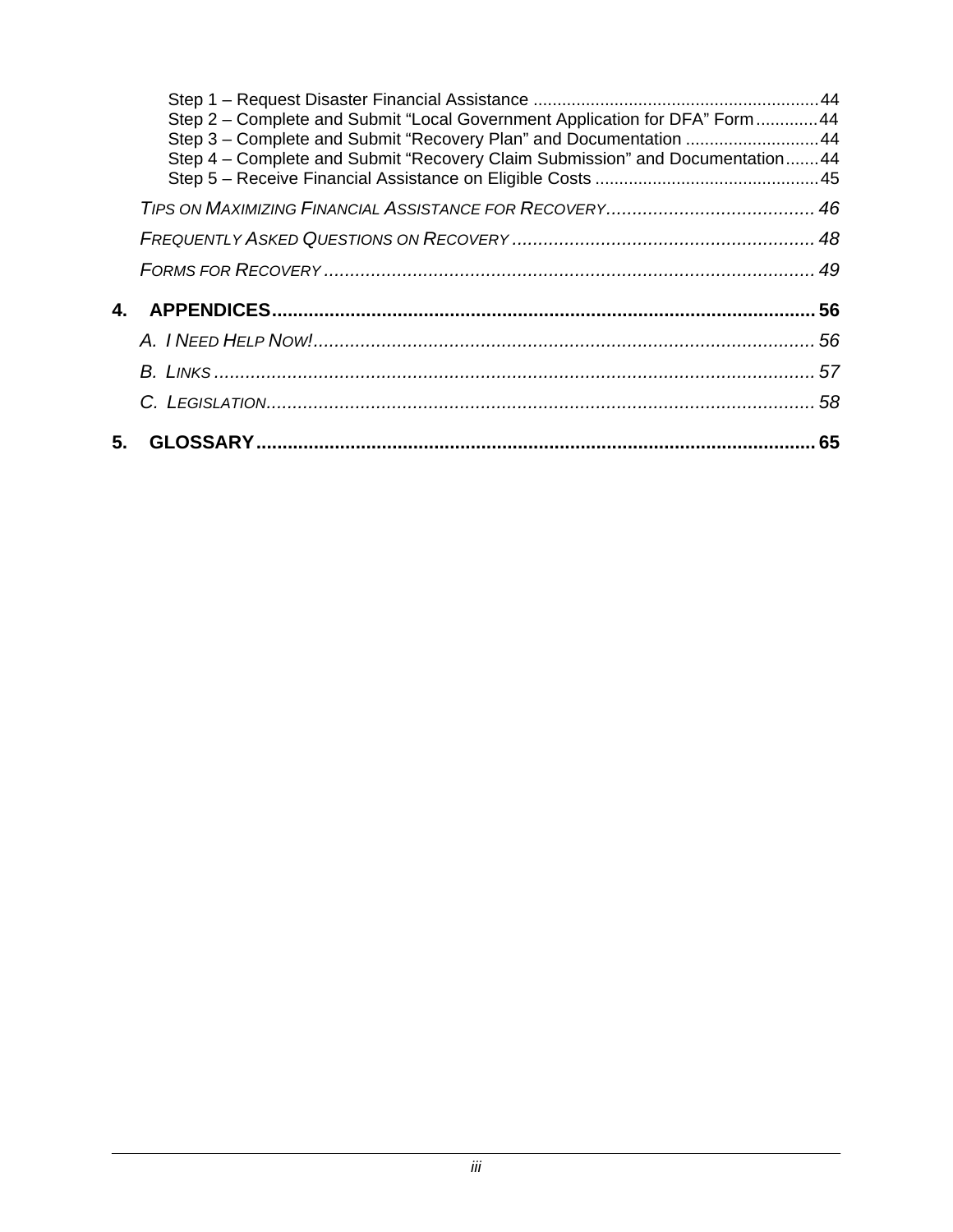Step 1 – Request Disaster Financial Assistance ........................................................... 44
Step 2 – Complete and Submit "Local Government Application for DFA" Form ............. 44
Step 3 – Complete and Submit "Recovery Plan" and Documentation ............................ 44
Step 4 – Complete and Submit "Recovery Claim Submission" and Documentation ....... 44
Step 5 – Receive Financial Assistance on Eligible Costs .............................................. 45

*TIPS ON MAXIMIZING FINANCIAL ASSISTANCE FOR RECOVERY* ........................................ 46

*FREQUENTLY ASKED QUESTIONS ON RECOVERY* .......................................................... 48

*FORMS FOR RECOVERY* ............................................................................................. 49

**4. APPENDICES** ...................................................................................................... 56

*A. I NEED HELP NOW!* .............................................................................................. 56

*B. LINKS* .................................................................................................................. 57

*C. LEGISLATION* ....................................................................................................... 58

**5. GLOSSARY** .......................................................................................................... 65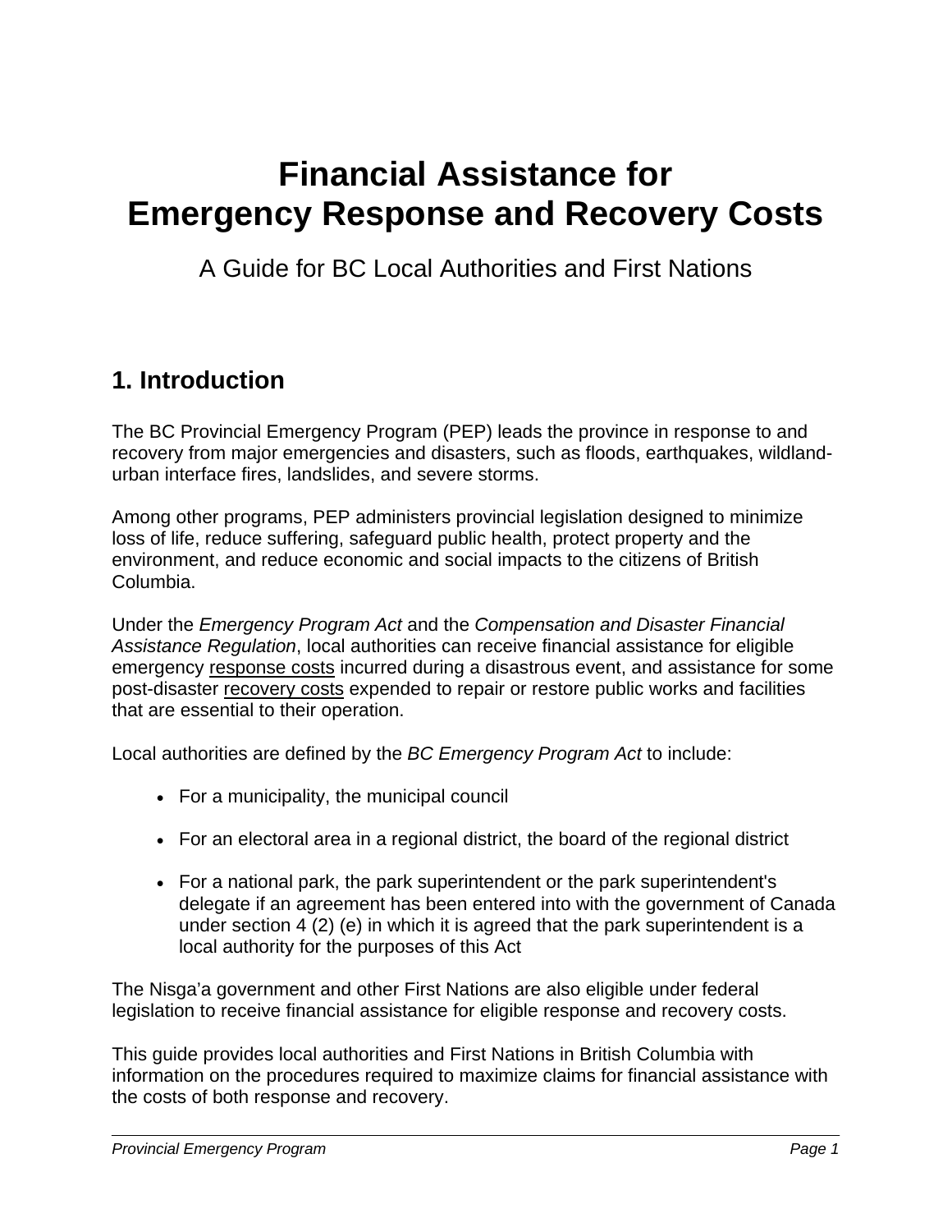# Financial Assistance for Emergency Response and Recovery Costs

A Guide for BC Local Authorities and First Nations

## 1. Introduction

The BC Provincial Emergency Program (PEP) leads the province in response to and recovery from major emergencies and disasters, such as floods, earthquakes, wildland-urban interface fires, landslides, and severe storms.

Among other programs, PEP administers provincial legislation designed to minimize loss of life, reduce suffering, safeguard public health, protect property and the environment, and reduce economic and social impacts to the citizens of British Columbia.

Under the *Emergency Program Act* and the *Compensation and Disaster Financial Assistance Regulation*, local authorities can receive financial assistance for eligible emergency response costs incurred during a disastrous event, and assistance for some post-disaster recovery costs expended to repair or restore public works and facilities that are essential to their operation.

Local authorities are defined by the *BC Emergency Program Act* to include:

- For a municipality, the municipal council
- For an electoral area in a regional district, the board of the regional district
- For a national park, the park superintendent or the park superintendent's delegate if an agreement has been entered into with the government of Canada under section 4 (2) (e) in which it is agreed that the park superintendent is a local authority for the purposes of this Act

The Nisga'a government and other First Nations are also eligible under federal legislation to receive financial assistance for eligible response and recovery costs.

This guide provides local authorities and First Nations in British Columbia with information on the procedures required to maximize claims for financial assistance with the costs of both response and recovery.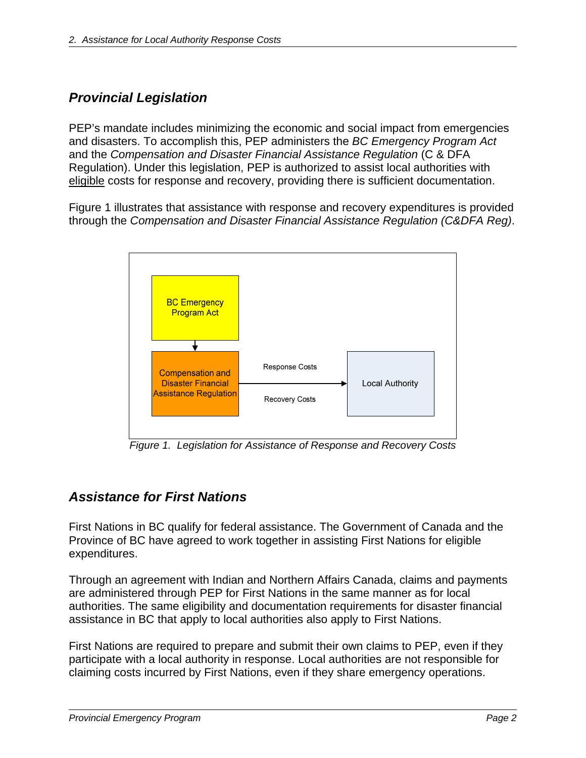## *Provincial Legislation*

PEP's mandate includes minimizing the economic and social impact from emergencies and disasters. To accomplish this, PEP administers the *BC Emergency Program Act* and the *Compensation and Disaster Financial Assistance Regulation* (C & DFA Regulation). Under this legislation, PEP is authorized to assist local authorities with eligible costs for response and recovery, providing there is sufficient documentation.

Figure 1 illustrates that assistance with response and recovery expenditures is provided through the *Compensation and Disaster Financial Assistance Regulation (C&DFA Reg)*.

BC Emergency Program Act

Compensation and Disaster Financial Assistance Regulation

Response Costs

Recovery Costs

Local Authority

*Figure 1. Legislation for Assistance of Response and Recovery Costs*

## *Assistance for First Nations*

First Nations in BC qualify for federal assistance. The Government of Canada and the Province of BC have agreed to work together in assisting First Nations for eligible expenditures.

Through an agreement with Indian and Northern Affairs Canada, claims and payments are administered through PEP for First Nations in the same manner as for local authorities. The same eligibility and documentation requirements for disaster financial assistance in BC that apply to local authorities also apply to First Nations.

First Nations are required to prepare and submit their own claims to PEP, even if they participate with a local authority in response. Local authorities are not responsible for claiming costs incurred by First Nations, even if they share emergency operations.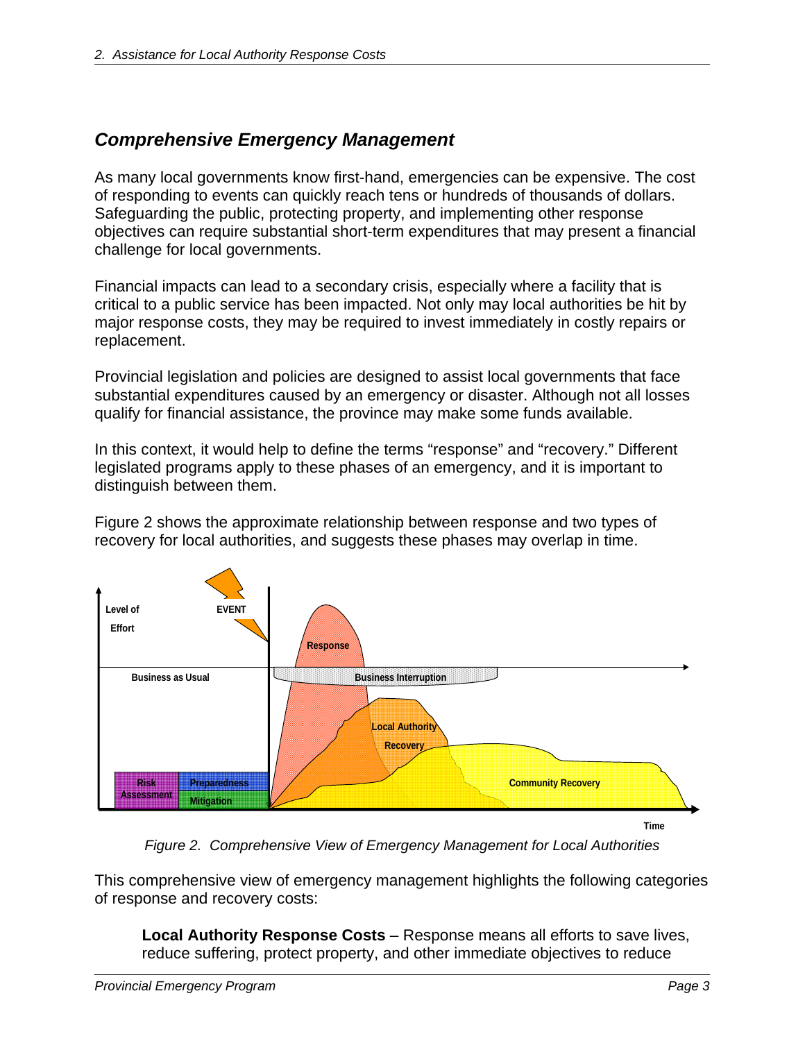## Comprehensive Emergency Management

As many local governments know first-hand, emergencies can be expensive. The cost of responding to events can quickly reach tens or hundreds of thousands of dollars. Safeguarding the public, protecting property, and implementing other response objectives can require substantial short-term expenditures that may present a financial challenge for local governments.

Financial impacts can lead to a secondary crisis, especially where a facility that is critical to a public service has been impacted. Not only may local authorities be hit by major response costs, they may be required to invest immediately in costly repairs or replacement.

Provincial legislation and policies are designed to assist local governments that face substantial expenditures caused by an emergency or disaster. Although not all losses qualify for financial assistance, the province may make some funds available.

In this context, it would help to define the terms "response" and "recovery." Different legislated programs apply to these phases of an emergency, and it is important to distinguish between them.

Figure 2 shows the approximate relationship between response and two types of recovery for local authorities, and suggests these phases may overlap in time.

*Figure 2. Comprehensive View of Emergency Management for Local Authorities*

This comprehensive view of emergency management highlights the following categories of response and recovery costs:

**Local Authority Response Costs** – Response means all efforts to save lives, reduce suffering, protect property, and other immediate objectives to reduce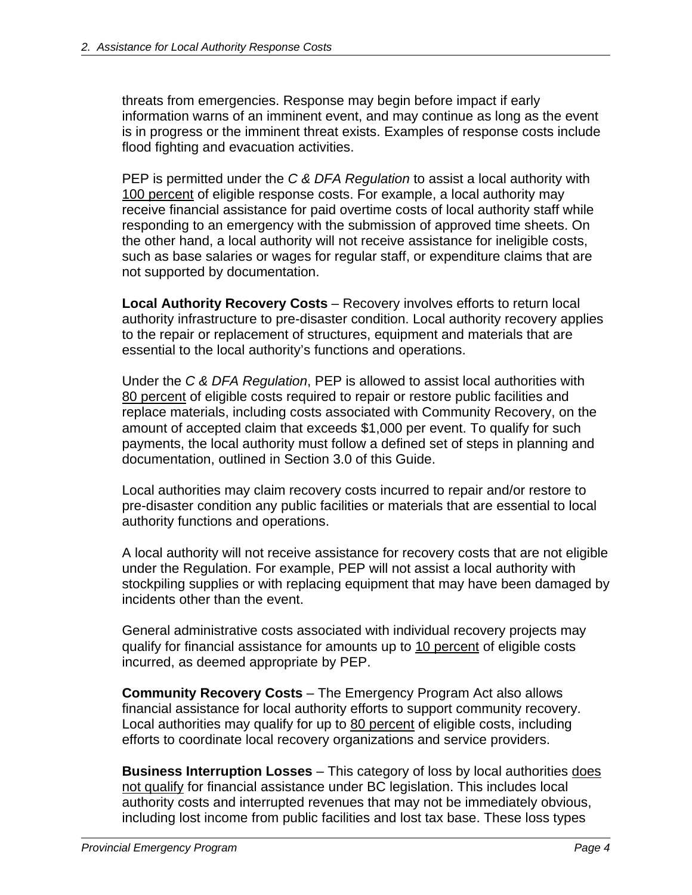threats from emergencies. Response may begin before impact if early information warns of an imminent event, and may continue as long as the event is in progress or the imminent threat exists. Examples of response costs include flood fighting and evacuation activities.

PEP is permitted under the *C & DFA Regulation* to assist a local authority with 100 percent of eligible response costs. For example, a local authority may receive financial assistance for paid overtime costs of local authority staff while responding to an emergency with the submission of approved time sheets. On the other hand, a local authority will not receive assistance for ineligible costs, such as base salaries or wages for regular staff, or expenditure claims that are not supported by documentation.

**Local Authority Recovery Costs** – Recovery involves efforts to return local authority infrastructure to pre-disaster condition. Local authority recovery applies to the repair or replacement of structures, equipment and materials that are essential to the local authority's functions and operations.

Under the *C & DFA Regulation*, PEP is allowed to assist local authorities with 80 percent of eligible costs required to repair or restore public facilities and replace materials, including costs associated with Community Recovery, on the amount of accepted claim that exceeds $1,000 per event. To qualify for such payments, the local authority must follow a defined set of steps in planning and documentation, outlined in Section 3.0 of this Guide.

Local authorities may claim recovery costs incurred to repair and/or restore to pre-disaster condition any public facilities or materials that are essential to local authority functions and operations.

A local authority will not receive assistance for recovery costs that are not eligible under the Regulation. For example, PEP will not assist a local authority with stockpiling supplies or with replacing equipment that may have been damaged by incidents other than the event.

General administrative costs associated with individual recovery projects may qualify for financial assistance for amounts up to 10 percent of eligible costs incurred, as deemed appropriate by PEP.

**Community Recovery Costs** – The Emergency Program Act also allows financial assistance for local authority efforts to support community recovery. Local authorities may qualify for up to 80 percent of eligible costs, including efforts to coordinate local recovery organizations and service providers.

**Business Interruption Losses** – This category of loss by local authorities does not qualify for financial assistance under BC legislation. This includes local authority costs and interrupted revenues that may not be immediately obvious, including lost income from public facilities and lost tax base. These loss types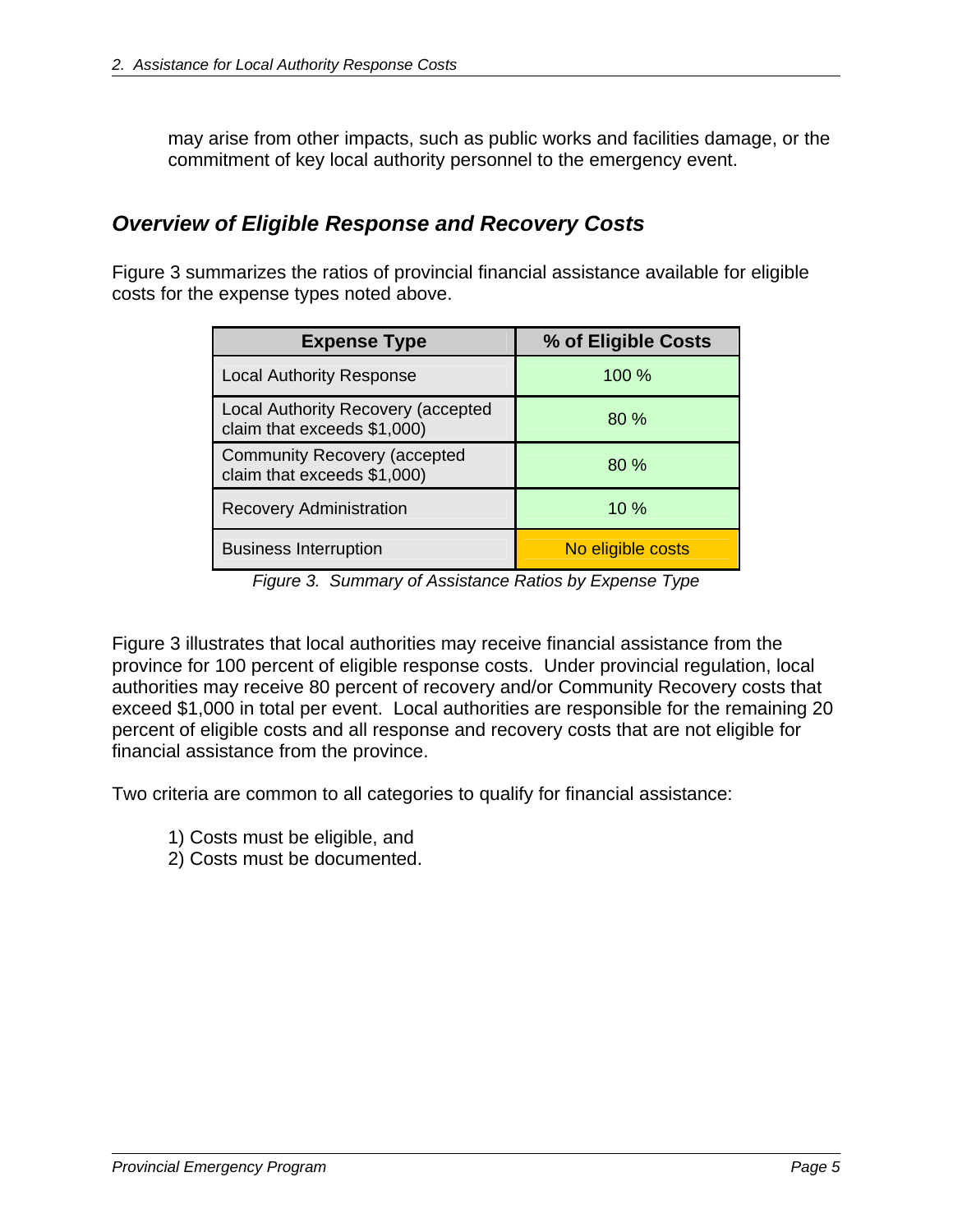may arise from other impacts, such as public works and facilities damage, or the commitment of key local authority personnel to the emergency event.

### *Overview of Eligible Response and Recovery Costs*

Figure 3 summarizes the ratios of provincial financial assistance available for eligible costs for the expense types noted above.

| Expense Type | % of Eligible Costs |
|---|---|
| Local Authority Response | 100 % |
| Local Authority Recovery (accepted claim that exceeds $1,000) | 80 % |
| Community Recovery (accepted claim that exceeds $1,000) | 80 % |
| Recovery Administration | 10 % |
| Business Interruption | No eligible costs |

*Figure 3. Summary of Assistance Ratios by Expense Type*

Figure 3 illustrates that local authorities may receive financial assistance from the province for 100 percent of eligible response costs. Under provincial regulation, local authorities may receive 80 percent of recovery and/or Community Recovery costs that exceed $1,000 in total per event. Local authorities are responsible for the remaining 20 percent of eligible costs and all response and recovery costs that are not eligible for financial assistance from the province.

Two criteria are common to all categories to qualify for financial assistance:

1) Costs must be eligible, and
2) Costs must be documented.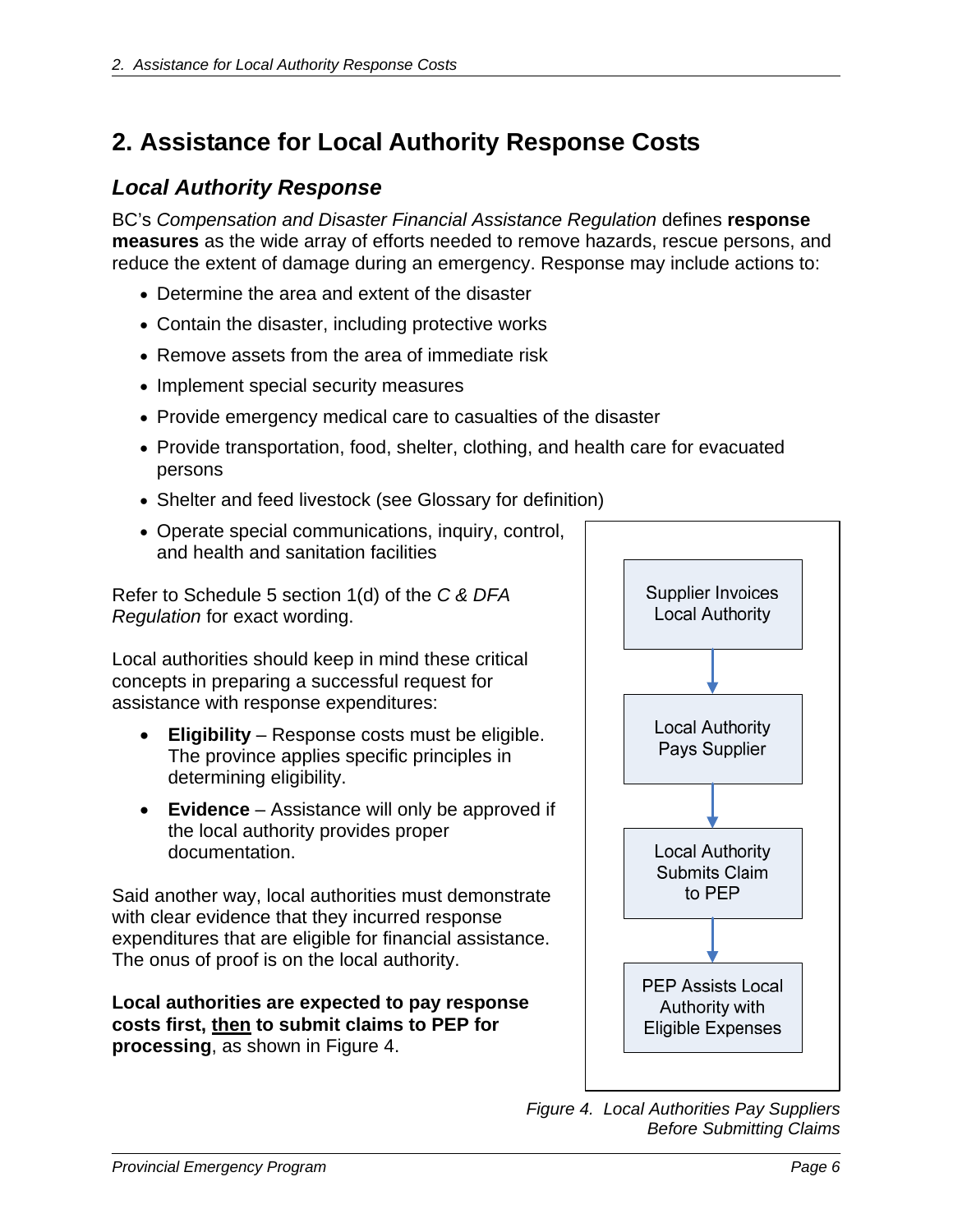# 2. Assistance for Local Authority Response Costs

## *Local Authority Response*

BC's *Compensation and Disaster Financial Assistance Regulation* defines **response measures** as the wide array of efforts needed to remove hazards, rescue persons, and reduce the extent of damage during an emergency. Response may include actions to:

- Determine the area and extent of the disaster
- Contain the disaster, including protective works
- Remove assets from the area of immediate risk
- Implement special security measures
- Provide emergency medical care to casualties of the disaster
- Provide transportation, food, shelter, clothing, and health care for evacuated persons
- Shelter and feed livestock (see Glossary for definition)
- Operate special communications, inquiry, control, and health and sanitation facilities

Refer to Schedule 5 section 1(d) of the *C & DFA Regulation* for exact wording.

Local authorities should keep in mind these critical concepts in preparing a successful request for assistance with response expenditures:

- **Eligibility** – Response costs must be eligible. The province applies specific principles in determining eligibility.
- **Evidence** – Assistance will only be approved if the local authority provides proper documentation.

Said another way, local authorities must demonstrate with clear evidence that they incurred response expenditures that are eligible for financial assistance. The onus of proof is on the local authority.

**Local authorities are expected to pay response costs first, <u>then</u> to submit claims to PEP for processing**, as shown in Figure 4.

Supplier Invoices Local Authority → Local Authority Pays Supplier → Local Authority Submits Claim to PEP → PEP Assists Local Authority with Eligible Expenses

*Figure 4. Local Authorities Pay Suppliers Before Submitting Claims*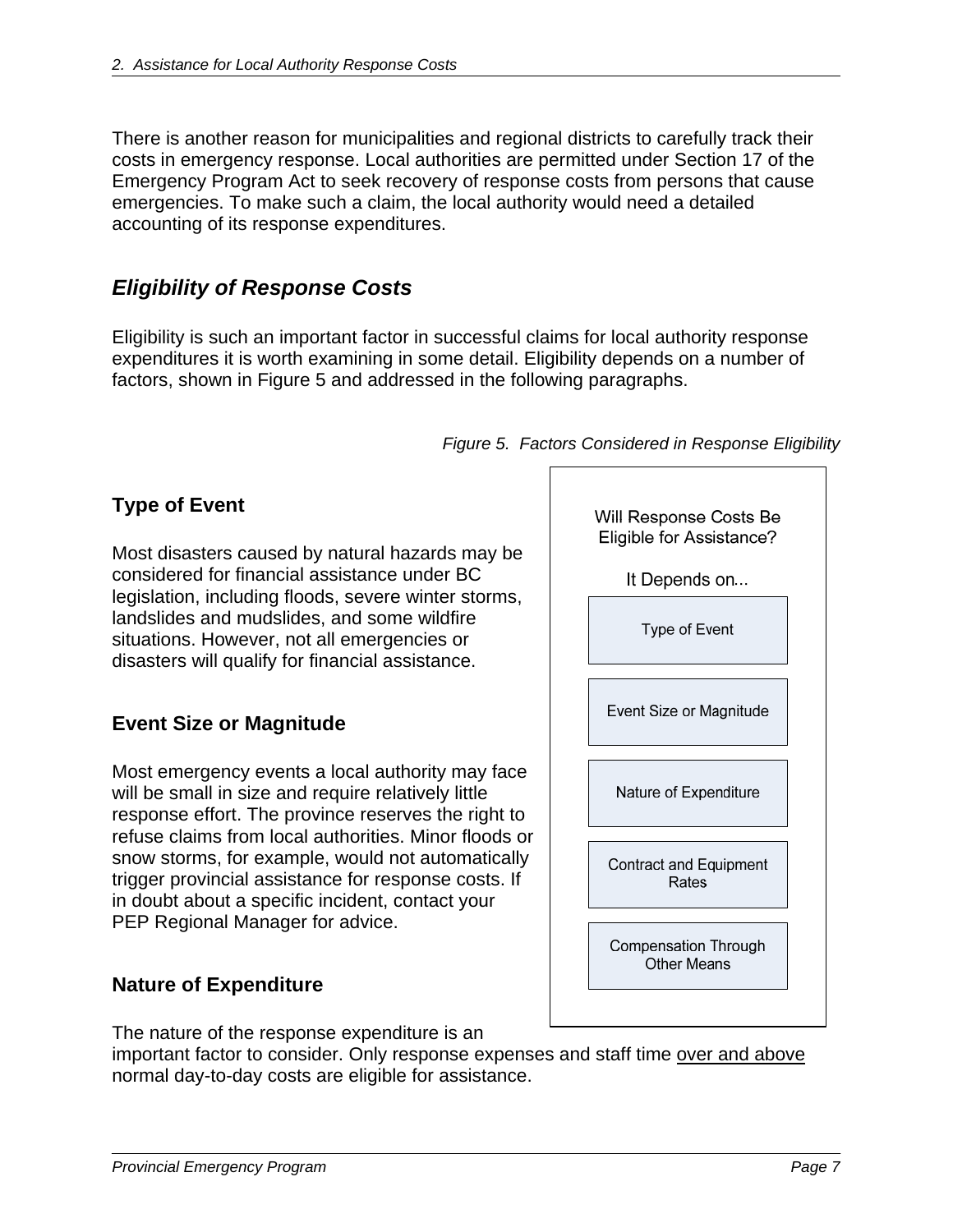There is another reason for municipalities and regional districts to carefully track their costs in emergency response. Local authorities are permitted under Section 17 of the Emergency Program Act to seek recovery of response costs from persons that cause emergencies. To make such a claim, the local authority would need a detailed accounting of its response expenditures.

## *Eligibility of Response Costs*

Eligibility is such an important factor in successful claims for local authority response expenditures it is worth examining in some detail. Eligibility depends on a number of factors, shown in Figure 5 and addressed in the following paragraphs.

*Figure 5. Factors Considered in Response Eligibility*

Will Response Costs Be Eligible for Assistance?

It Depends on...

- Type of Event
- Event Size or Magnitude
- Nature of Expenditure
- Contract and Equipment Rates
- Compensation Through Other Means

### Type of Event

Most disasters caused by natural hazards may be considered for financial assistance under BC legislation, including floods, severe winter storms, landslides and mudslides, and some wildfire situations. However, not all emergencies or disasters will qualify for financial assistance.

### Event Size or Magnitude

Most emergency events a local authority may face will be small in size and require relatively little response effort. The province reserves the right to refuse claims from local authorities. Minor floods or snow storms, for example, would not automatically trigger provincial assistance for response costs. If in doubt about a specific incident, contact your PEP Regional Manager for advice.

### Nature of Expenditure

The nature of the response expenditure is an important factor to consider. Only response expenses and staff time over and above normal day-to-day costs are eligible for assistance.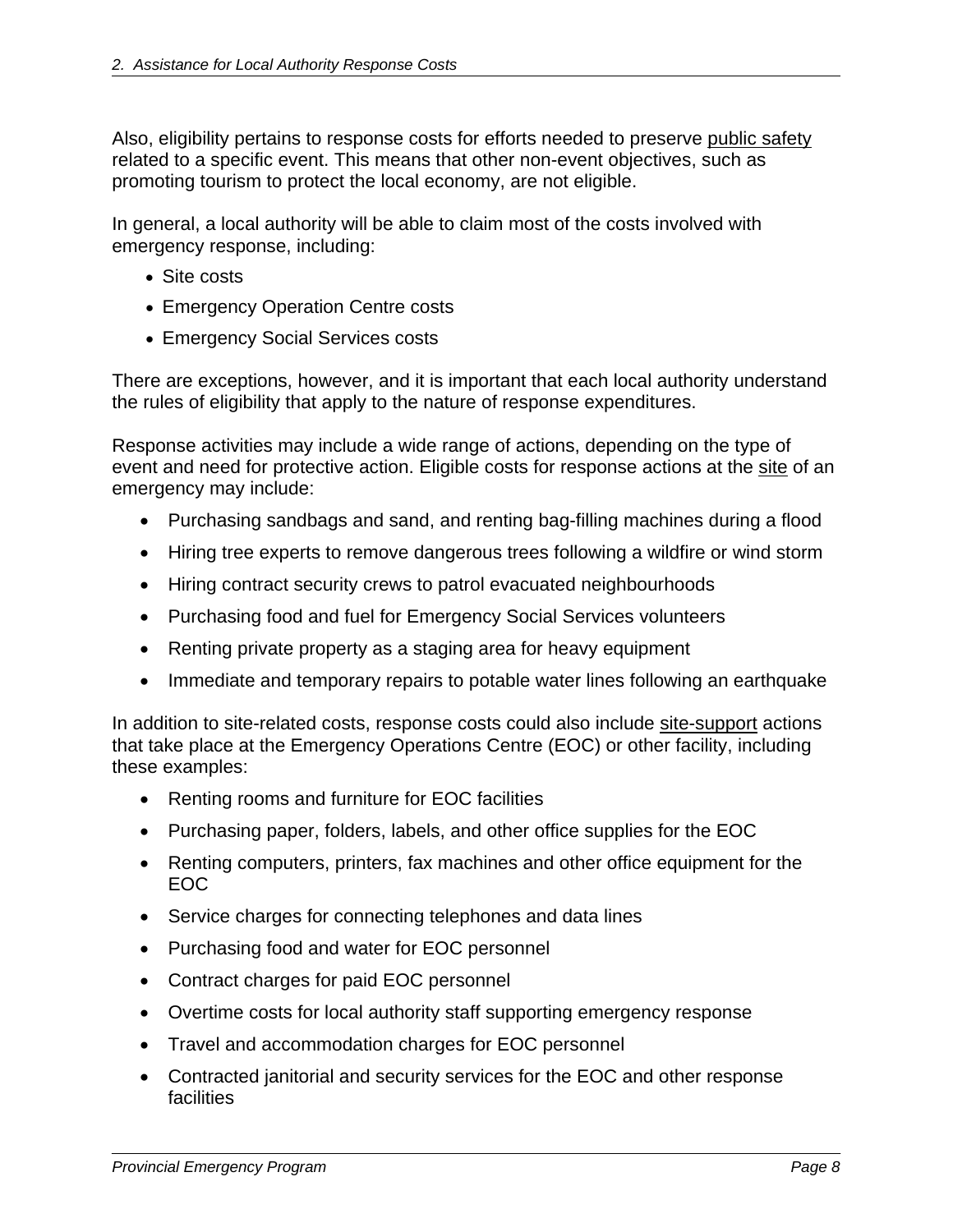Also, eligibility pertains to response costs for efforts needed to preserve public safety related to a specific event. This means that other non-event objectives, such as promoting tourism to protect the local economy, are not eligible.

In general, a local authority will be able to claim most of the costs involved with emergency response, including:

- Site costs
- Emergency Operation Centre costs
- Emergency Social Services costs

There are exceptions, however, and it is important that each local authority understand the rules of eligibility that apply to the nature of response expenditures.

Response activities may include a wide range of actions, depending on the type of event and need for protective action. Eligible costs for response actions at the site of an emergency may include:

- Purchasing sandbags and sand, and renting bag-filling machines during a flood
- Hiring tree experts to remove dangerous trees following a wildfire or wind storm
- Hiring contract security crews to patrol evacuated neighbourhoods
- Purchasing food and fuel for Emergency Social Services volunteers
- Renting private property as a staging area for heavy equipment
- Immediate and temporary repairs to potable water lines following an earthquake

In addition to site-related costs, response costs could also include site-support actions that take place at the Emergency Operations Centre (EOC) or other facility, including these examples:

- Renting rooms and furniture for EOC facilities
- Purchasing paper, folders, labels, and other office supplies for the EOC
- Renting computers, printers, fax machines and other office equipment for the EOC
- Service charges for connecting telephones and data lines
- Purchasing food and water for EOC personnel
- Contract charges for paid EOC personnel
- Overtime costs for local authority staff supporting emergency response
- Travel and accommodation charges for EOC personnel
- Contracted janitorial and security services for the EOC and other response facilities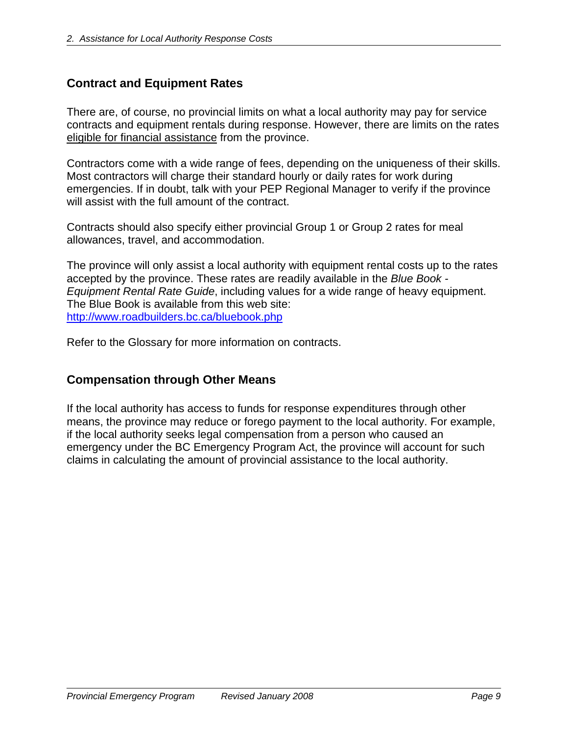## Contract and Equipment Rates

There are, of course, no provincial limits on what a local authority may pay for service contracts and equipment rentals during response. However, there are limits on the rates eligible for financial assistance from the province.

Contractors come with a wide range of fees, depending on the uniqueness of their skills. Most contractors will charge their standard hourly or daily rates for work during emergencies. If in doubt, talk with your PEP Regional Manager to verify if the province will assist with the full amount of the contract.

Contracts should also specify either provincial Group 1 or Group 2 rates for meal allowances, travel, and accommodation.

The province will only assist a local authority with equipment rental costs up to the rates accepted by the province. These rates are readily available in the *Blue Book - Equipment Rental Rate Guide*, including values for a wide range of heavy equipment. The Blue Book is available from this web site: http://www.roadbuilders.bc.ca/bluebook.php

Refer to the Glossary for more information on contracts.

## Compensation through Other Means

If the local authority has access to funds for response expenditures through other means, the province may reduce or forego payment to the local authority. For example, if the local authority seeks legal compensation from a person who caused an emergency under the BC Emergency Program Act, the province will account for such claims in calculating the amount of provincial assistance to the local authority.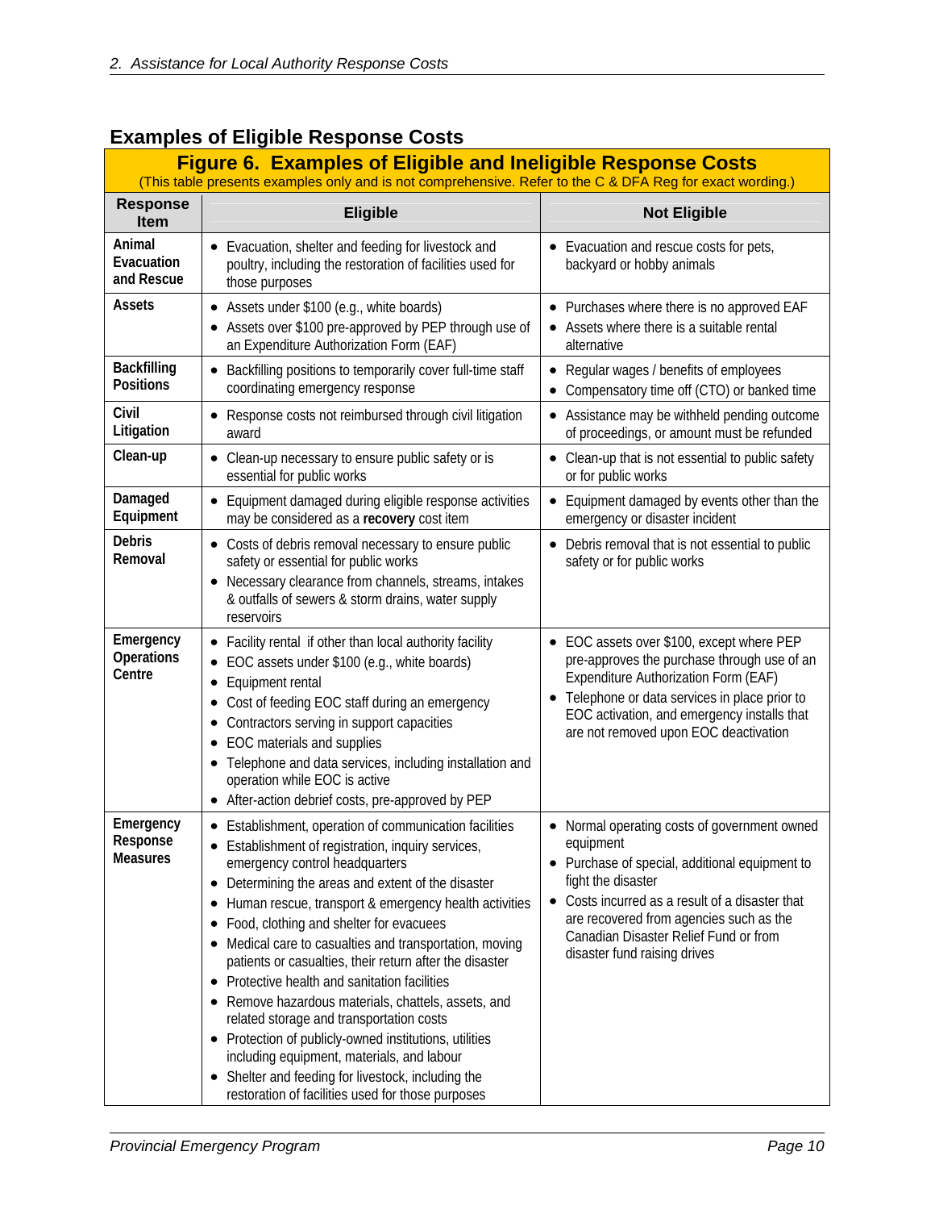## Examples of Eligible Response Costs

**Figure 6. Examples of Eligible and Ineligible Response Costs**
(This table presents examples only and is not comprehensive. Refer to the C & DFA Reg for exact wording.)

| Response Item | Eligible | Not Eligible |
|---|---|---|
| **Animal Evacuation and Rescue** | • Evacuation, shelter and feeding for livestock and poultry, including the restoration of facilities used for those purposes | • Evacuation and rescue costs for pets, backyard or hobby animals |
| **Assets** | • Assets under $100 (e.g., white boards)<br>• Assets over $100 pre-approved by PEP through use of an Expenditure Authorization Form (EAF) | • Purchases where there is no approved EAF<br>• Assets where there is a suitable rental alternative |
| **Backfilling Positions** | • Backfilling positions to temporarily cover full-time staff coordinating emergency response | • Regular wages / benefits of employees<br>• Compensatory time off (CTO) or banked time |
| **Civil Litigation** | • Response costs not reimbursed through civil litigation award | • Assistance may be withheld pending outcome of proceedings, or amount must be refunded |
| **Clean-up** | • Clean-up necessary to ensure public safety or is essential for public works | • Clean-up that is not essential to public safety or for public works |
| **Damaged Equipment** | • Equipment damaged during eligible response activities may be considered as a **recovery** cost item | • Equipment damaged by events other than the emergency or disaster incident |
| **Debris Removal** | • Costs of debris removal necessary to ensure public safety or essential for public works<br>• Necessary clearance from channels, streams, intakes & outfalls of sewers & storm drains, water supply reservoirs | • Debris removal that is not essential to public safety or for public works |
| **Emergency Operations Centre** | • Facility rental if other than local authority facility<br>• EOC assets under $100 (e.g., white boards)<br>• Equipment rental<br>• Cost of feeding EOC staff during an emergency<br>• Contractors serving in support capacities<br>• EOC materials and supplies<br>• Telephone and data services, including installation and operation while EOC is active<br>• After-action debrief costs, pre-approved by PEP | • EOC assets over $100, except where PEP pre-approves the purchase through use of an Expenditure Authorization Form (EAF)<br>• Telephone or data services in place prior to EOC activation, and emergency installs that are not removed upon EOC deactivation |
| **Emergency Response Measures** | • Establishment, operation of communication facilities<br>• Establishment of registration, inquiry services, emergency control headquarters<br>• Determining the areas and extent of the disaster<br>• Human rescue, transport & emergency health activities<br>• Food, clothing and shelter for evacuees<br>• Medical care to casualties and transportation, moving patients or casualties, their return after the disaster<br>• Protective health and sanitation facilities<br>• Remove hazardous materials, chattels, assets, and related storage and transportation costs<br>• Protection of publicly-owned institutions, utilities including equipment, materials, and labour<br>• Shelter and feeding for livestock, including the restoration of facilities used for those purposes | • Normal operating costs of government owned equipment<br>• Purchase of special, additional equipment to fight the disaster<br>• Costs incurred as a result of a disaster that are recovered from agencies such as the Canadian Disaster Relief Fund or from disaster fund raising drives |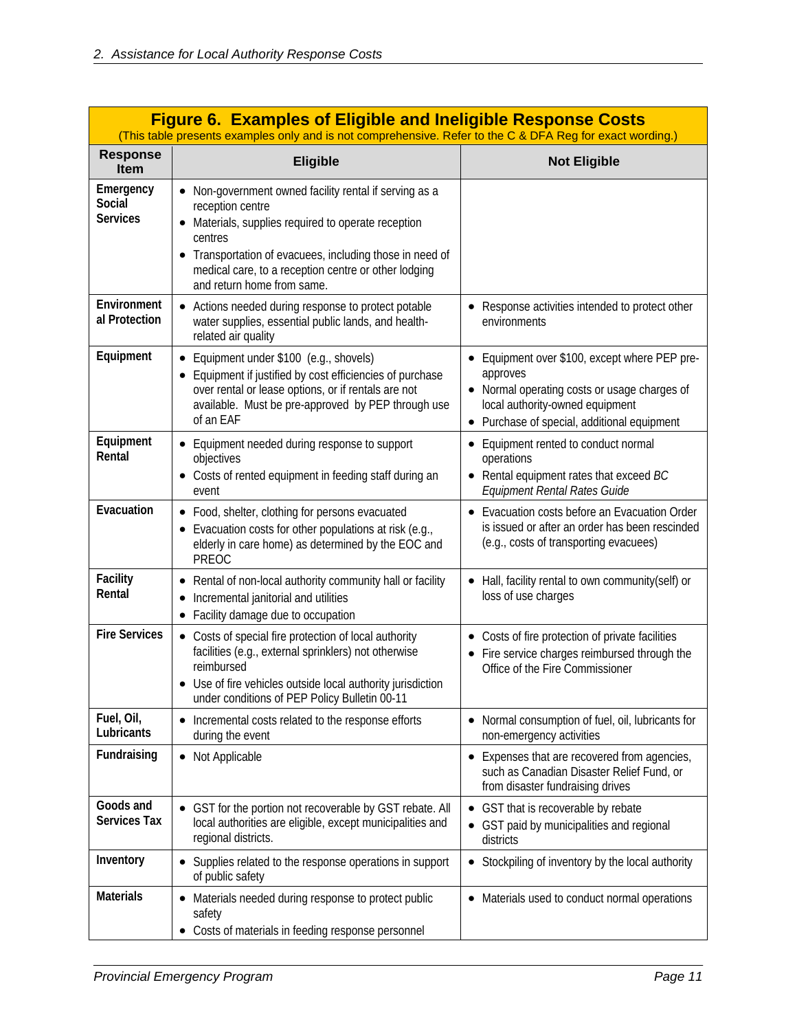**Figure 6. Examples of Eligible and Ineligible Response Costs**

(This table presents examples only and is not comprehensive. Refer to the C & DFA Reg for exact wording.)

| Response Item | Eligible | Not Eligible |
|---|---|---|
| **Emergency Social Services** | • Non-government owned facility rental if serving as a reception centre<br>• Materials, supplies required to operate reception centres<br>• Transportation of evacuees, including those in need of medical care, to a reception centre or other lodging and return home from same. | |
| **Environmental Protection** | • Actions needed during response to protect potable water supplies, essential public lands, and health-related air quality | • Response activities intended to protect other environments |
| **Equipment** | • Equipment under $100 (e.g., shovels)<br>• Equipment if justified by cost efficiencies of purchase over rental or lease options, or if rentals are not available. Must be pre-approved by PEP through use of an EAF | • Equipment over $100, except where PEP pre-approves<br>• Normal operating costs or usage charges of local authority-owned equipment<br>• Purchase of special, additional equipment |
| **Equipment Rental** | • Equipment needed during response to support objectives<br>• Costs of rented equipment in feeding staff during an event | • Equipment rented to conduct normal operations<br>• Rental equipment rates that exceed *BC Equipment Rental Rates Guide* |
| **Evacuation** | • Food, shelter, clothing for persons evacuated<br>• Evacuation costs for other populations at risk (e.g., elderly in care home) as determined by the EOC and PREOC | • Evacuation costs before an Evacuation Order is issued or after an order has been rescinded (e.g., costs of transporting evacuees) |
| **Facility Rental** | • Rental of non-local authority community hall or facility<br>• Incremental janitorial and utilities<br>• Facility damage due to occupation | • Hall, facility rental to own community(self) or loss of use charges |
| **Fire Services** | • Costs of special fire protection of local authority facilities (e.g., external sprinklers) not otherwise reimbursed<br>• Use of fire vehicles outside local authority jurisdiction under conditions of PEP Policy Bulletin 00-11 | • Costs of fire protection of private facilities<br>• Fire service charges reimbursed through the Office of the Fire Commissioner |
| **Fuel, Oil, Lubricants** | • Incremental costs related to the response efforts during the event | • Normal consumption of fuel, oil, lubricants for non-emergency activities |
| **Fundraising** | • Not Applicable | • Expenses that are recovered from agencies, such as Canadian Disaster Relief Fund, or from disaster fundraising drives |
| **Goods and Services Tax** | • GST for the portion not recoverable by GST rebate. All local authorities are eligible, except municipalities and regional districts. | • GST that is recoverable by rebate<br>• GST paid by municipalities and regional districts |
| **Inventory** | • Supplies related to the response operations in support of public safety | • Stockpiling of inventory by the local authority |
| **Materials** | • Materials needed during response to protect public safety<br>• Costs of materials in feeding response personnel | • Materials used to conduct normal operations |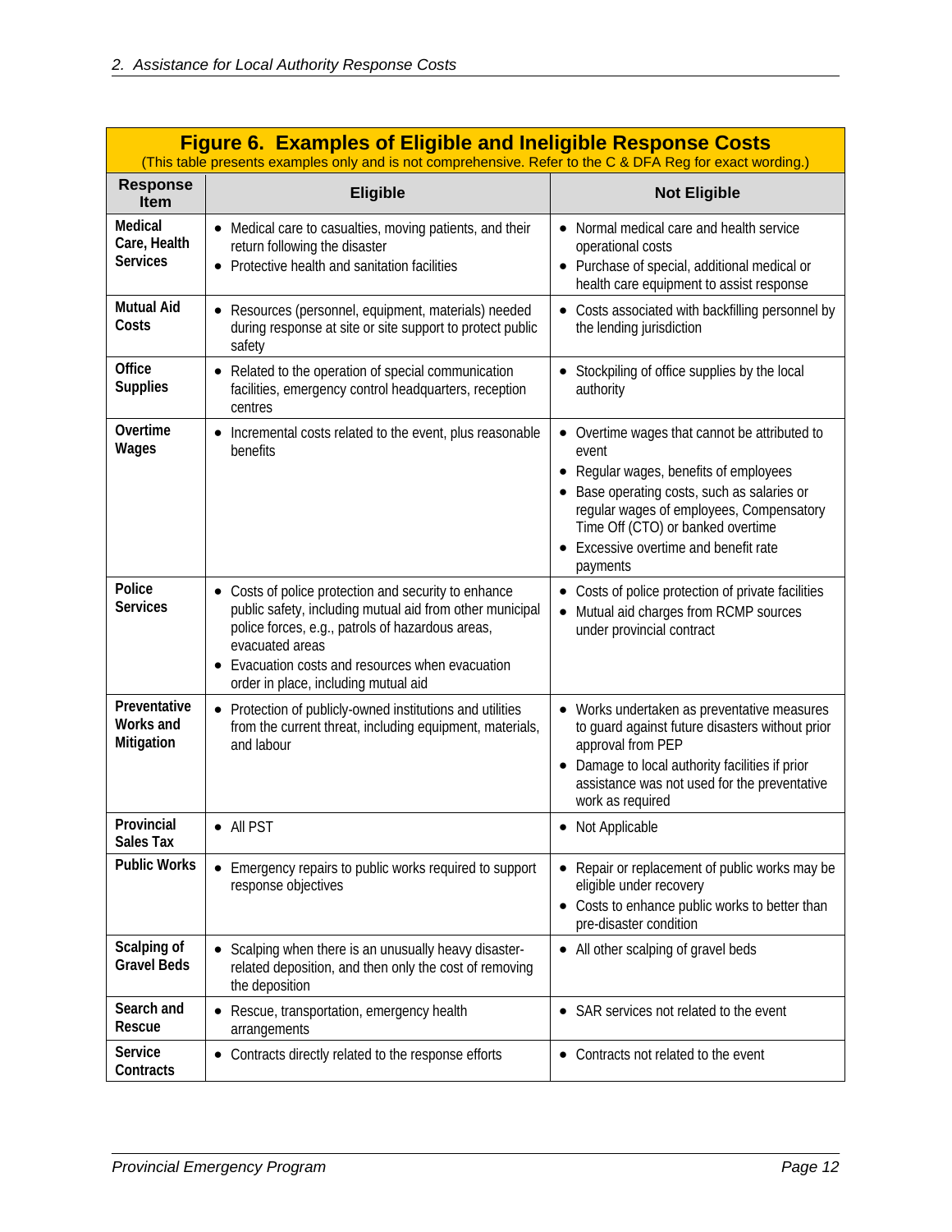**Figure 6. Examples of Eligible and Ineligible Response Costs**

(This table presents examples only and is not comprehensive. Refer to the C & DFA Reg for exact wording.)

| Response Item | Eligible | Not Eligible |
| --- | --- | --- |
| **Medical Care, Health Services** | • Medical care to casualties, moving patients, and their return following the disaster<br>• Protective health and sanitation facilities | • Normal medical care and health service operational costs<br>• Purchase of special, additional medical or health care equipment to assist response |
| **Mutual Aid Costs** | • Resources (personnel, equipment, materials) needed during response at site or site support to protect public safety | • Costs associated with backfilling personnel by the lending jurisdiction |
| **Office Supplies** | • Related to the operation of special communication facilities, emergency control headquarters, reception centres | • Stockpiling of office supplies by the local authority |
| **Overtime Wages** | • Incremental costs related to the event, plus reasonable benefits | • Overtime wages that cannot be attributed to event<br>• Regular wages, benefits of employees<br>• Base operating costs, such as salaries or regular wages of employees, Compensatory Time Off (CTO) or banked overtime<br>• Excessive overtime and benefit rate payments |
| **Police Services** | • Costs of police protection and security to enhance public safety, including mutual aid from other municipal police forces, e.g., patrols of hazardous areas, evacuated areas<br>• Evacuation costs and resources when evacuation order in place, including mutual aid | • Costs of police protection of private facilities<br>• Mutual aid charges from RCMP sources under provincial contract |
| **Preventative Works and Mitigation** | • Protection of publicly-owned institutions and utilities from the current threat, including equipment, materials, and labour | • Works undertaken as preventative measures to guard against future disasters without prior approval from PEP<br>• Damage to local authority facilities if prior assistance was not used for the preventative work as required |
| **Provincial Sales Tax** | • All PST | • Not Applicable |
| **Public Works** | • Emergency repairs to public works required to support response objectives | • Repair or replacement of public works may be eligible under recovery<br>• Costs to enhance public works to better than pre-disaster condition |
| **Scalping of Gravel Beds** | • Scalping when there is an unusually heavy disaster-related deposition, and then only the cost of removing the deposition | • All other scalping of gravel beds |
| **Search and Rescue** | • Rescue, transportation, emergency health arrangements | • SAR services not related to the event |
| **Service Contracts** | • Contracts directly related to the response efforts | • Contracts not related to the event |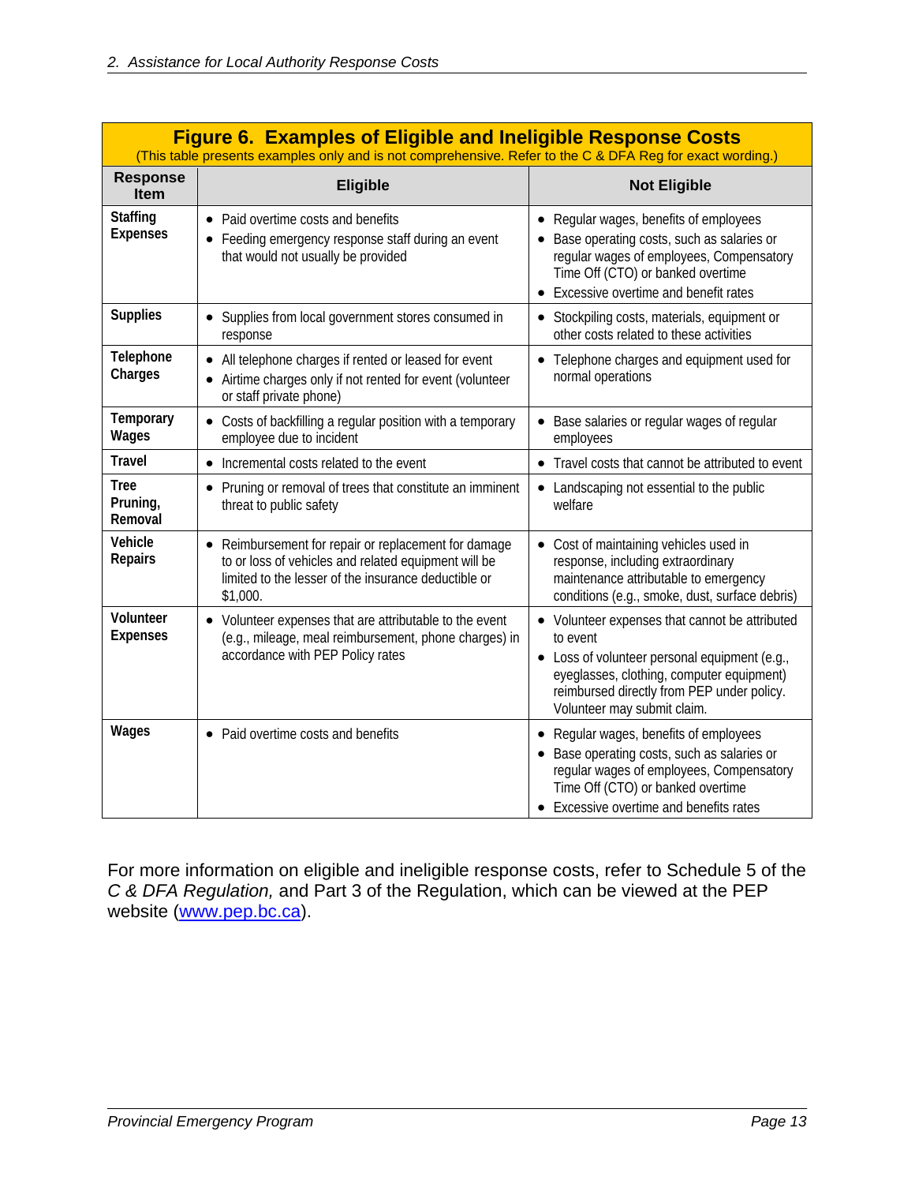**Figure 6. Examples of Eligible and Ineligible Response Costs**

(This table presents examples only and is not comprehensive. Refer to the C & DFA Reg for exact wording.)

| Response Item | Eligible | Not Eligible |
|---|---|---|
| **Staffing Expenses** | • Paid overtime costs and benefits<br>• Feeding emergency response staff during an event that would not usually be provided | • Regular wages, benefits of employees<br>• Base operating costs, such as salaries or regular wages of employees, Compensatory Time Off (CTO) or banked overtime<br>• Excessive overtime and benefit rates |
| **Supplies** | • Supplies from local government stores consumed in response | • Stockpiling costs, materials, equipment or other costs related to these activities |
| **Telephone Charges** | • All telephone charges if rented or leased for event<br>• Airtime charges only if not rented for event (volunteer or staff private phone) | • Telephone charges and equipment used for normal operations |
| **Temporary Wages** | • Costs of backfilling a regular position with a temporary employee due to incident | • Base salaries or regular wages of regular employees |
| **Travel** | • Incremental costs related to the event | • Travel costs that cannot be attributed to event |
| **Tree Pruning, Removal** | • Pruning or removal of trees that constitute an imminent threat to public safety | • Landscaping not essential to the public welfare |
| **Vehicle Repairs** | • Reimbursement for repair or replacement for damage to or loss of vehicles and related equipment will be limited to the lesser of the insurance deductible or $1,000. | • Cost of maintaining vehicles used in response, including extraordinary maintenance attributable to emergency conditions (e.g., smoke, dust, surface debris) |
| **Volunteer Expenses** | • Volunteer expenses that are attributable to the event (e.g., mileage, meal reimbursement, phone charges) in accordance with PEP Policy rates | • Volunteer expenses that cannot be attributed to event<br>• Loss of volunteer personal equipment (e.g., eyeglasses, clothing, computer equipment) reimbursed directly from PEP under policy. Volunteer may submit claim. |
| **Wages** | • Paid overtime costs and benefits | • Regular wages, benefits of employees<br>• Base operating costs, such as salaries or regular wages of employees, Compensatory Time Off (CTO) or banked overtime<br>• Excessive overtime and benefits rates |

For more information on eligible and ineligible response costs, refer to Schedule 5 of the *C & DFA Regulation,* and Part 3 of the Regulation, which can be viewed at the PEP website (www.pep.bc.ca).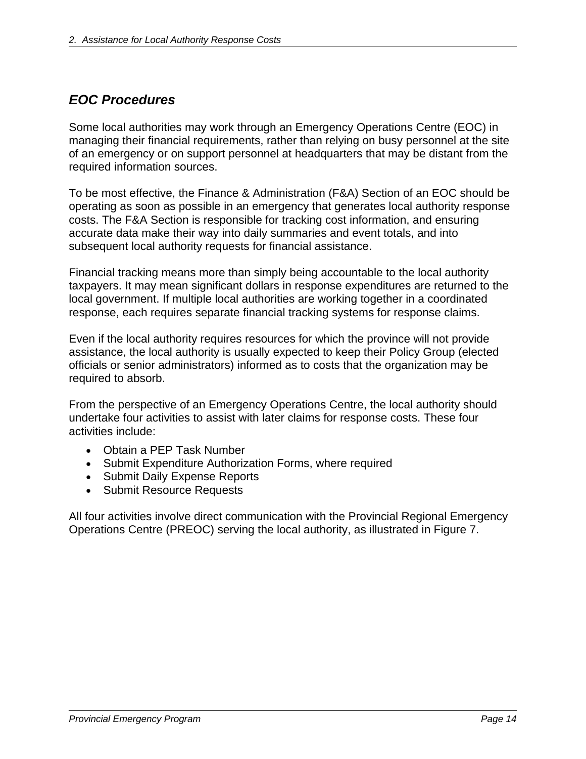## *EOC Procedures*

Some local authorities may work through an Emergency Operations Centre (EOC) in managing their financial requirements, rather than relying on busy personnel at the site of an emergency or on support personnel at headquarters that may be distant from the required information sources.

To be most effective, the Finance & Administration (F&A) Section of an EOC should be operating as soon as possible in an emergency that generates local authority response costs. The F&A Section is responsible for tracking cost information, and ensuring accurate data make their way into daily summaries and event totals, and into subsequent local authority requests for financial assistance.

Financial tracking means more than simply being accountable to the local authority taxpayers. It may mean significant dollars in response expenditures are returned to the local government. If multiple local authorities are working together in a coordinated response, each requires separate financial tracking systems for response claims.

Even if the local authority requires resources for which the province will not provide assistance, the local authority is usually expected to keep their Policy Group (elected officials or senior administrators) informed as to costs that the organization may be required to absorb.

From the perspective of an Emergency Operations Centre, the local authority should undertake four activities to assist with later claims for response costs. These four activities include:

- Obtain a PEP Task Number
- Submit Expenditure Authorization Forms, where required
- Submit Daily Expense Reports
- Submit Resource Requests

All four activities involve direct communication with the Provincial Regional Emergency Operations Centre (PREOC) serving the local authority, as illustrated in Figure 7.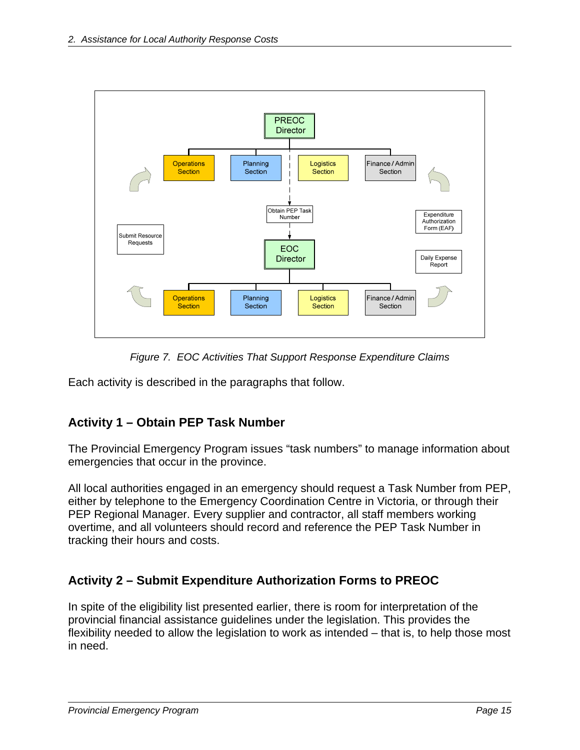*Figure 7. EOC Activities That Support Response Expenditure Claims*

Each activity is described in the paragraphs that follow.

## Activity 1 – Obtain PEP Task Number

The Provincial Emergency Program issues "task numbers" to manage information about emergencies that occur in the province.

All local authorities engaged in an emergency should request a Task Number from PEP, either by telephone to the Emergency Coordination Centre in Victoria, or through their PEP Regional Manager. Every supplier and contractor, all staff members working overtime, and all volunteers should record and reference the PEP Task Number in tracking their hours and costs.

## Activity 2 – Submit Expenditure Authorization Forms to PREOC

In spite of the eligibility list presented earlier, there is room for interpretation of the provincial financial assistance guidelines under the legislation. This provides the flexibility needed to allow the legislation to work as intended – that is, to help those most in need.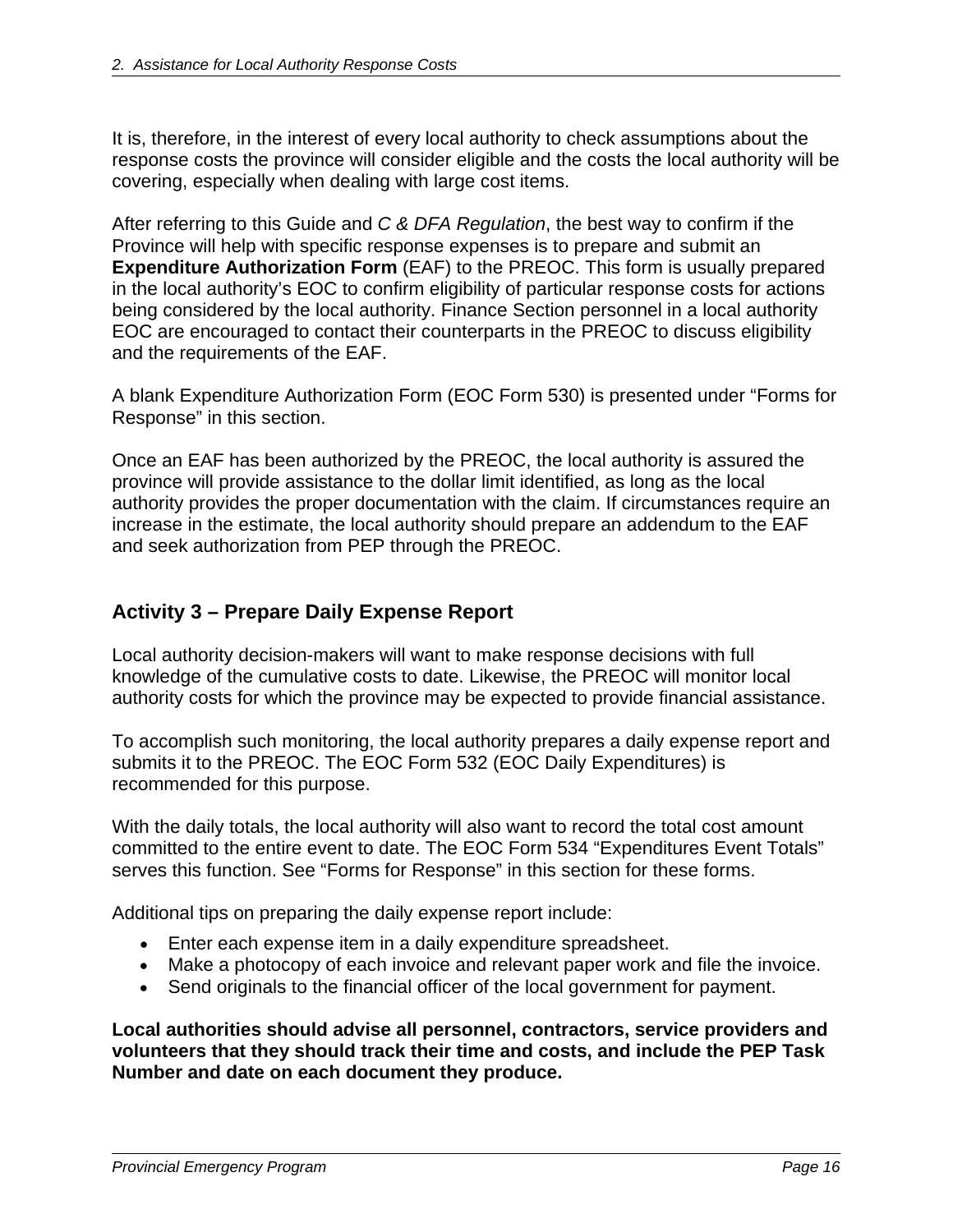It is, therefore, in the interest of every local authority to check assumptions about the response costs the province will consider eligible and the costs the local authority will be covering, especially when dealing with large cost items.

After referring to this Guide and *C & DFA Regulation*, the best way to confirm if the Province will help with specific response expenses is to prepare and submit an **Expenditure Authorization Form** (EAF) to the PREOC. This form is usually prepared in the local authority's EOC to confirm eligibility of particular response costs for actions being considered by the local authority. Finance Section personnel in a local authority EOC are encouraged to contact their counterparts in the PREOC to discuss eligibility and the requirements of the EAF.

A blank Expenditure Authorization Form (EOC Form 530) is presented under "Forms for Response" in this section.

Once an EAF has been authorized by the PREOC, the local authority is assured the province will provide assistance to the dollar limit identified, as long as the local authority provides the proper documentation with the claim. If circumstances require an increase in the estimate, the local authority should prepare an addendum to the EAF and seek authorization from PEP through the PREOC.

## Activity 3 – Prepare Daily Expense Report

Local authority decision-makers will want to make response decisions with full knowledge of the cumulative costs to date. Likewise, the PREOC will monitor local authority costs for which the province may be expected to provide financial assistance.

To accomplish such monitoring, the local authority prepares a daily expense report and submits it to the PREOC. The EOC Form 532 (EOC Daily Expenditures) is recommended for this purpose.

With the daily totals, the local authority will also want to record the total cost amount committed to the entire event to date. The EOC Form 534 "Expenditures Event Totals" serves this function. See "Forms for Response" in this section for these forms.

Additional tips on preparing the daily expense report include:

- Enter each expense item in a daily expenditure spreadsheet.
- Make a photocopy of each invoice and relevant paper work and file the invoice.
- Send originals to the financial officer of the local government for payment.

**Local authorities should advise all personnel, contractors, service providers and volunteers that they should track their time and costs, and include the PEP Task Number and date on each document they produce.**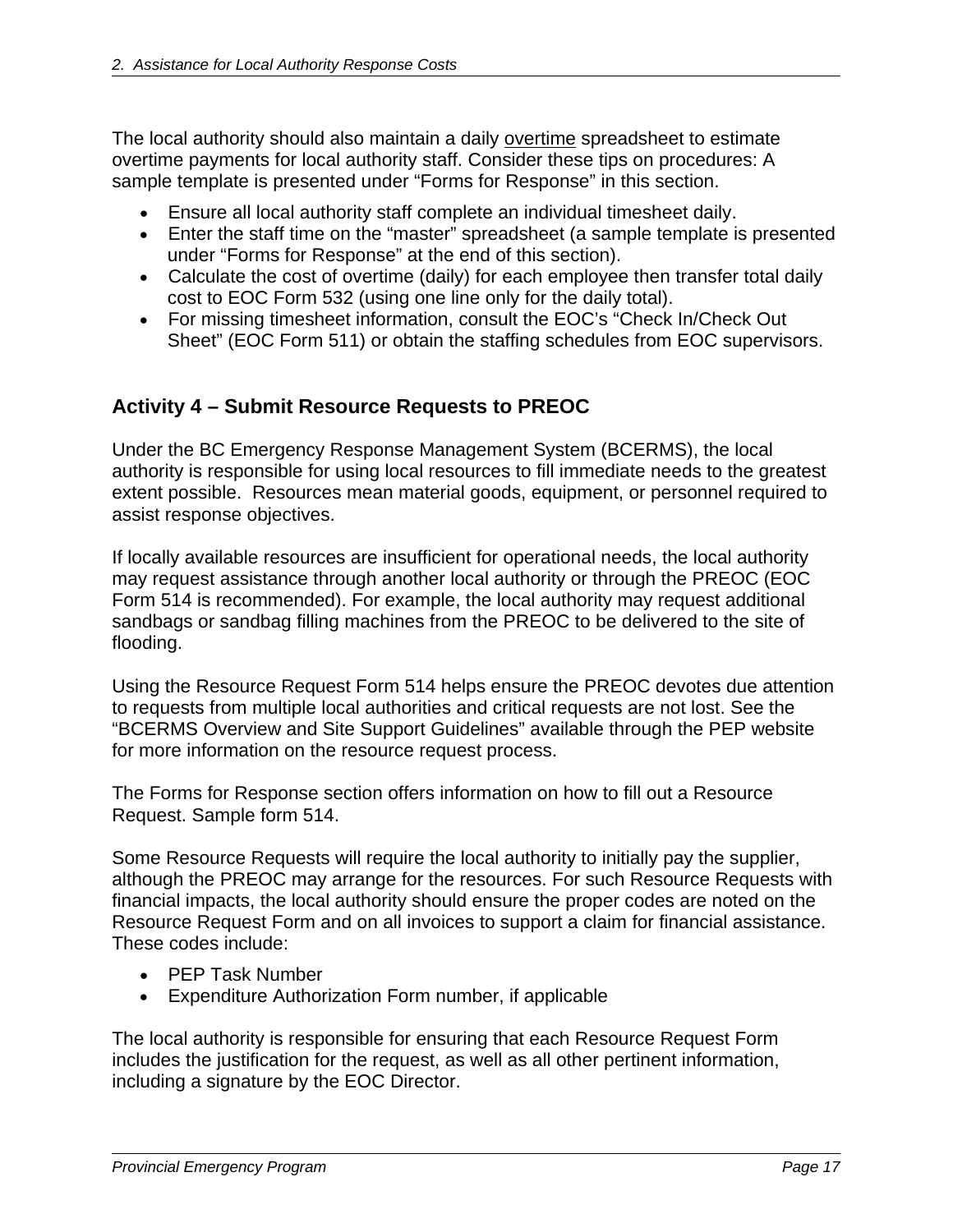The local authority should also maintain a daily overtime spreadsheet to estimate overtime payments for local authority staff. Consider these tips on procedures: A sample template is presented under "Forms for Response" in this section.

- Ensure all local authority staff complete an individual timesheet daily.
- Enter the staff time on the "master" spreadsheet (a sample template is presented under "Forms for Response" at the end of this section).
- Calculate the cost of overtime (daily) for each employee then transfer total daily cost to EOC Form 532 (using one line only for the daily total).
- For missing timesheet information, consult the EOC's "Check In/Check Out Sheet" (EOC Form 511) or obtain the staffing schedules from EOC supervisors.

## Activity 4 – Submit Resource Requests to PREOC

Under the BC Emergency Response Management System (BCERMS), the local authority is responsible for using local resources to fill immediate needs to the greatest extent possible. Resources mean material goods, equipment, or personnel required to assist response objectives.

If locally available resources are insufficient for operational needs, the local authority may request assistance through another local authority or through the PREOC (EOC Form 514 is recommended). For example, the local authority may request additional sandbags or sandbag filling machines from the PREOC to be delivered to the site of flooding.

Using the Resource Request Form 514 helps ensure the PREOC devotes due attention to requests from multiple local authorities and critical requests are not lost. See the "BCERMS Overview and Site Support Guidelines" available through the PEP website for more information on the resource request process.

The Forms for Response section offers information on how to fill out a Resource Request. Sample form 514.

Some Resource Requests will require the local authority to initially pay the supplier, although the PREOC may arrange for the resources. For such Resource Requests with financial impacts, the local authority should ensure the proper codes are noted on the Resource Request Form and on all invoices to support a claim for financial assistance. These codes include:

- PEP Task Number
- Expenditure Authorization Form number, if applicable

The local authority is responsible for ensuring that each Resource Request Form includes the justification for the request, as well as all other pertinent information, including a signature by the EOC Director.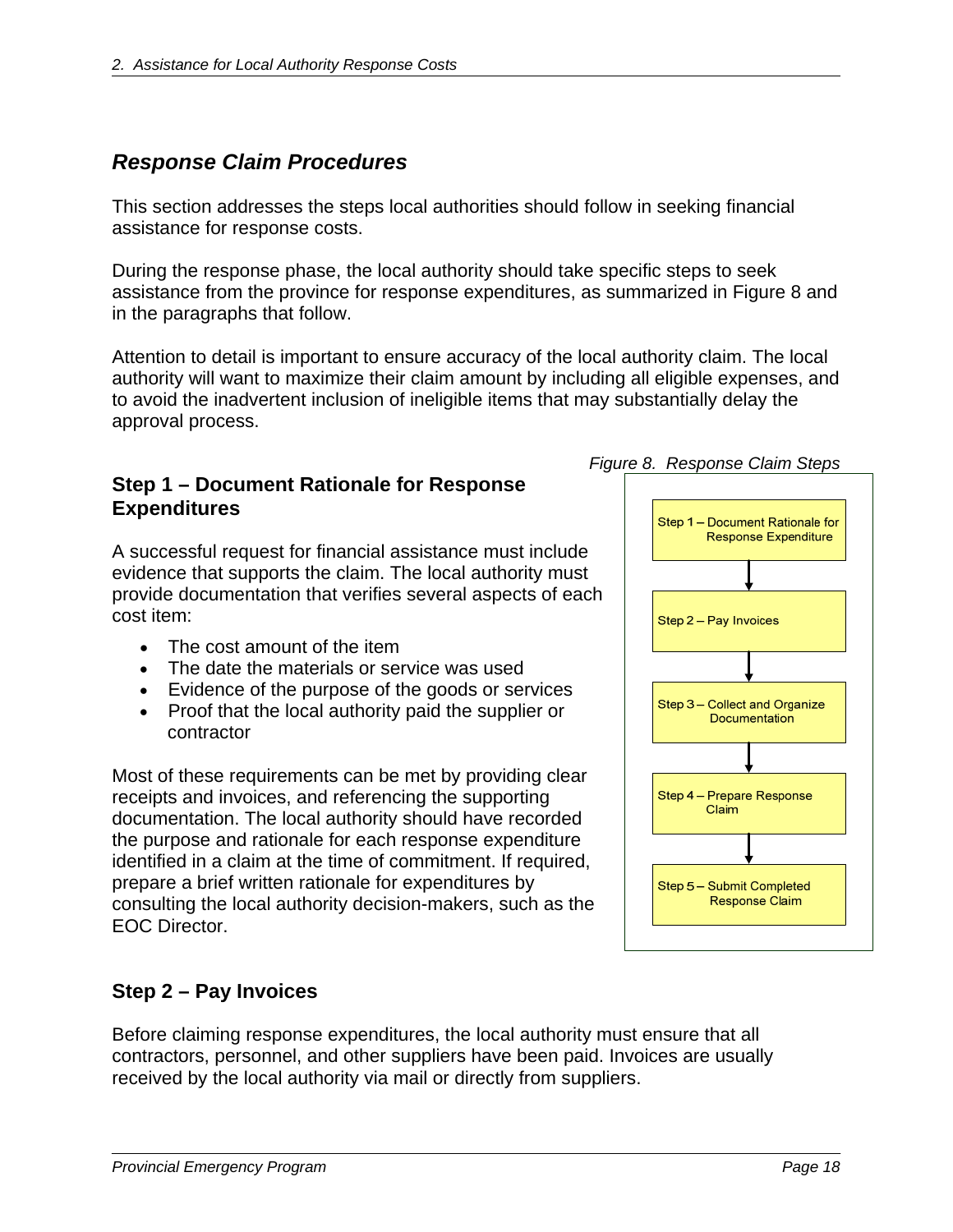## Response Claim Procedures

This section addresses the steps local authorities should follow in seeking financial assistance for response costs.

During the response phase, the local authority should take specific steps to seek assistance from the province for response expenditures, as summarized in Figure 8 and in the paragraphs that follow.

Attention to detail is important to ensure accuracy of the local authority claim. The local authority will want to maximize their claim amount by including all eligible expenses, and to avoid the inadvertent inclusion of ineligible items that may substantially delay the approval process.

*Figure 8. Response Claim Steps*

Step 1 – Document Rationale for Response Expenditure

Step 2 – Pay Invoices

Step 3 – Collect and Organize Documentation

Step 4 – Prepare Response Claim

Step 5 – Submit Completed Response Claim

### Step 1 – Document Rationale for Response Expenditures

A successful request for financial assistance must include evidence that supports the claim. The local authority must provide documentation that verifies several aspects of each cost item:

- The cost amount of the item
- The date the materials or service was used
- Evidence of the purpose of the goods or services
- Proof that the local authority paid the supplier or contractor

Most of these requirements can be met by providing clear receipts and invoices, and referencing the supporting documentation. The local authority should have recorded the purpose and rationale for each response expenditure identified in a claim at the time of commitment. If required, prepare a brief written rationale for expenditures by consulting the local authority decision-makers, such as the EOC Director.

### Step 2 – Pay Invoices

Before claiming response expenditures, the local authority must ensure that all contractors, personnel, and other suppliers have been paid. Invoices are usually received by the local authority via mail or directly from suppliers.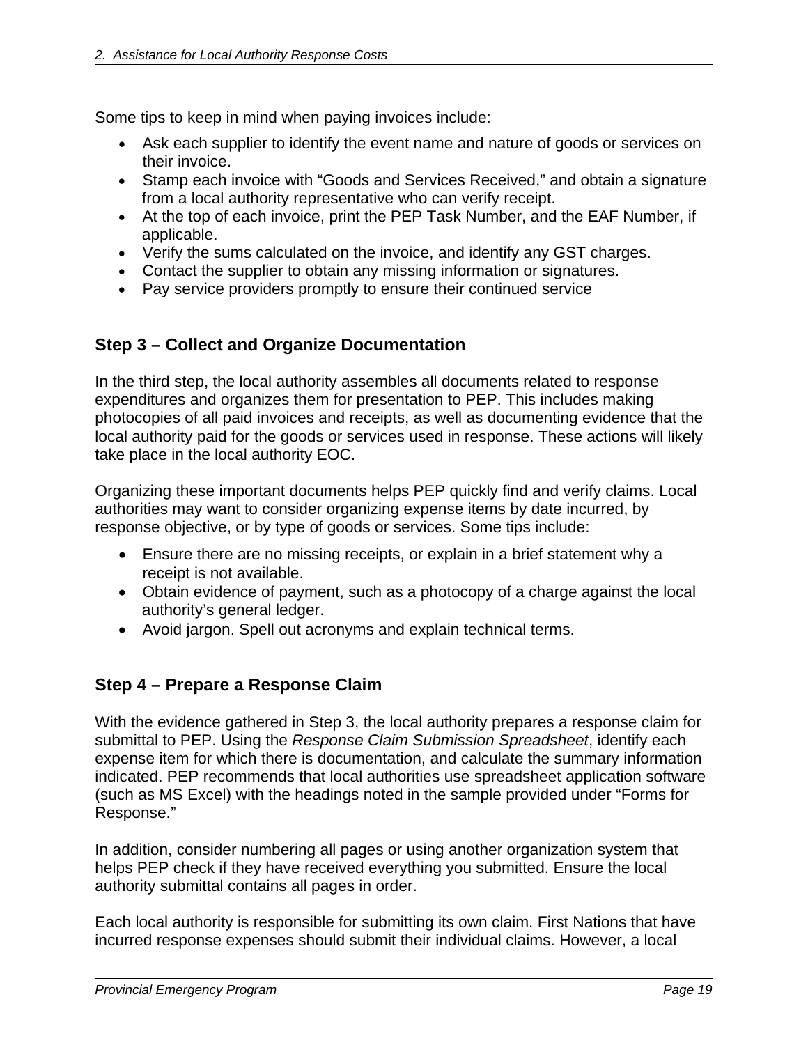Some tips to keep in mind when paying invoices include:

- Ask each supplier to identify the event name and nature of goods or services on their invoice.
- Stamp each invoice with "Goods and Services Received," and obtain a signature from a local authority representative who can verify receipt.
- At the top of each invoice, print the PEP Task Number, and the EAF Number, if applicable.
- Verify the sums calculated on the invoice, and identify any GST charges.
- Contact the supplier to obtain any missing information or signatures.
- Pay service providers promptly to ensure their continued service

### Step 3 – Collect and Organize Documentation

In the third step, the local authority assembles all documents related to response expenditures and organizes them for presentation to PEP. This includes making photocopies of all paid invoices and receipts, as well as documenting evidence that the local authority paid for the goods or services used in response. These actions will likely take place in the local authority EOC.

Organizing these important documents helps PEP quickly find and verify claims. Local authorities may want to consider organizing expense items by date incurred, by response objective, or by type of goods or services. Some tips include:

- Ensure there are no missing receipts, or explain in a brief statement why a receipt is not available.
- Obtain evidence of payment, such as a photocopy of a charge against the local authority's general ledger.
- Avoid jargon. Spell out acronyms and explain technical terms.

### Step 4 – Prepare a Response Claim

With the evidence gathered in Step 3, the local authority prepares a response claim for submittal to PEP. Using the *Response Claim Submission Spreadsheet*, identify each expense item for which there is documentation, and calculate the summary information indicated. PEP recommends that local authorities use spreadsheet application software (such as MS Excel) with the headings noted in the sample provided under "Forms for Response."

In addition, consider numbering all pages or using another organization system that helps PEP check if they have received everything you submitted. Ensure the local authority submittal contains all pages in order.

Each local authority is responsible for submitting its own claim. First Nations that have incurred response expenses should submit their individual claims. However, a local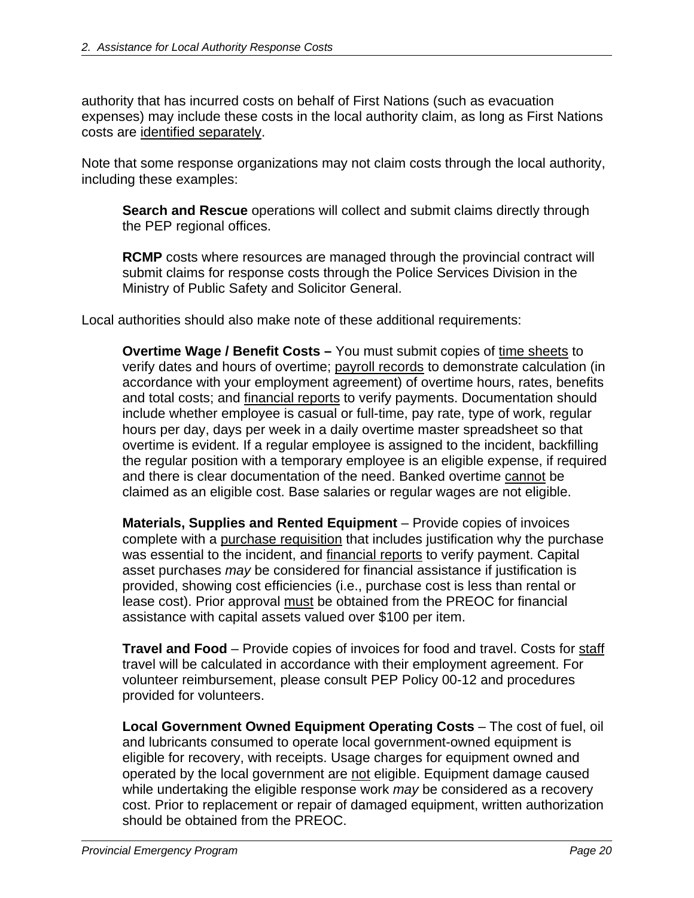authority that has incurred costs on behalf of First Nations (such as evacuation expenses) may include these costs in the local authority claim, as long as First Nations costs are identified separately.

Note that some response organizations may not claim costs through the local authority, including these examples:

> **Search and Rescue** operations will collect and submit claims directly through the PEP regional offices.
>
> **RCMP** costs where resources are managed through the provincial contract will submit claims for response costs through the Police Services Division in the Ministry of Public Safety and Solicitor General.

Local authorities should also make note of these additional requirements:

> **Overtime Wage / Benefit Costs –** You must submit copies of time sheets to verify dates and hours of overtime; payroll records to demonstrate calculation (in accordance with your employment agreement) of overtime hours, rates, benefits and total costs; and financial reports to verify payments. Documentation should include whether employee is casual or full-time, pay rate, type of work, regular hours per day, days per week in a daily overtime master spreadsheet so that overtime is evident. If a regular employee is assigned to the incident, backfilling the regular position with a temporary employee is an eligible expense, if required and there is clear documentation of the need. Banked overtime cannot be claimed as an eligible cost. Base salaries or regular wages are not eligible.
>
> **Materials, Supplies and Rented Equipment** – Provide copies of invoices complete with a purchase requisition that includes justification why the purchase was essential to the incident, and financial reports to verify payment. Capital asset purchases *may* be considered for financial assistance if justification is provided, showing cost efficiencies (i.e., purchase cost is less than rental or lease cost). Prior approval must be obtained from the PREOC for financial assistance with capital assets valued over $100 per item.
>
> **Travel and Food** – Provide copies of invoices for food and travel. Costs for staff travel will be calculated in accordance with their employment agreement. For volunteer reimbursement, please consult PEP Policy 00-12 and procedures provided for volunteers.
>
> **Local Government Owned Equipment Operating Costs** – The cost of fuel, oil and lubricants consumed to operate local government-owned equipment is eligible for recovery, with receipts. Usage charges for equipment owned and operated by the local government are not eligible. Equipment damage caused while undertaking the eligible response work *may* be considered as a recovery cost. Prior to replacement or repair of damaged equipment, written authorization should be obtained from the PREOC.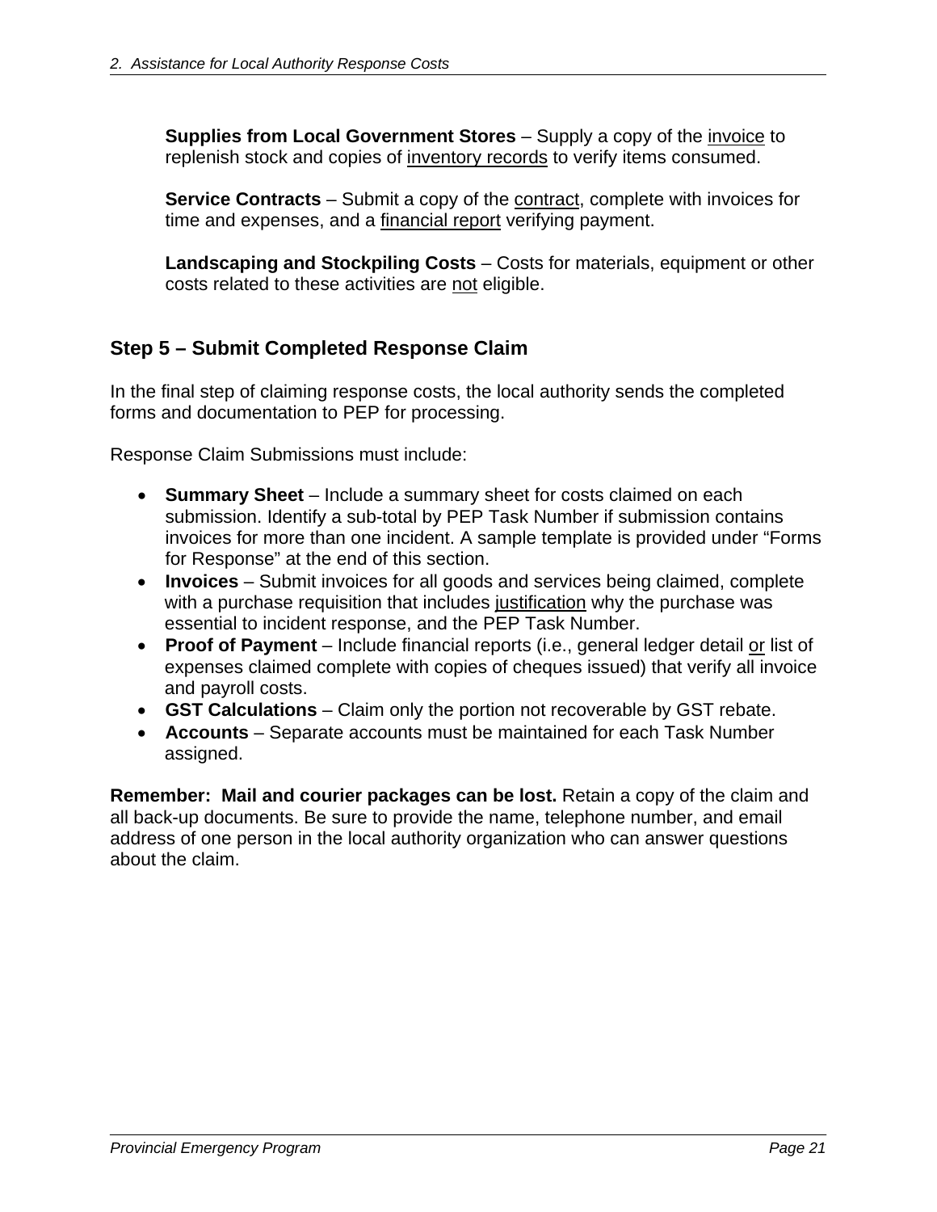**Supplies from Local Government Stores** – Supply a copy of the invoice to replenish stock and copies of inventory records to verify items consumed.

**Service Contracts** – Submit a copy of the contract, complete with invoices for time and expenses, and a financial report verifying payment.

**Landscaping and Stockpiling Costs** – Costs for materials, equipment or other costs related to these activities are not eligible.

## Step 5 – Submit Completed Response Claim

In the final step of claiming response costs, the local authority sends the completed forms and documentation to PEP for processing.

Response Claim Submissions must include:

- **Summary Sheet** – Include a summary sheet for costs claimed on each submission. Identify a sub-total by PEP Task Number if submission contains invoices for more than one incident. A sample template is provided under "Forms for Response" at the end of this section.
- **Invoices** – Submit invoices for all goods and services being claimed, complete with a purchase requisition that includes justification why the purchase was essential to incident response, and the PEP Task Number.
- **Proof of Payment** – Include financial reports (i.e., general ledger detail or list of expenses claimed complete with copies of cheques issued) that verify all invoice and payroll costs.
- **GST Calculations** – Claim only the portion not recoverable by GST rebate.
- **Accounts** – Separate accounts must be maintained for each Task Number assigned.

**Remember: Mail and courier packages can be lost.** Retain a copy of the claim and all back-up documents. Be sure to provide the name, telephone number, and email address of one person in the local authority organization who can answer questions about the claim.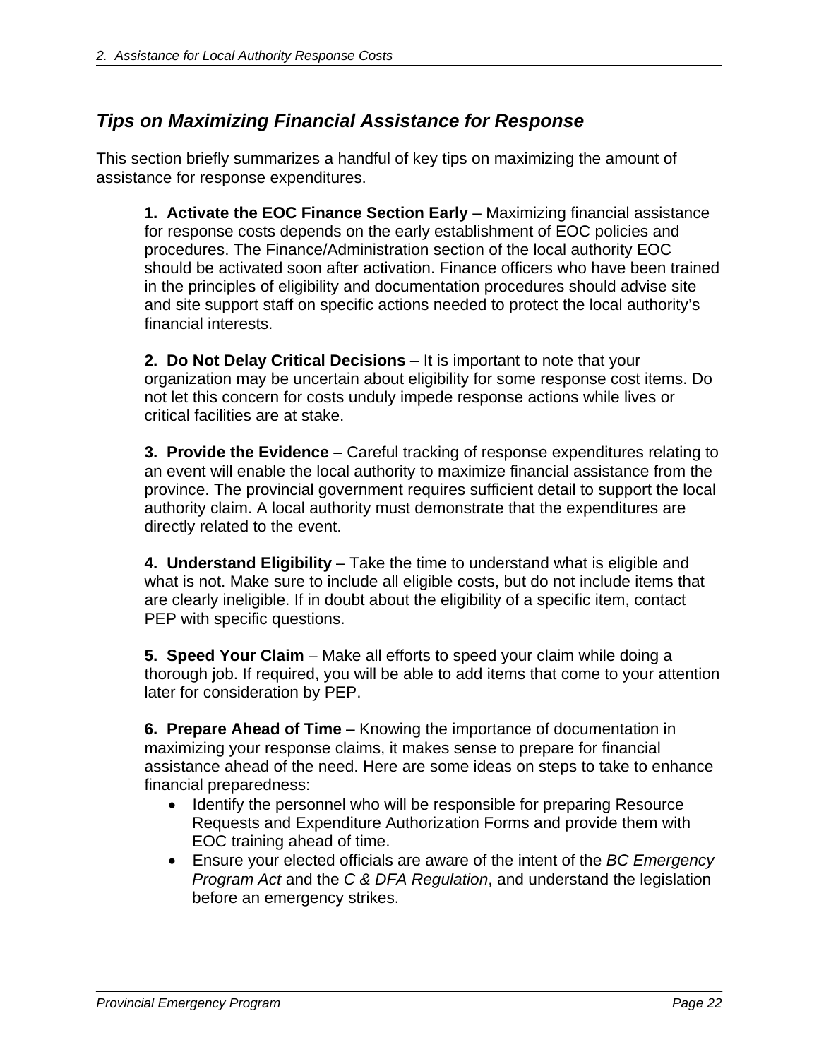## *Tips on Maximizing Financial Assistance for Response*

This section briefly summarizes a handful of key tips on maximizing the amount of assistance for response expenditures.

**1. Activate the EOC Finance Section Early** – Maximizing financial assistance for response costs depends on the early establishment of EOC policies and procedures. The Finance/Administration section of the local authority EOC should be activated soon after activation. Finance officers who have been trained in the principles of eligibility and documentation procedures should advise site and site support staff on specific actions needed to protect the local authority's financial interests.

**2. Do Not Delay Critical Decisions** – It is important to note that your organization may be uncertain about eligibility for some response cost items. Do not let this concern for costs unduly impede response actions while lives or critical facilities are at stake.

**3. Provide the Evidence** – Careful tracking of response expenditures relating to an event will enable the local authority to maximize financial assistance from the province. The provincial government requires sufficient detail to support the local authority claim. A local authority must demonstrate that the expenditures are directly related to the event.

**4. Understand Eligibility** – Take the time to understand what is eligible and what is not. Make sure to include all eligible costs, but do not include items that are clearly ineligible. If in doubt about the eligibility of a specific item, contact PEP with specific questions.

**5. Speed Your Claim** – Make all efforts to speed your claim while doing a thorough job. If required, you will be able to add items that come to your attention later for consideration by PEP.

**6. Prepare Ahead of Time** – Knowing the importance of documentation in maximizing your response claims, it makes sense to prepare for financial assistance ahead of the need. Here are some ideas on steps to take to enhance financial preparedness:

- Identify the personnel who will be responsible for preparing Resource Requests and Expenditure Authorization Forms and provide them with EOC training ahead of time.
- Ensure your elected officials are aware of the intent of the *BC Emergency Program Act* and the *C & DFA Regulation*, and understand the legislation before an emergency strikes.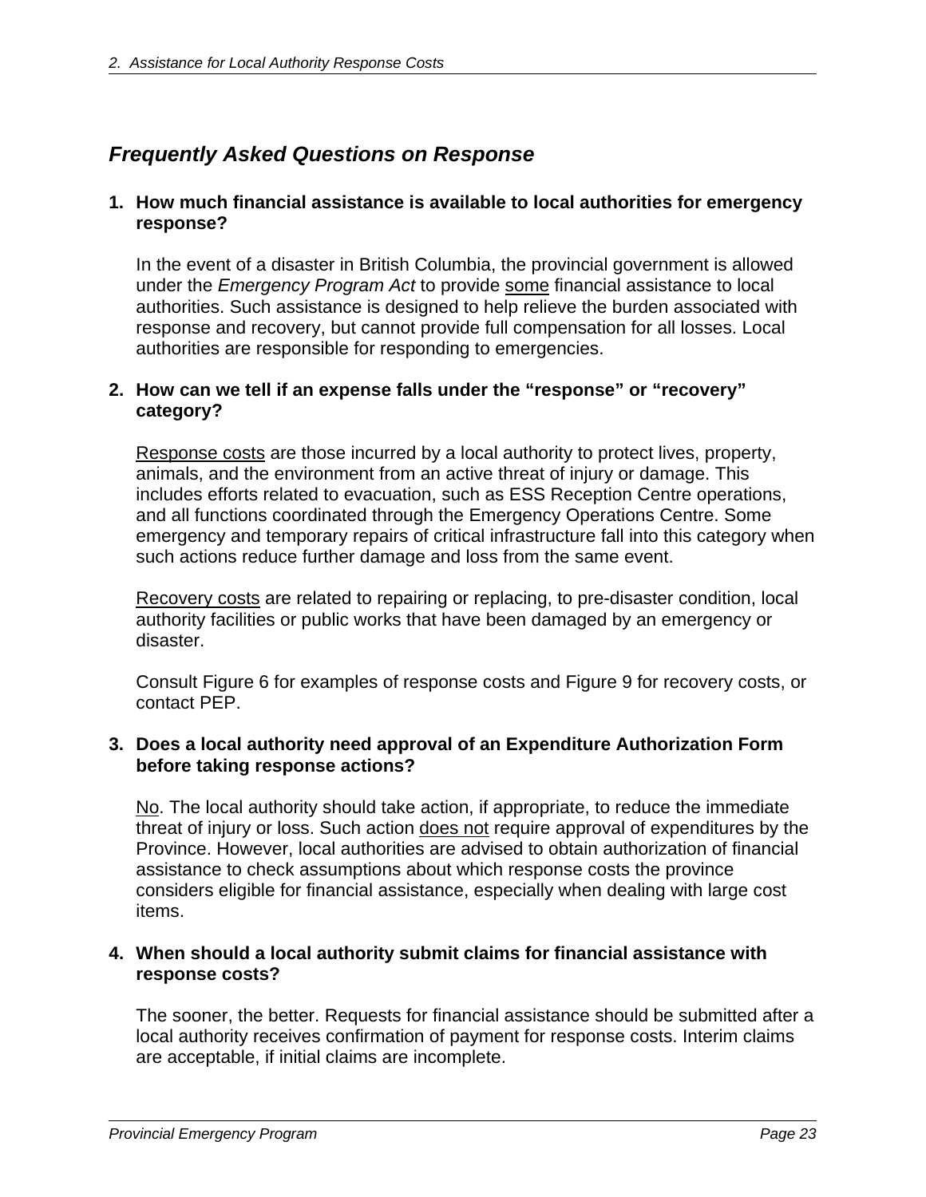## *Frequently Asked Questions on Response*

**1. How much financial assistance is available to local authorities for emergency response?**

In the event of a disaster in British Columbia, the provincial government is allowed under the *Emergency Program Act* to provide <u>some</u> financial assistance to local authorities. Such assistance is designed to help relieve the burden associated with response and recovery, but cannot provide full compensation for all losses. Local authorities are responsible for responding to emergencies.

**2. How can we tell if an expense falls under the "response" or "recovery" category?**

<u>Response costs</u> are those incurred by a local authority to protect lives, property, animals, and the environment from an active threat of injury or damage. This includes efforts related to evacuation, such as ESS Reception Centre operations, and all functions coordinated through the Emergency Operations Centre. Some emergency and temporary repairs of critical infrastructure fall into this category when such actions reduce further damage and loss from the same event.

<u>Recovery costs</u> are related to repairing or replacing, to pre-disaster condition, local authority facilities or public works that have been damaged by an emergency or disaster.

Consult Figure 6 for examples of response costs and Figure 9 for recovery costs, or contact PEP.

**3. Does a local authority need approval of an Expenditure Authorization Form before taking response actions?**

<u>No</u>. The local authority should take action, if appropriate, to reduce the immediate threat of injury or loss. Such action <u>does not</u> require approval of expenditures by the Province. However, local authorities are advised to obtain authorization of financial assistance to check assumptions about which response costs the province considers eligible for financial assistance, especially when dealing with large cost items.

**4. When should a local authority submit claims for financial assistance with response costs?**

The sooner, the better. Requests for financial assistance should be submitted after a local authority receives confirmation of payment for response costs. Interim claims are acceptable, if initial claims are incomplete.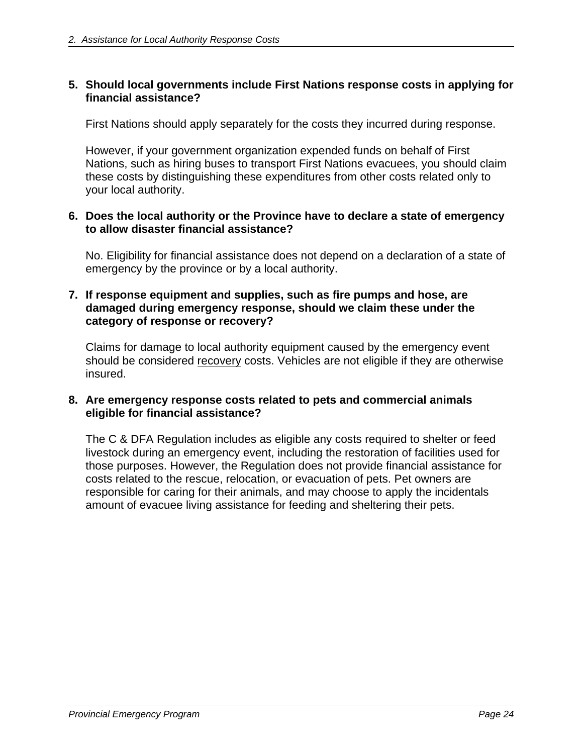**5. Should local governments include First Nations response costs in applying for financial assistance?**

First Nations should apply separately for the costs they incurred during response.

However, if your government organization expended funds on behalf of First Nations, such as hiring buses to transport First Nations evacuees, you should claim these costs by distinguishing these expenditures from other costs related only to your local authority.

**6. Does the local authority or the Province have to declare a state of emergency to allow disaster financial assistance?**

No. Eligibility for financial assistance does not depend on a declaration of a state of emergency by the province or by a local authority.

**7. If response equipment and supplies, such as fire pumps and hose, are damaged during emergency response, should we claim these under the category of response or recovery?**

Claims for damage to local authority equipment caused by the emergency event should be considered recovery costs. Vehicles are not eligible if they are otherwise insured.

**8. Are emergency response costs related to pets and commercial animals eligible for financial assistance?**

The C & DFA Regulation includes as eligible any costs required to shelter or feed livestock during an emergency event, including the restoration of facilities used for those purposes. However, the Regulation does not provide financial assistance for costs related to the rescue, relocation, or evacuation of pets. Pet owners are responsible for caring for their animals, and may choose to apply the incidentals amount of evacuee living assistance for feeding and sheltering their pets.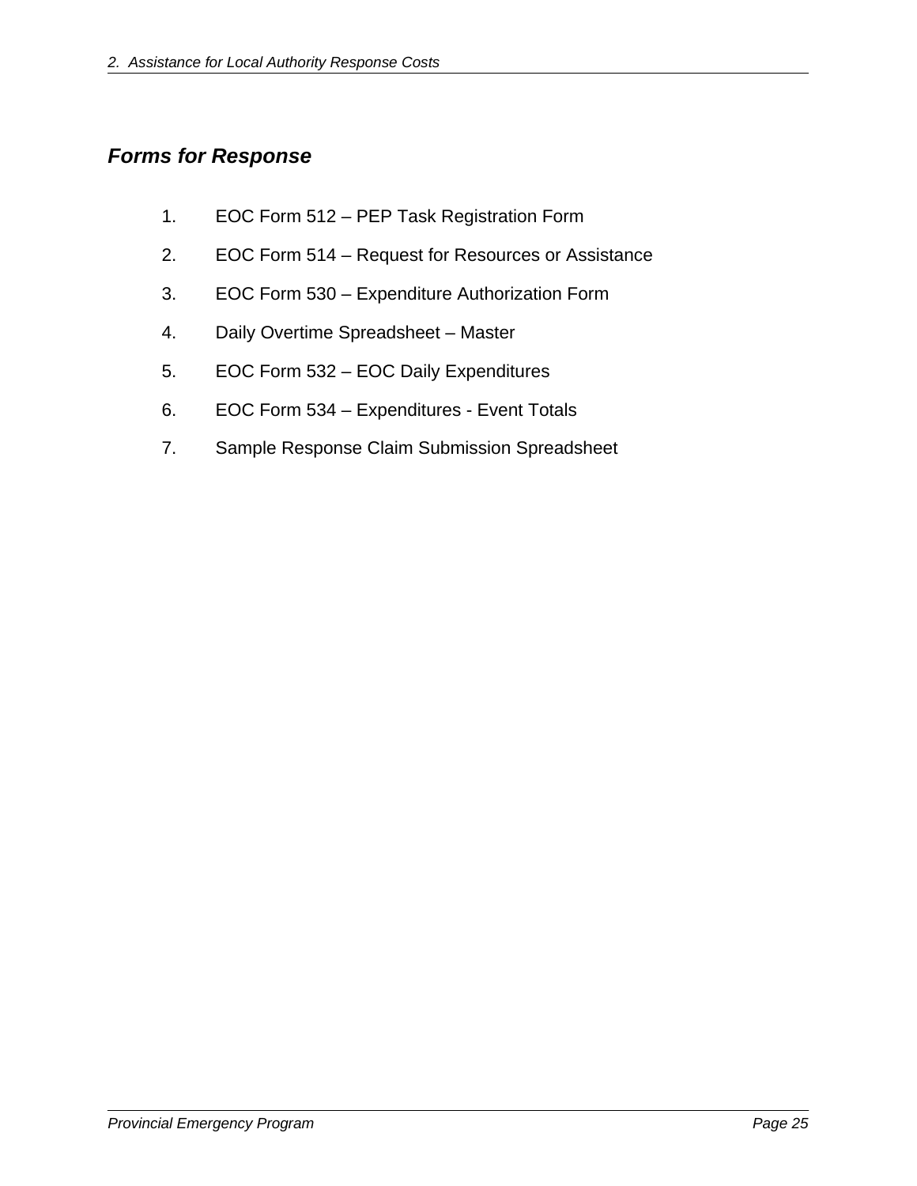## *Forms for Response*

1. EOC Form 512 – PEP Task Registration Form
2. EOC Form 514 – Request for Resources or Assistance
3. EOC Form 530 – Expenditure Authorization Form
4. Daily Overtime Spreadsheet – Master
5. EOC Form 532 – EOC Daily Expenditures
6. EOC Form 534 – Expenditures - Event Totals
7. Sample Response Claim Submission Spreadsheet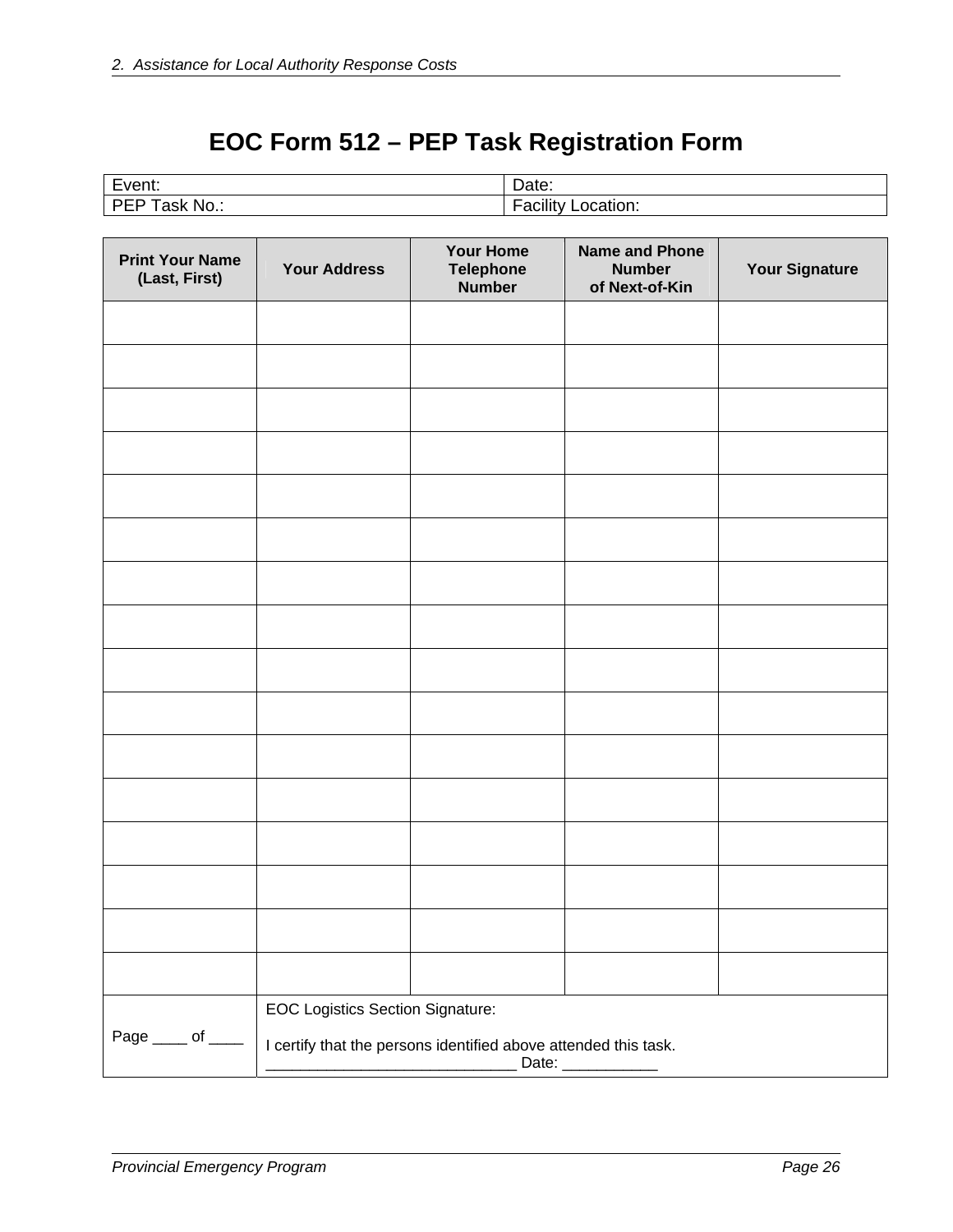# EOC Form 512 – PEP Task Registration Form

| Event: | Date: |
|---|---|
| PEP Task No.: | Facility Location: |

| Print Your Name (Last, First) | Your Address | Your Home Telephone Number | Name and Phone Number of Next-of-Kin | Your Signature |
|---|---|---|---|---|
| | | | | |
| | | | | |
| | | | | |
| | | | | |
| | | | | |
| | | | | |
| | | | | |
| | | | | |
| | | | | |
| | | | | |
| | | | | |
| | | | | |
| | | | | |
| | | | | |
| | | | | |
| | | | | |
| Page ____ of ____ | EOC Logistics Section Signature:<br><br>I certify that the persons identified above attended this task.<br>____________________________ Date: ___________ | | | |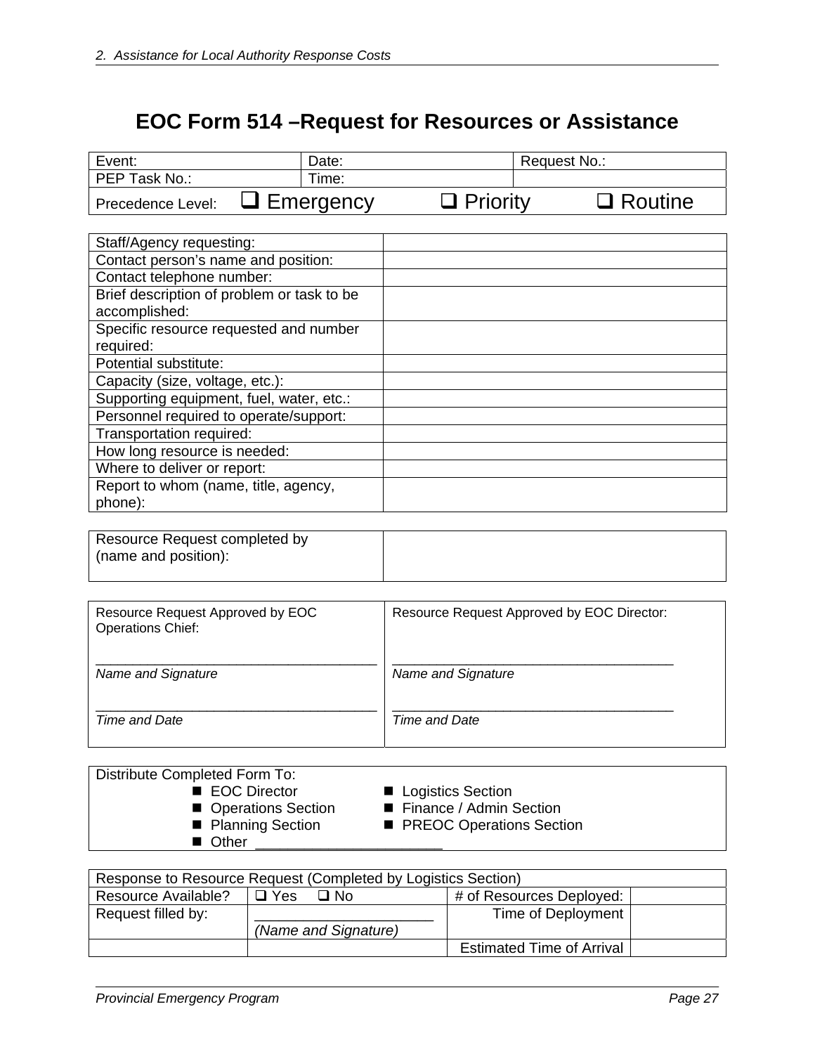# EOC Form 514 –Request for Resources or Assistance

| Event: | Date: | Request No.: |
|---|---|---|
| PEP Task No.: | Time: | |
| Precedence Level: ❑ Emergency | ❑ Priority | ❑ Routine |

| Staff/Agency requesting: | |
|---|---|
| Contact person's name and position: | |
| Contact telephone number: | |
| Brief description of problem or task to be accomplished: | |
| Specific resource requested and number required: | |
| Potential substitute: | |
| Capacity (size, voltage, etc.): | |
| Supporting equipment, fuel, water, etc.: | |
| Personnel required to operate/support: | |
| Transportation required: | |
| How long resource is needed: | |
| Where to deliver or report: | |
| Report to whom (name, title, agency, phone): | |

| Resource Request completed by (name and position): | |
|---|---|

| Resource Request Approved by EOC Operations Chief: | Resource Request Approved by EOC Director: |
|---|---|
| ____________________________________ *Name and Signature* | ____________________________________ *Name and Signature* |
| ____________________________________ *Time and Date* | ____________________________________ *Time and Date* |

Distribute Completed Form To:

- EOC Director
- Operations Section
- Planning Section
- Logistics Section
- Finance / Admin Section
- PREOC Operations Section
- Other ______________________

| Response to Resource Request (Completed by Logistics Section) | | | |
|---|---|---|---|
| Resource Available? | ❑ Yes ❑ No | # of Resources Deployed: | |
| Request filled by: | ______________________ *(Name and Signature)* | Time of Deployment | |
| | | Estimated Time of Arrival | |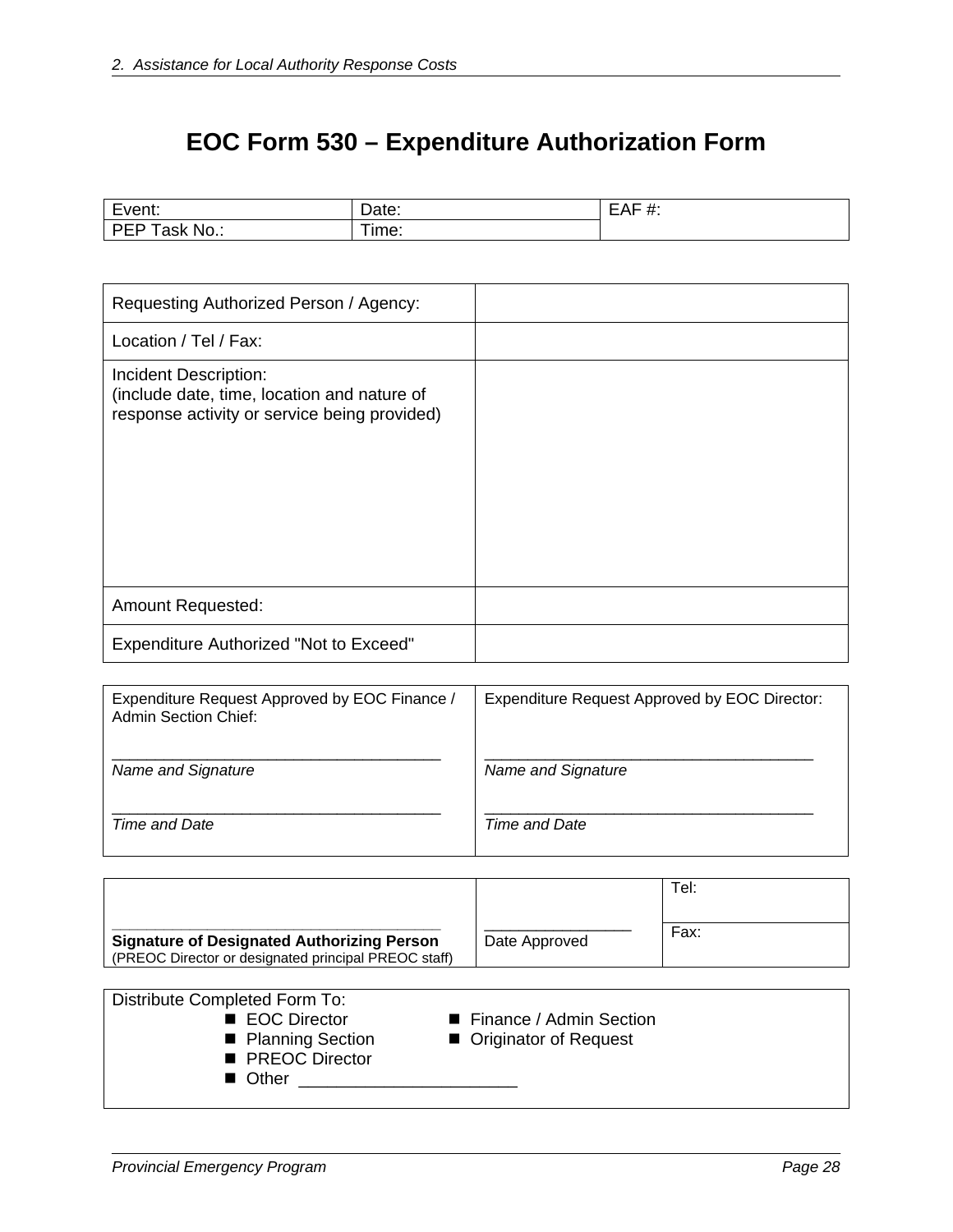# EOC Form 530 – Expenditure Authorization Form

| Event: | Date: | EAF #: |
|---|---|---|
| PEP Task No.: | Time: | |

| | |
|---|---|
| Requesting Authorized Person / Agency: | |
| Location / Tel / Fax: | |
| Incident Description:<br>(include date, time, location and nature of response activity or service being provided) | |
| Amount Requested: | |
| Expenditure Authorized "Not to Exceed" | |

| | |
|---|---|
| Expenditure Request Approved by EOC Finance / Admin Section Chief:<br><br>\_\_\_\_\_\_\_\_\_\_\_\_\_\_\_\_\_\_\_\_\_\_\_\_\_\_\_\_\_\_\_\_\_\_\_\_\_\_<br>*Name and Signature*<br><br>\_\_\_\_\_\_\_\_\_\_\_\_\_\_\_\_\_\_\_\_\_\_\_\_\_\_\_\_\_\_\_\_\_\_\_\_\_\_<br>*Time and Date* | Expenditure Request Approved by EOC Director:<br><br>\_\_\_\_\_\_\_\_\_\_\_\_\_\_\_\_\_\_\_\_\_\_\_\_\_\_\_\_\_\_\_\_\_\_\_\_\_\_<br>*Name and Signature*<br><br>\_\_\_\_\_\_\_\_\_\_\_\_\_\_\_\_\_\_\_\_\_\_\_\_\_\_\_\_\_\_\_\_\_\_\_\_\_\_<br>*Time and Date* |

| | | |
|---|---|---|
| \_\_\_\_\_\_\_\_\_\_\_\_\_\_\_\_\_\_\_\_\_\_\_\_\_\_\_\_\_\_\_\_\_\_\_\_\_\_<br>**Signature of Designated Authorizing Person**<br>(PREOC Director or designated principal PREOC staff) | \_\_\_\_\_\_\_\_\_\_\_\_\_\_\_\_<br>Date Approved | Tel:<br><br>Fax: |

Distribute Completed Form To:

- EOC Director
- Planning Section
- PREOC Director
- Other \_\_\_\_\_\_\_\_\_\_\_\_\_\_\_\_\_\_\_\_\_\_
- Finance / Admin Section
- Originator of Request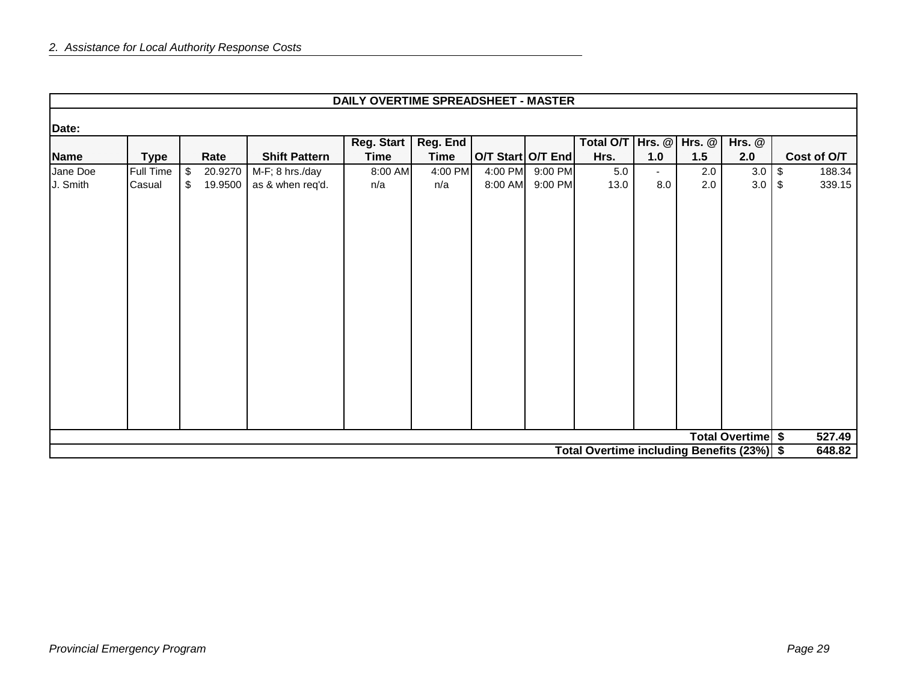*2. Assistance for Local Authority Response Costs*

**DAILY OVERTIME SPREADSHEET - MASTER**

**Date:**

| Name | Type | Rate | Shift Pattern | Reg. Start Time | Reg. End Time | O/T Start | O/T End | Total O/T Hrs. | Hrs. @ 1.0 | Hrs. @ 1.5 | Hrs. @ 2.0 | Cost of O/T |
|---|---|---|---|---|---|---|---|---|---|---|---|---|
| Jane Doe | Full Time | $ 20.9270 | M-F; 8 hrs./day | 8:00 AM | 4:00 PM | 4:00 PM | 9:00 PM | 5.0 | - | 2.0 | 3.0 | $ 188.34 |
| J. Smith | Casual | $ 19.9500 | as & when req'd. | n/a | n/a | 8:00 AM | 9:00 PM | 13.0 | 8.0 | 2.0 | 3.0 | $ 339.15 |
| | | | | | | | | | | | **Total Overtime** | **$ 527.49** |
| | | | | | | | | | | | **Total Overtime including Benefits (23%)** | **$ 648.82** |

*Provincial Emergency Program*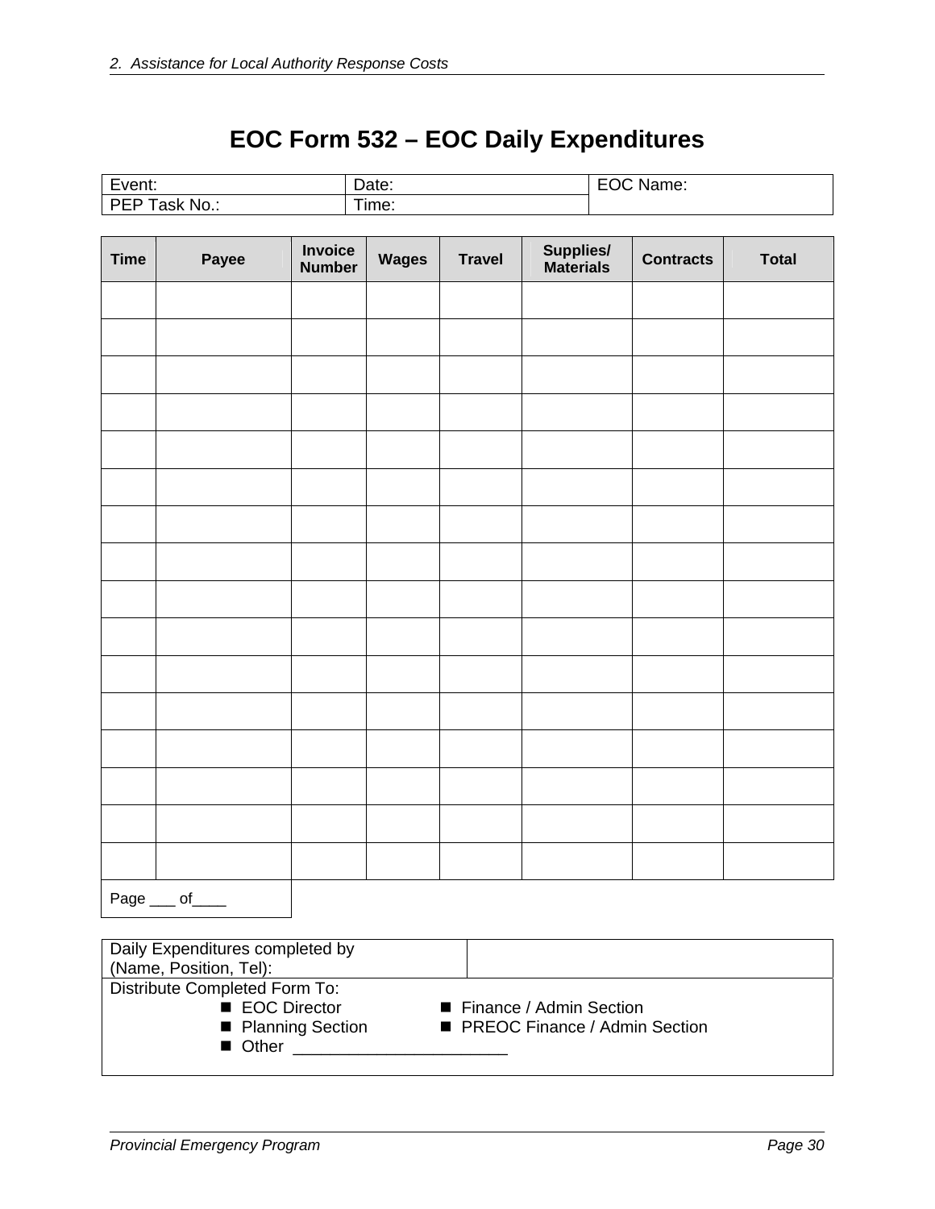# EOC Form 532 – EOC Daily Expenditures

| Event: | Date: | EOC Name: |
|---|---|---|
| PEP Task No.: | Time: | |

| Time | Payee | Invoice Number | Wages | Travel | Supplies/ Materials | Contracts | Total |
|---|---|---|---|---|---|---|---|
| | | | | | | | |
| | | | | | | | |
| | | | | | | | |
| | | | | | | | |
| | | | | | | | |
| | | | | | | | |
| | | | | | | | |
| | | | | | | | |
| | | | | | | | |
| | | | | | | | |
| | | | | | | | |
| | | | | | | | |
| | | | | | | | |
| | | | | | | | |
| | | | | | | | |
| | | | | | | | |

Page ___ of____

| Daily Expenditures completed by (Name, Position, Tel): | |
|---|---|

Distribute Completed Form To:

- EOC Director
- Finance / Admin Section
- Planning Section
- PREOC Finance / Admin Section
- Other ______________________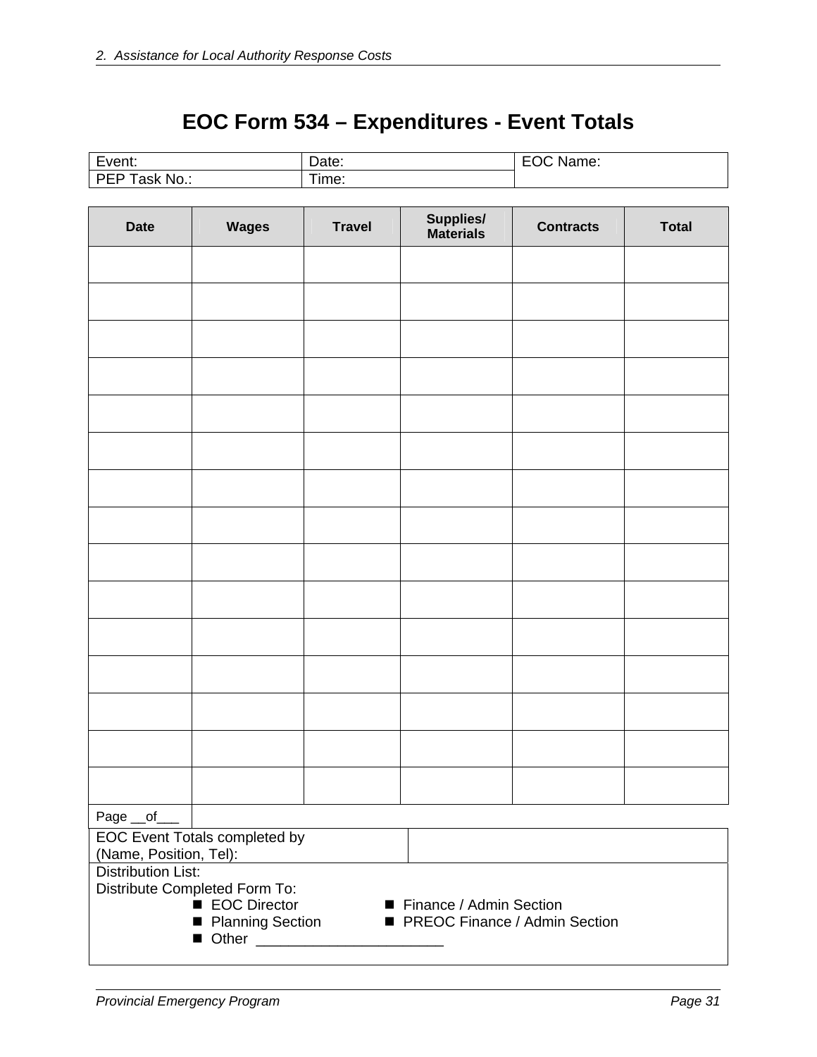# EOC Form 534 – Expenditures - Event Totals

| Event: | Date: | EOC Name: |
|---|---|---|
| PEP Task No.: | Time: | |

| Date | Wages | Travel | Supplies/ Materials | Contracts | Total |
|---|---|---|---|---|---|
| | | | | | |
| | | | | | |
| | | | | | |
| | | | | | |
| | | | | | |
| | | | | | |
| | | | | | |
| | | | | | |
| | | | | | |
| | | | | | |
| | | | | | |
| | | | | | |
| | | | | | |
| | | | | | |
| | | | | | |
| Page __of___ | | | | | |

| EOC Event Totals completed by (Name, Position, Tel): | |
|---|---|

Distribution List:
Distribute Completed Form To:

- EOC Director
- Finance / Admin Section
- Planning Section
- PREOC Finance / Admin Section
- Other ______________________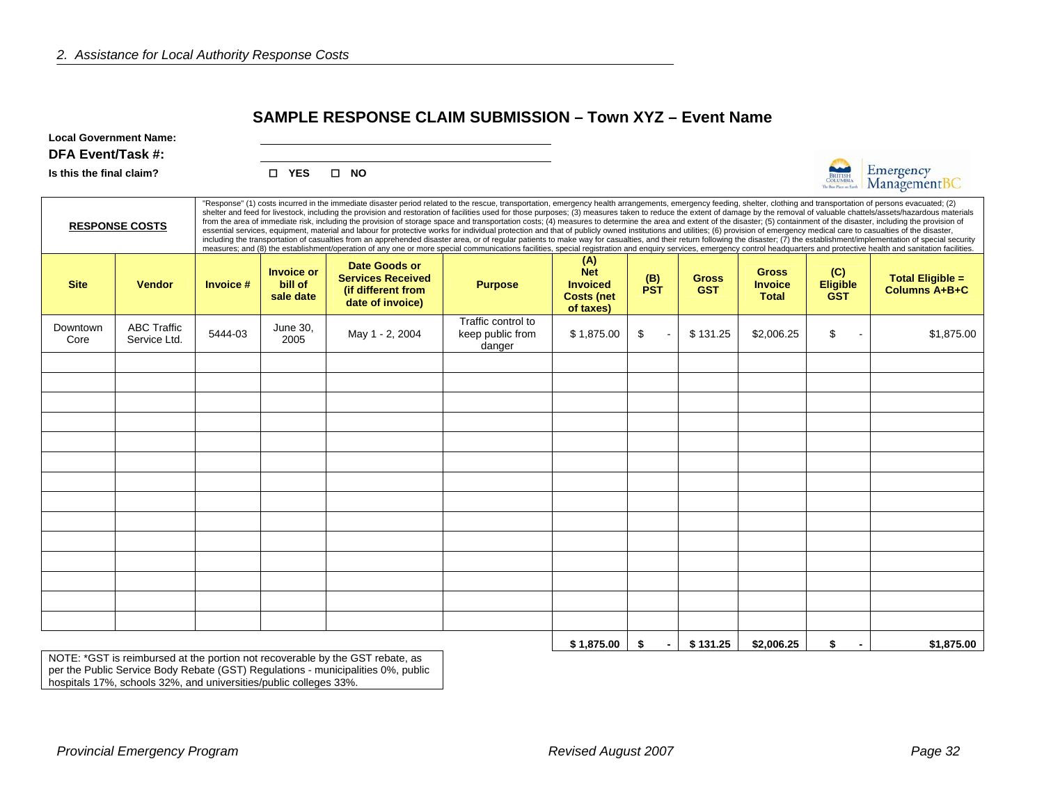## SAMPLE RESPONSE CLAIM SUBMISSION – Town XYZ – Event Name

**Local Government Name:** \_\_\_\_\_\_\_\_\_\_\_\_\_\_\_\_\_\_\_\_

**DFA Event/Task #:** \_\_\_\_\_\_\_\_\_\_\_\_\_\_\_\_\_\_\_\_

**Is this the final claim?** ☐ **YES** ☐ **NO**

Emergency ManagementBC

**RESPONSE COSTS**

"Response" (1) costs incurred in the immediate disaster period related to the rescue, transportation, emergency health arrangements, emergency feeding, shelter, clothing and transportation of persons evacuated; (2) shelter and feed for livestock, including the provision and restoration of facilities used for those purposes; (3) measures taken to reduce the extent of damage by the removal of valuable chattels/assets/hazardous materials from the area of immediate risk, including the provision of storage space and transportation costs; (4) measures to determine the area and extent of the disaster; (5) containment of the disaster, including the provision of essential services, equipment, material and labour for protective works for individual protection and that of publicly owned institutions and utilities; (6) provision of emergency medical care to casualties of the disaster, including the transportation of casualties from an apprehended disaster area, or of regular patients to make way for casualties, and their return following the disaster; (7) the establishment/implementation of special security measures; and (8) the establishment/operation of any one or more special communications facilities, special registration and enquiry services, emergency control headquarters and protective health and sanitation facilities.

| Site | Vendor | Invoice # | Invoice or bill of sale date | Date Goods or Services Received (if different from date of invoice) | Purpose | (A) Net Invoiced Costs (net of taxes) | (B) PST | Gross GST | Gross Invoice Total | (C) Eligible GST | Total Eligible = Columns A+B+C |
|---|---|---|---|---|---|---|---|---|---|---|---|
| Downtown Core | ABC Traffic Service Ltd. | 5444-03 | June 30, 2005 | May 1 - 2, 2004 | Traffic control to keep public from danger | $ 1,875.00 | $ - | $ 131.25 | $2,006.25 | $ - | $1,875.00 |
| | | | | | | | | | | | |
| | | | | | | | | | | | |
| | | | | | | | | | | | |
| | | | | | | | | | | | |
| | | | | | | | | | | | |
| | | | | | | | | | | | |
| | | | | | | | | | | | |
| | | | | | | | | | | | |
| | | | | | | | | | | | |
| | | | | | | | | | | | |
| | | | | | | | | | | | |
| | | | | | | | | | | | |
| | | | | | | | | | | | |
| | | | | | | | | | | | |
| | | | | | | **$ 1,875.00** | **$ -** | **$ 131.25** | **$2,006.25** | **$ -** | **$1,875.00** |

NOTE: *GST is reimbursed at the portion not recoverable by the GST rebate, as per the Public Service Body Rebate (GST) Regulations - municipalities 0%, public hospitals 17%, schools 32%, and universities/public colleges 33%.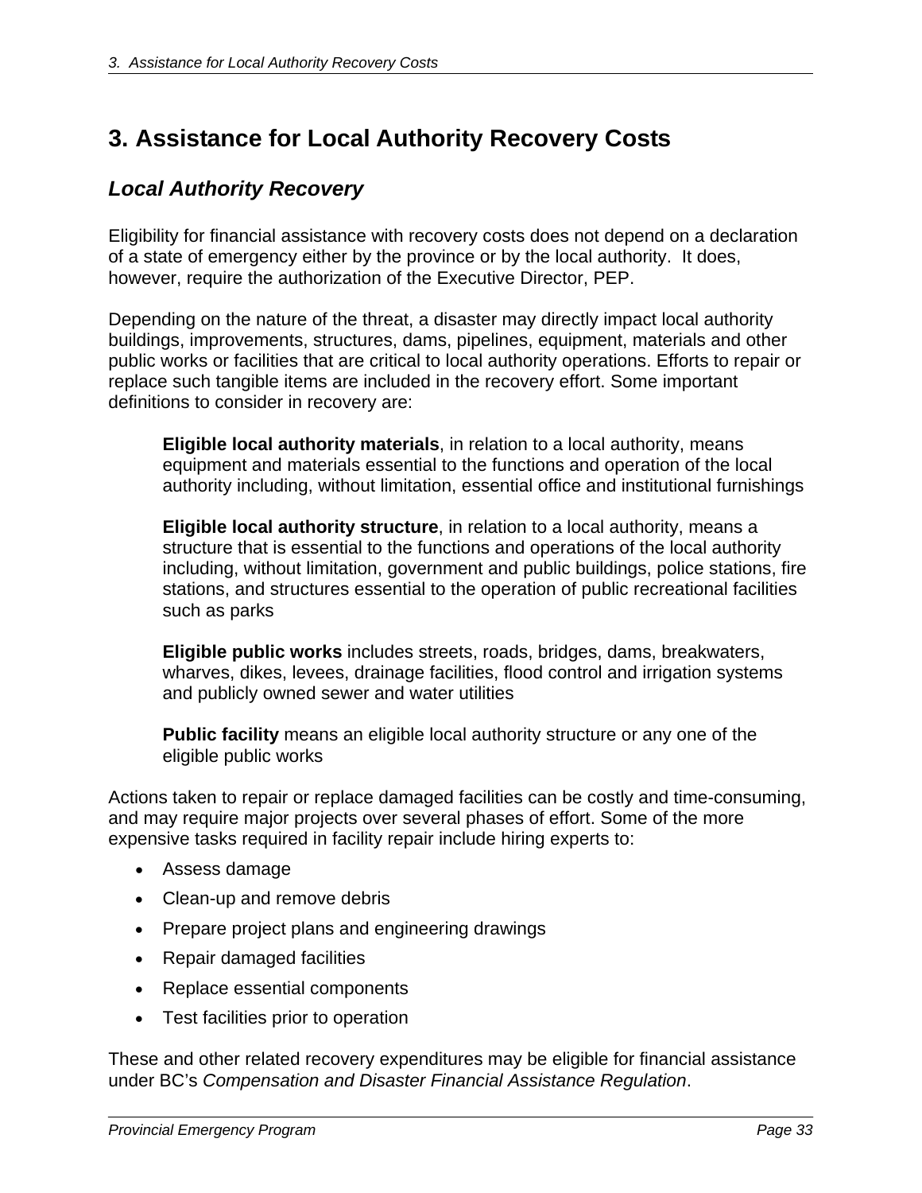# 3. Assistance for Local Authority Recovery Costs

## *Local Authority Recovery*

Eligibility for financial assistance with recovery costs does not depend on a declaration of a state of emergency either by the province or by the local authority. It does, however, require the authorization of the Executive Director, PEP.

Depending on the nature of the threat, a disaster may directly impact local authority buildings, improvements, structures, dams, pipelines, equipment, materials and other public works or facilities that are critical to local authority operations. Efforts to repair or replace such tangible items are included in the recovery effort. Some important definitions to consider in recovery are:

> **Eligible local authority materials**, in relation to a local authority, means equipment and materials essential to the functions and operation of the local authority including, without limitation, essential office and institutional furnishings
>
> **Eligible local authority structure**, in relation to a local authority, means a structure that is essential to the functions and operations of the local authority including, without limitation, government and public buildings, police stations, fire stations, and structures essential to the operation of public recreational facilities such as parks
>
> **Eligible public works** includes streets, roads, bridges, dams, breakwaters, wharves, dikes, levees, drainage facilities, flood control and irrigation systems and publicly owned sewer and water utilities
>
> **Public facility** means an eligible local authority structure or any one of the eligible public works

Actions taken to repair or replace damaged facilities can be costly and time-consuming, and may require major projects over several phases of effort. Some of the more expensive tasks required in facility repair include hiring experts to:

- Assess damage
- Clean-up and remove debris
- Prepare project plans and engineering drawings
- Repair damaged facilities
- Replace essential components
- Test facilities prior to operation

These and other related recovery expenditures may be eligible for financial assistance under BC's *Compensation and Disaster Financial Assistance Regulation*.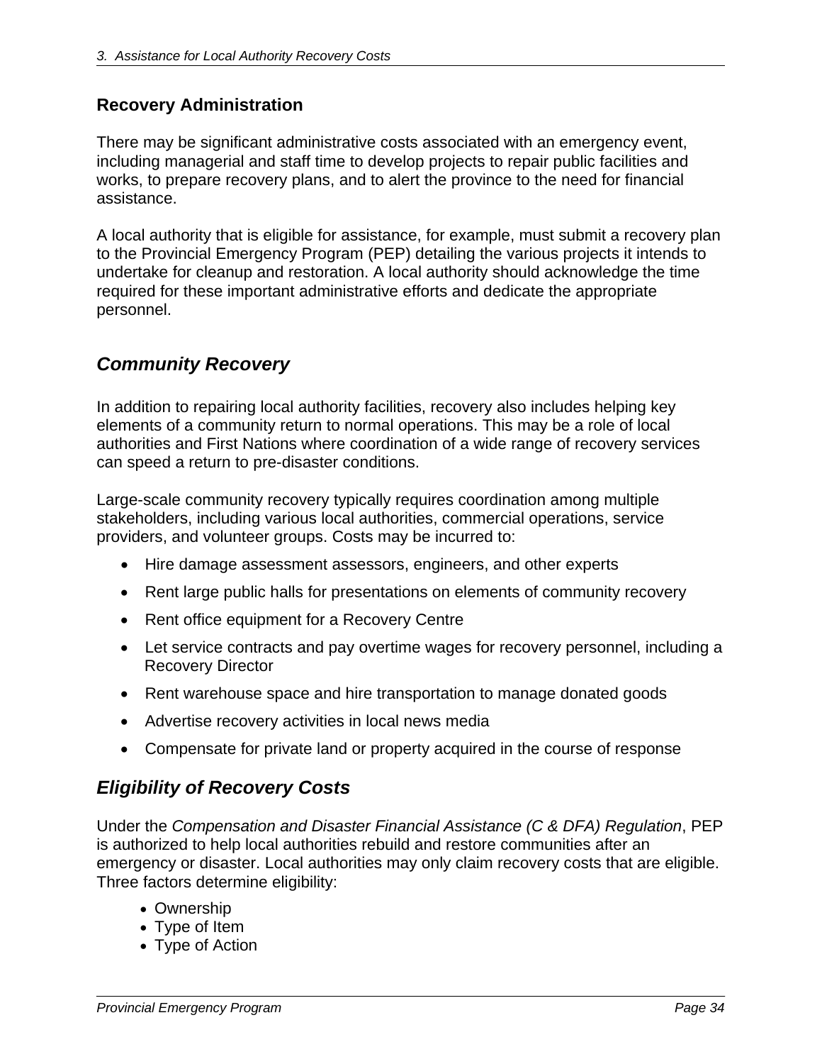### Recovery Administration

There may be significant administrative costs associated with an emergency event, including managerial and staff time to develop projects to repair public facilities and works, to prepare recovery plans, and to alert the province to the need for financial assistance.

A local authority that is eligible for assistance, for example, must submit a recovery plan to the Provincial Emergency Program (PEP) detailing the various projects it intends to undertake for cleanup and restoration. A local authority should acknowledge the time required for these important administrative efforts and dedicate the appropriate personnel.

## *Community Recovery*

In addition to repairing local authority facilities, recovery also includes helping key elements of a community return to normal operations. This may be a role of local authorities and First Nations where coordination of a wide range of recovery services can speed a return to pre-disaster conditions.

Large-scale community recovery typically requires coordination among multiple stakeholders, including various local authorities, commercial operations, service providers, and volunteer groups. Costs may be incurred to:

- Hire damage assessment assessors, engineers, and other experts
- Rent large public halls for presentations on elements of community recovery
- Rent office equipment for a Recovery Centre
- Let service contracts and pay overtime wages for recovery personnel, including a Recovery Director
- Rent warehouse space and hire transportation to manage donated goods
- Advertise recovery activities in local news media
- Compensate for private land or property acquired in the course of response

## *Eligibility of Recovery Costs*

Under the *Compensation and Disaster Financial Assistance (C & DFA) Regulation*, PEP is authorized to help local authorities rebuild and restore communities after an emergency or disaster. Local authorities may only claim recovery costs that are eligible. Three factors determine eligibility:

- Ownership
- Type of Item
- Type of Action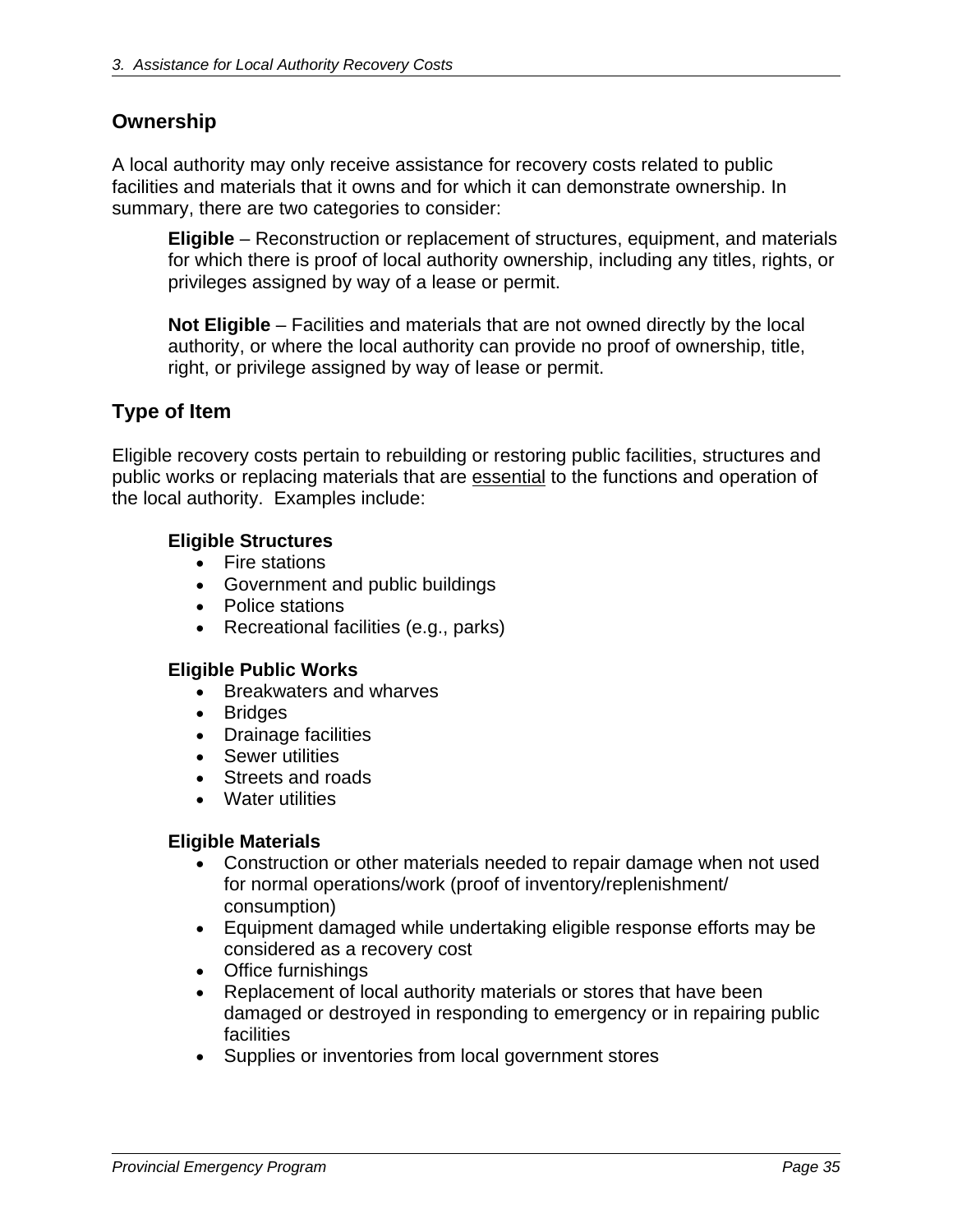## Ownership

A local authority may only receive assistance for recovery costs related to public facilities and materials that it owns and for which it can demonstrate ownership. In summary, there are two categories to consider:

**Eligible** – Reconstruction or replacement of structures, equipment, and materials for which there is proof of local authority ownership, including any titles, rights, or privileges assigned by way of a lease or permit.

**Not Eligible** – Facilities and materials that are not owned directly by the local authority, or where the local authority can provide no proof of ownership, title, right, or privilege assigned by way of lease or permit.

## Type of Item

Eligible recovery costs pertain to rebuilding or restoring public facilities, structures and public works or replacing materials that are <u>essential</u> to the functions and operation of the local authority. Examples include:

**Eligible Structures**

- Fire stations
- Government and public buildings
- Police stations
- Recreational facilities (e.g., parks)

**Eligible Public Works**

- Breakwaters and wharves
- Bridges
- Drainage facilities
- Sewer utilities
- Streets and roads
- Water utilities

**Eligible Materials**

- Construction or other materials needed to repair damage when not used for normal operations/work (proof of inventory/replenishment/ consumption)
- Equipment damaged while undertaking eligible response efforts may be considered as a recovery cost
- Office furnishings
- Replacement of local authority materials or stores that have been damaged or destroyed in responding to emergency or in repairing public facilities
- Supplies or inventories from local government stores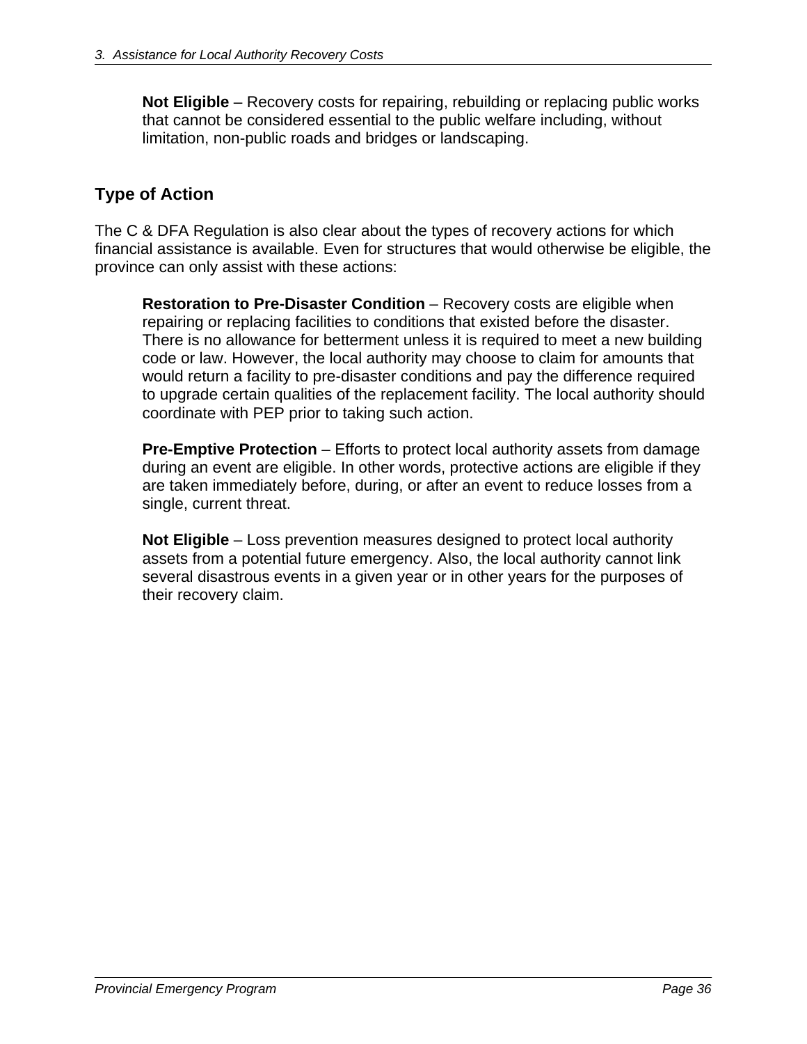**Not Eligible** – Recovery costs for repairing, rebuilding or replacing public works that cannot be considered essential to the public welfare including, without limitation, non-public roads and bridges or landscaping.

## Type of Action

The C & DFA Regulation is also clear about the types of recovery actions for which financial assistance is available. Even for structures that would otherwise be eligible, the province can only assist with these actions:

**Restoration to Pre-Disaster Condition** – Recovery costs are eligible when repairing or replacing facilities to conditions that existed before the disaster. There is no allowance for betterment unless it is required to meet a new building code or law. However, the local authority may choose to claim for amounts that would return a facility to pre-disaster conditions and pay the difference required to upgrade certain qualities of the replacement facility. The local authority should coordinate with PEP prior to taking such action.

**Pre-Emptive Protection** – Efforts to protect local authority assets from damage during an event are eligible. In other words, protective actions are eligible if they are taken immediately before, during, or after an event to reduce losses from a single, current threat.

**Not Eligible** – Loss prevention measures designed to protect local authority assets from a potential future emergency. Also, the local authority cannot link several disastrous events in a given year or in other years for the purposes of their recovery claim.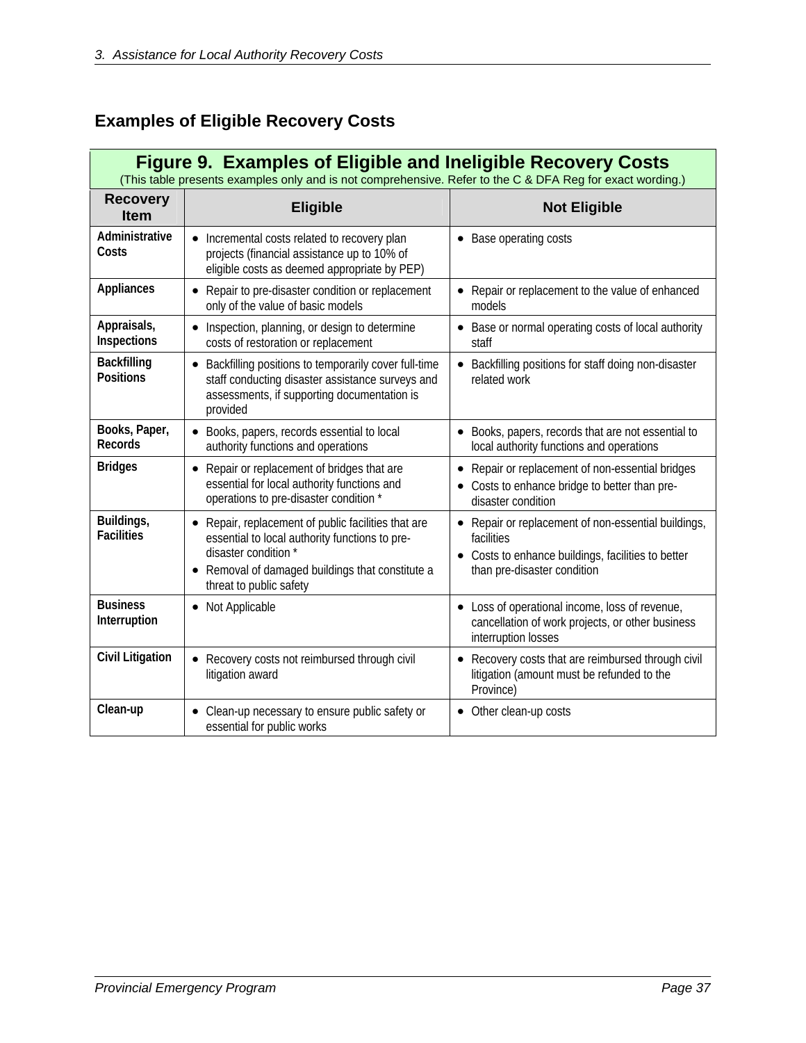## Examples of Eligible Recovery Costs

**Figure 9. Examples of Eligible and Ineligible Recovery Costs**

(This table presents examples only and is not comprehensive. Refer to the C & DFA Reg for exact wording.)

| Recovery Item | Eligible | Not Eligible |
|---|---|---|
| **Administrative Costs** | • Incremental costs related to recovery plan projects (financial assistance up to 10% of eligible costs as deemed appropriate by PEP) | • Base operating costs |
| **Appliances** | • Repair to pre-disaster condition or replacement only of the value of basic models | • Repair or replacement to the value of enhanced models |
| **Appraisals, Inspections** | • Inspection, planning, or design to determine costs of restoration or replacement | • Base or normal operating costs of local authority staff |
| **Backfilling Positions** | • Backfilling positions to temporarily cover full-time staff conducting disaster assistance surveys and assessments, if supporting documentation is provided | • Backfilling positions for staff doing non-disaster related work |
| **Books, Paper, Records** | • Books, papers, records essential to local authority functions and operations | • Books, papers, records that are not essential to local authority functions and operations |
| **Bridges** | • Repair or replacement of bridges that are essential for local authority functions and operations to pre-disaster condition * | • Repair or replacement of non-essential bridges<br>• Costs to enhance bridge to better than pre-disaster condition |
| **Buildings, Facilities** | • Repair, replacement of public facilities that are essential to local authority functions to pre-disaster condition *<br>• Removal of damaged buildings that constitute a threat to public safety | • Repair or replacement of non-essential buildings, facilities<br>• Costs to enhance buildings, facilities to better than pre-disaster condition |
| **Business Interruption** | • Not Applicable | • Loss of operational income, loss of revenue, cancellation of work projects, or other business interruption losses |
| **Civil Litigation** | • Recovery costs not reimbursed through civil litigation award | • Recovery costs that are reimbursed through civil litigation (amount must be refunded to the Province) |
| **Clean-up** | • Clean-up necessary to ensure public safety or essential for public works | • Other clean-up costs |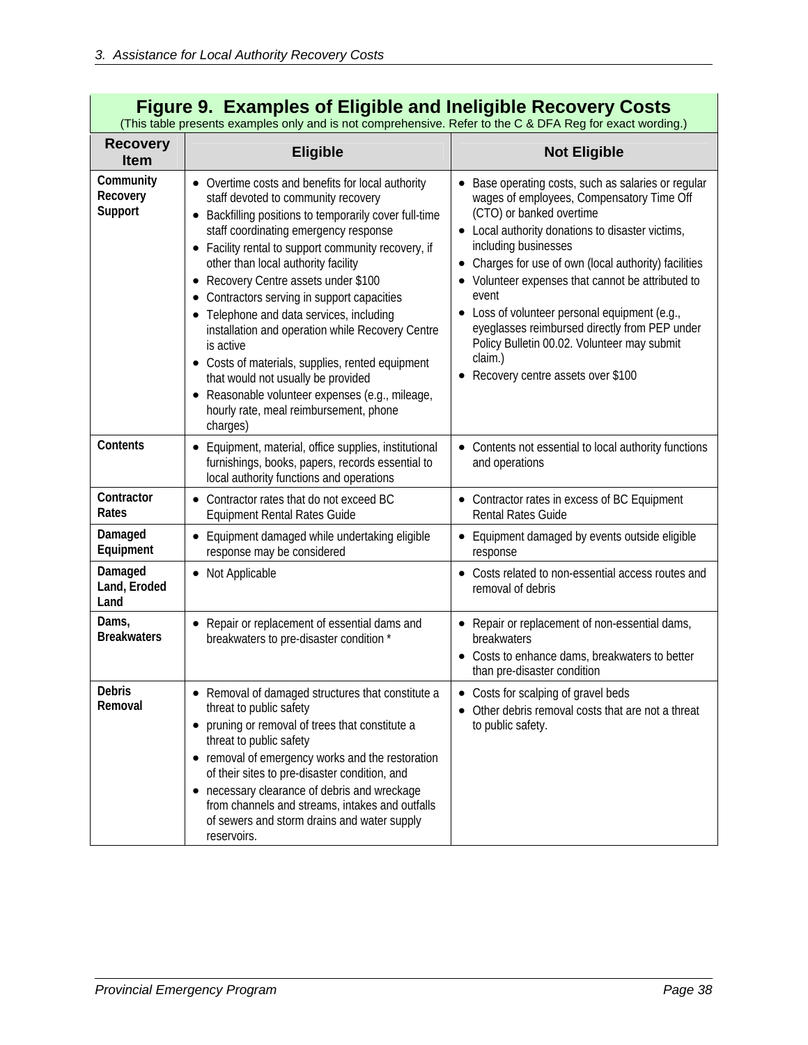**Figure 9. Examples of Eligible and Ineligible Recovery Costs**

(This table presents examples only and is not comprehensive. Refer to the C & DFA Reg for exact wording.)

| Recovery Item | Eligible | Not Eligible |
|---|---|---|
| **Community Recovery Support** | • Overtime costs and benefits for local authority staff devoted to community recovery<br>• Backfilling positions to temporarily cover full-time staff coordinating emergency response<br>• Facility rental to support community recovery, if other than local authority facility<br>• Recovery Centre assets under $100<br>• Contractors serving in support capacities<br>• Telephone and data services, including installation and operation while Recovery Centre is active<br>• Costs of materials, supplies, rented equipment that would not usually be provided<br>• Reasonable volunteer expenses (e.g., mileage, hourly rate, meal reimbursement, phone charges) | • Base operating costs, such as salaries or regular wages of employees, Compensatory Time Off (CTO) or banked overtime<br>• Local authority donations to disaster victims, including businesses<br>• Charges for use of own (local authority) facilities<br>• Volunteer expenses that cannot be attributed to event<br>• Loss of volunteer personal equipment (e.g., eyeglasses reimbursed directly from PEP under Policy Bulletin 00.02. Volunteer may submit claim.)<br>• Recovery centre assets over $100 |
| **Contents** | • Equipment, material, office supplies, institutional furnishings, books, papers, records essential to local authority functions and operations | • Contents not essential to local authority functions and operations |
| **Contractor Rates** | • Contractor rates that do not exceed BC Equipment Rental Rates Guide | • Contractor rates in excess of BC Equipment Rental Rates Guide |
| **Damaged Equipment** | • Equipment damaged while undertaking eligible response may be considered | • Equipment damaged by events outside eligible response |
| **Damaged Land, Eroded Land** | • Not Applicable | • Costs related to non-essential access routes and removal of debris |
| **Dams, Breakwaters** | • Repair or replacement of essential dams and breakwaters to pre-disaster condition * | • Repair or replacement of non-essential dams, breakwaters<br>• Costs to enhance dams, breakwaters to better than pre-disaster condition |
| **Debris Removal** | • Removal of damaged structures that constitute a threat to public safety<br>• pruning or removal of trees that constitute a threat to public safety<br>• removal of emergency works and the restoration of their sites to pre-disaster condition, and<br>• necessary clearance of debris and wreckage from channels and streams, intakes and outfalls of sewers and storm drains and water supply reservoirs. | • Costs for scalping of gravel beds<br>• Other debris removal costs that are not a threat to public safety. |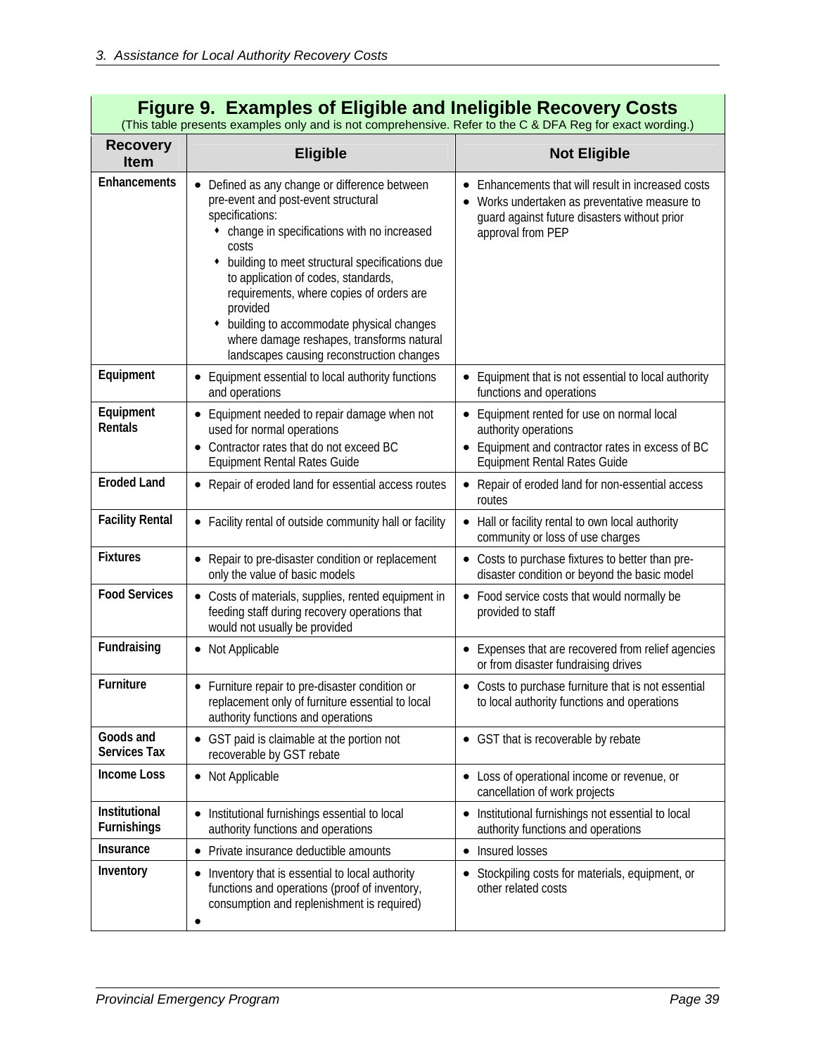## Figure 9. Examples of Eligible and Ineligible Recovery Costs

(This table presents examples only and is not comprehensive. Refer to the C & DFA Reg for exact wording.)

| Recovery Item | Eligible | Not Eligible |
|---|---|---|
| **Enhancements** | • Defined as any change or difference between pre-event and post-event structural specifications:<br>  ◆ change in specifications with no increased costs<br>  ◆ building to meet structural specifications due to application of codes, standards, requirements, where copies of orders are provided<br>  ◆ building to accommodate physical changes where damage reshapes, transforms natural landscapes causing reconstruction changes | • Enhancements that will result in increased costs<br>• Works undertaken as preventative measure to guard against future disasters without prior approval from PEP |
| **Equipment** | • Equipment essential to local authority functions and operations | • Equipment that is not essential to local authority functions and operations |
| **Equipment Rentals** | • Equipment needed to repair damage when not used for normal operations<br>• Contractor rates that do not exceed BC Equipment Rental Rates Guide | • Equipment rented for use on normal local authority operations<br>• Equipment and contractor rates in excess of BC Equipment Rental Rates Guide |
| **Eroded Land** | • Repair of eroded land for essential access routes | • Repair of eroded land for non-essential access routes |
| **Facility Rental** | • Facility rental of outside community hall or facility | • Hall or facility rental to own local authority community or loss of use charges |
| **Fixtures** | • Repair to pre-disaster condition or replacement only the value of basic models | • Costs to purchase fixtures to better than pre-disaster condition or beyond the basic model |
| **Food Services** | • Costs of materials, supplies, rented equipment in feeding staff during recovery operations that would not usually be provided | • Food service costs that would normally be provided to staff |
| **Fundraising** | • Not Applicable | • Expenses that are recovered from relief agencies or from disaster fundraising drives |
| **Furniture** | • Furniture repair to pre-disaster condition or replacement only of furniture essential to local authority functions and operations | • Costs to purchase furniture that is not essential to local authority functions and operations |
| **Goods and Services Tax** | • GST paid is claimable at the portion not recoverable by GST rebate | • GST that is recoverable by rebate |
| **Income Loss** | • Not Applicable | • Loss of operational income or revenue, or cancellation of work projects |
| **Institutional Furnishings** | • Institutional furnishings essential to local authority functions and operations | • Institutional furnishings not essential to local authority functions and operations |
| **Insurance** | • Private insurance deductible amounts | • Insured losses |
| **Inventory** | • Inventory that is essential to local authority functions and operations (proof of inventory, consumption and replenishment is required)<br>• | • Stockpiling costs for materials, equipment, or other related costs |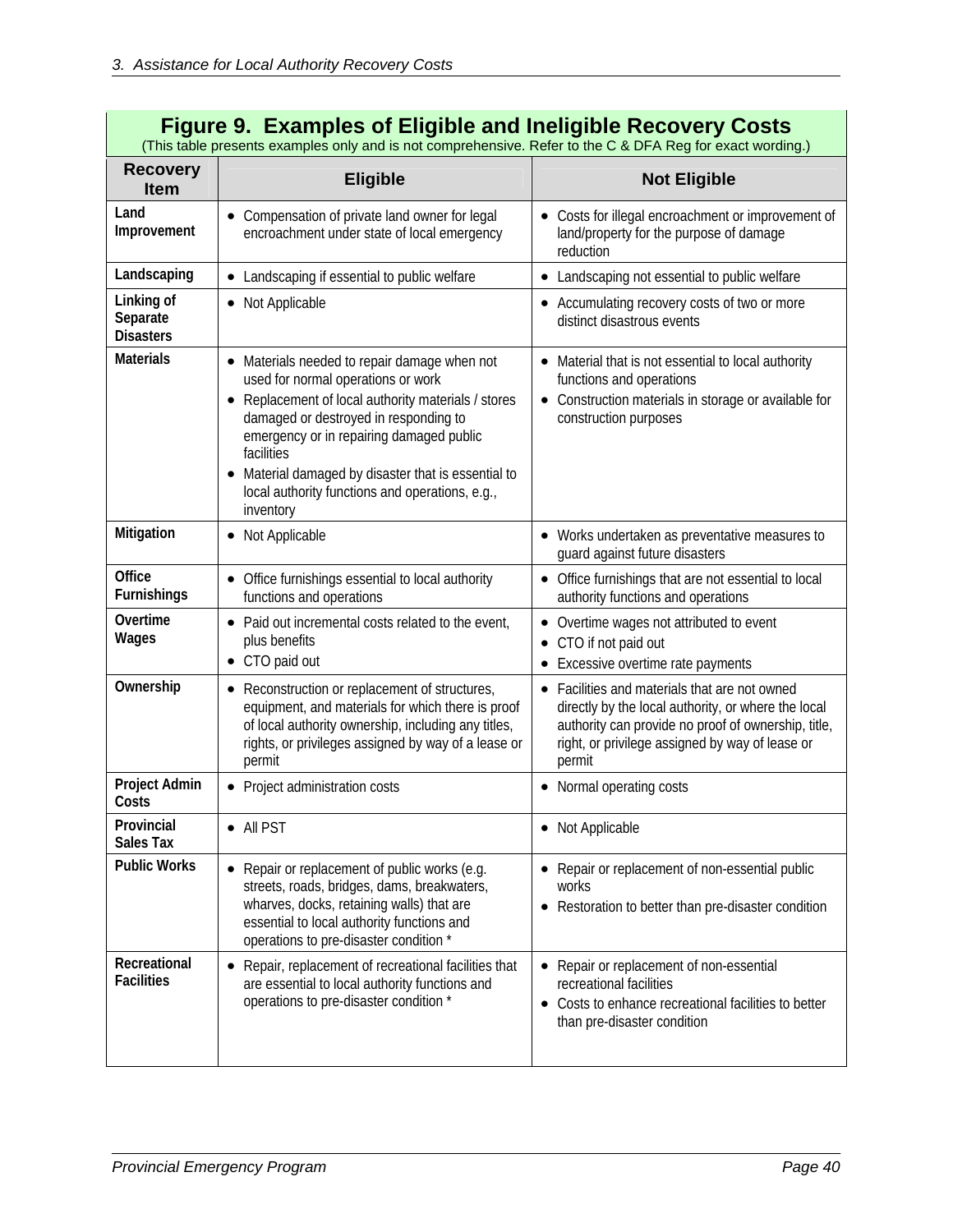## Figure 9. Examples of Eligible and Ineligible Recovery Costs

(This table presents examples only and is not comprehensive. Refer to the C & DFA Reg for exact wording.)

| Recovery Item | Eligible | Not Eligible |
|---|---|---|
| **Land Improvement** | • Compensation of private land owner for legal encroachment under state of local emergency | • Costs for illegal encroachment or improvement of land/property for the purpose of damage reduction |
| **Landscaping** | • Landscaping if essential to public welfare | • Landscaping not essential to public welfare |
| **Linking of Separate Disasters** | • Not Applicable | • Accumulating recovery costs of two or more distinct disastrous events |
| **Materials** | • Materials needed to repair damage when not used for normal operations or work<br>• Replacement of local authority materials / stores damaged or destroyed in responding to emergency or in repairing damaged public facilities<br>• Material damaged by disaster that is essential to local authority functions and operations, e.g., inventory | • Material that is not essential to local authority functions and operations<br>• Construction materials in storage or available for construction purposes |
| **Mitigation** | • Not Applicable | • Works undertaken as preventative measures to guard against future disasters |
| **Office Furnishings** | • Office furnishings essential to local authority functions and operations | • Office furnishings that are not essential to local authority functions and operations |
| **Overtime Wages** | • Paid out incremental costs related to the event, plus benefits<br>• CTO paid out | • Overtime wages not attributed to event<br>• CTO if not paid out<br>• Excessive overtime rate payments |
| **Ownership** | • Reconstruction or replacement of structures, equipment, and materials for which there is proof of local authority ownership, including any titles, rights, or privileges assigned by way of a lease or permit | • Facilities and materials that are not owned directly by the local authority, or where the local authority can provide no proof of ownership, title, right, or privilege assigned by way of lease or permit |
| **Project Admin Costs** | • Project administration costs | • Normal operating costs |
| **Provincial Sales Tax** | • All PST | • Not Applicable |
| **Public Works** | • Repair or replacement of public works (e.g. streets, roads, bridges, dams, breakwaters, wharves, docks, retaining walls) that are essential to local authority functions and operations to pre-disaster condition * | • Repair or replacement of non-essential public works<br>• Restoration to better than pre-disaster condition |
| **Recreational Facilities** | • Repair, replacement of recreational facilities that are essential to local authority functions and operations to pre-disaster condition * | • Repair or replacement of non-essential recreational facilities<br>• Costs to enhance recreational facilities to better than pre-disaster condition |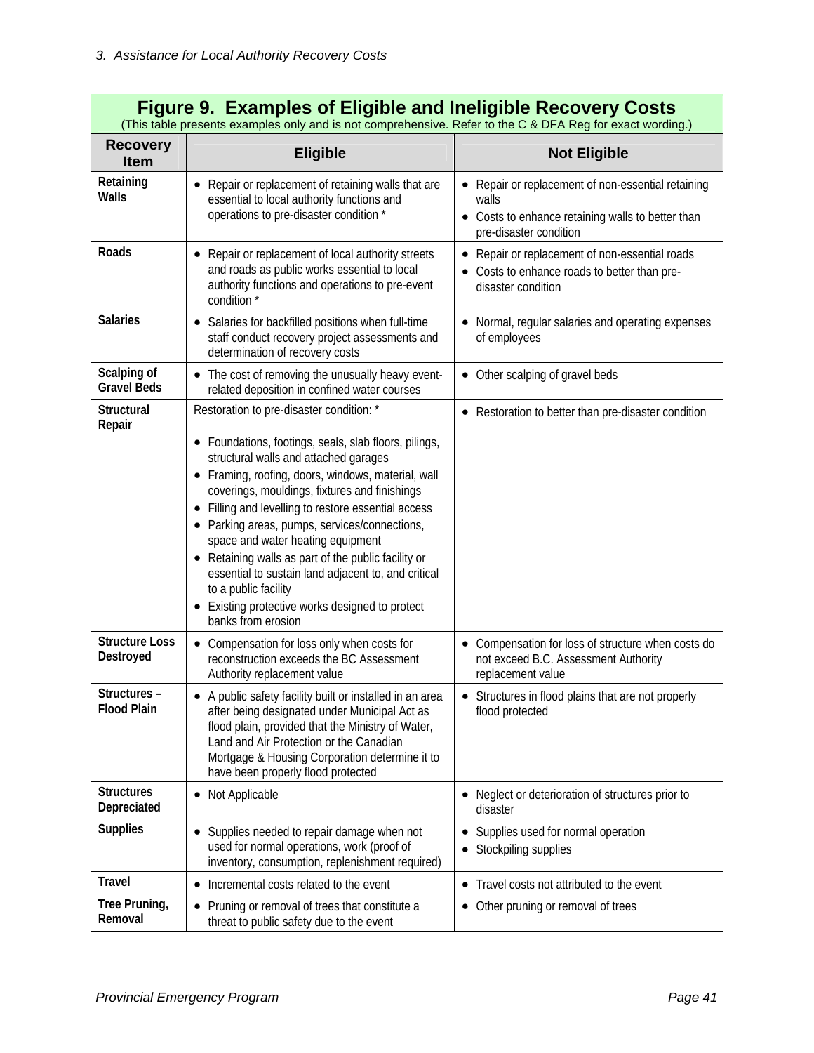## Figure 9. Examples of Eligible and Ineligible Recovery Costs

(This table presents examples only and is not comprehensive. Refer to the C & DFA Reg for exact wording.)

| Recovery Item | Eligible | Not Eligible |
|---|---|---|
| **Retaining Walls** | • Repair or replacement of retaining walls that are essential to local authority functions and operations to pre-disaster condition * | • Repair or replacement of non-essential retaining walls<br>• Costs to enhance retaining walls to better than pre-disaster condition |
| **Roads** | • Repair or replacement of local authority streets and roads as public works essential to local authority functions and operations to pre-event condition * | • Repair or replacement of non-essential roads<br>• Costs to enhance roads to better than pre-disaster condition |
| **Salaries** | • Salaries for backfilled positions when full-time staff conduct recovery project assessments and determination of recovery costs | • Normal, regular salaries and operating expenses of employees |
| **Scalping of Gravel Beds** | • The cost of removing the unusually heavy event-related deposition in confined water courses | • Other scalping of gravel beds |
| **Structural Repair** | Restoration to pre-disaster condition: *<br>• Foundations, footings, seals, slab floors, pilings, structural walls and attached garages<br>• Framing, roofing, doors, windows, material, wall coverings, mouldings, fixtures and finishings<br>• Filling and levelling to restore essential access<br>• Parking areas, pumps, services/connections, space and water heating equipment<br>• Retaining walls as part of the public facility or essential to sustain land adjacent to, and critical to a public facility<br>• Existing protective works designed to protect banks from erosion | • Restoration to better than pre-disaster condition |
| **Structure Loss Destroyed** | • Compensation for loss only when costs for reconstruction exceeds the BC Assessment Authority replacement value | • Compensation for loss of structure when costs do not exceed B.C. Assessment Authority replacement value |
| **Structures – Flood Plain** | • A public safety facility built or installed in an area after being designated under Municipal Act as flood plain, provided that the Ministry of Water, Land and Air Protection or the Canadian Mortgage & Housing Corporation determine it to have been properly flood protected | • Structures in flood plains that are not properly flood protected |
| **Structures Depreciated** | • Not Applicable | • Neglect or deterioration of structures prior to disaster |
| **Supplies** | • Supplies needed to repair damage when not used for normal operations, work (proof of inventory, consumption, replenishment required) | • Supplies used for normal operation<br>• Stockpiling supplies |
| **Travel** | • Incremental costs related to the event | • Travel costs not attributed to the event |
| **Tree Pruning, Removal** | • Pruning or removal of trees that constitute a threat to public safety due to the event | • Other pruning or removal of trees |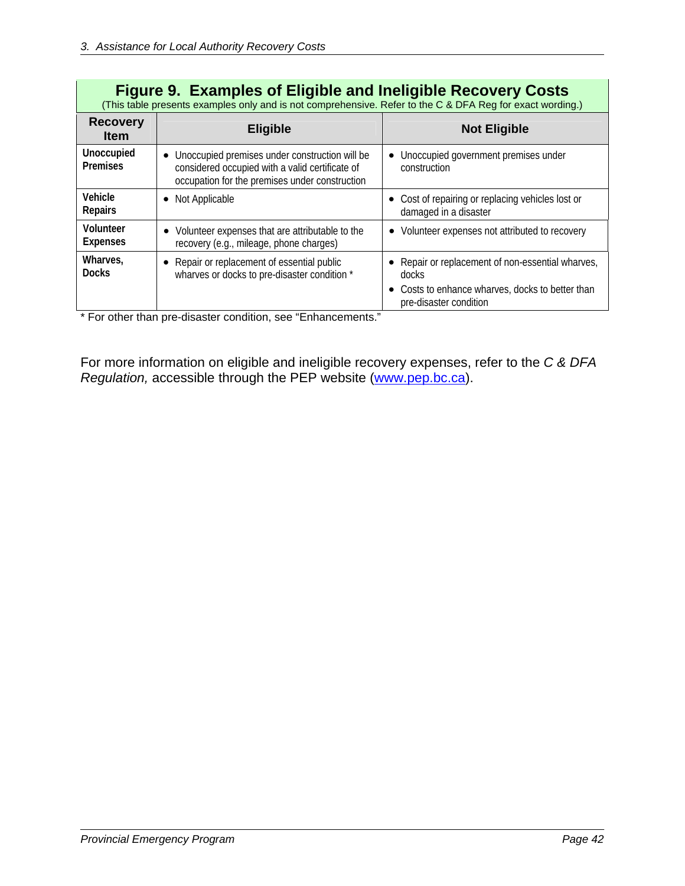**Figure 9. Examples of Eligible and Ineligible Recovery Costs**

(This table presents examples only and is not comprehensive. Refer to the C & DFA Reg for exact wording.)

| Recovery Item | Eligible | Not Eligible |
|---|---|---|
| **Unoccupied Premises** | • Unoccupied premises under construction will be considered occupied with a valid certificate of occupation for the premises under construction | • Unoccupied government premises under construction |
| **Vehicle Repairs** | • Not Applicable | • Cost of repairing or replacing vehicles lost or damaged in a disaster |
| **Volunteer Expenses** | • Volunteer expenses that are attributable to the recovery (e.g., mileage, phone charges) | • Volunteer expenses not attributed to recovery |
| **Wharves, Docks** | • Repair or replacement of essential public wharves or docks to pre-disaster condition * | • Repair or replacement of non-essential wharves, docks<br>• Costs to enhance wharves, docks to better than pre-disaster condition |

* For other than pre-disaster condition, see "Enhancements."

For more information on eligible and ineligible recovery expenses, refer to the *C & DFA Regulation,* accessible through the PEP website (www.pep.bc.ca).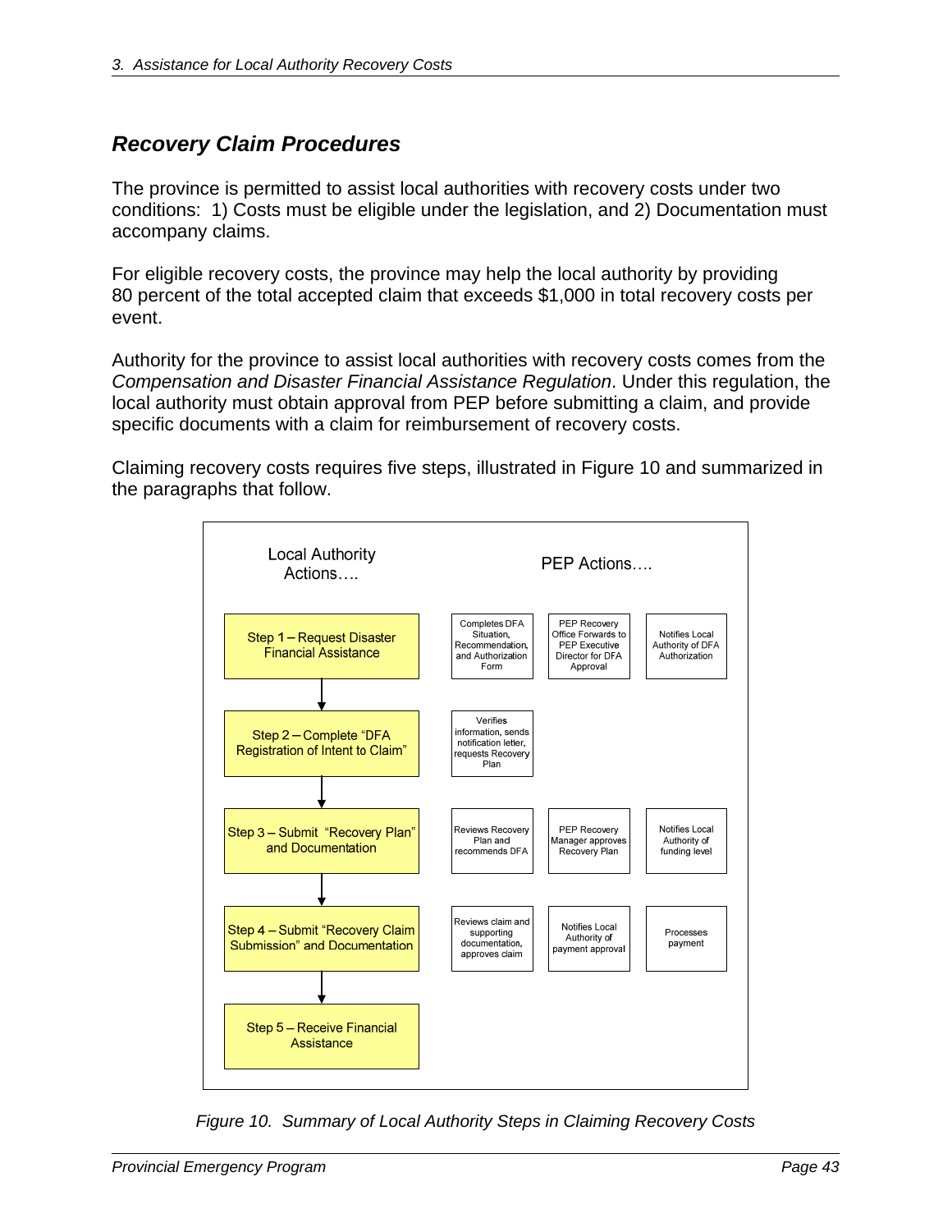## Recovery Claim Procedures

The province is permitted to assist local authorities with recovery costs under two conditions: 1) Costs must be eligible under the legislation, and 2) Documentation must accompany claims.

For eligible recovery costs, the province may help the local authority by providing 80 percent of the total accepted claim that exceeds $1,000 in total recovery costs per event.

Authority for the province to assist local authorities with recovery costs comes from the *Compensation and Disaster Financial Assistance Regulation*. Under this regulation, the local authority must obtain approval from PEP before submitting a claim, and provide specific documents with a claim for reimbursement of recovery costs.

Claiming recovery costs requires five steps, illustrated in Figure 10 and summarized in the paragraphs that follow.

| Local Authority Actions…. | PEP Actions…. | | |
|---|---|---|---|
| Step 1 – Request Disaster Financial Assistance | Completes DFA Situation, Recommendation, and Authorization Form | PEP Recovery Office Forwards to PEP Executive Director for DFA Approval | Notifies Local Authority of DFA Authorization |
| Step 2 – Complete "DFA Registration of Intent to Claim" | Verifies information, sends notification letter, requests Recovery Plan | | |
| Step 3 – Submit "Recovery Plan" and Documentation | Reviews Recovery Plan and recommends DFA | PEP Recovery Manager approves Recovery Plan | Notifies Local Authority of funding level |
| Step 4 – Submit "Recovery Claim Submission" and Documentation | Reviews claim and supporting documentation, approves claim | Notifies Local Authority of payment approval | Processes payment |
| Step 5 – Receive Financial Assistance | | | |

*Figure 10. Summary of Local Authority Steps in Claiming Recovery Costs*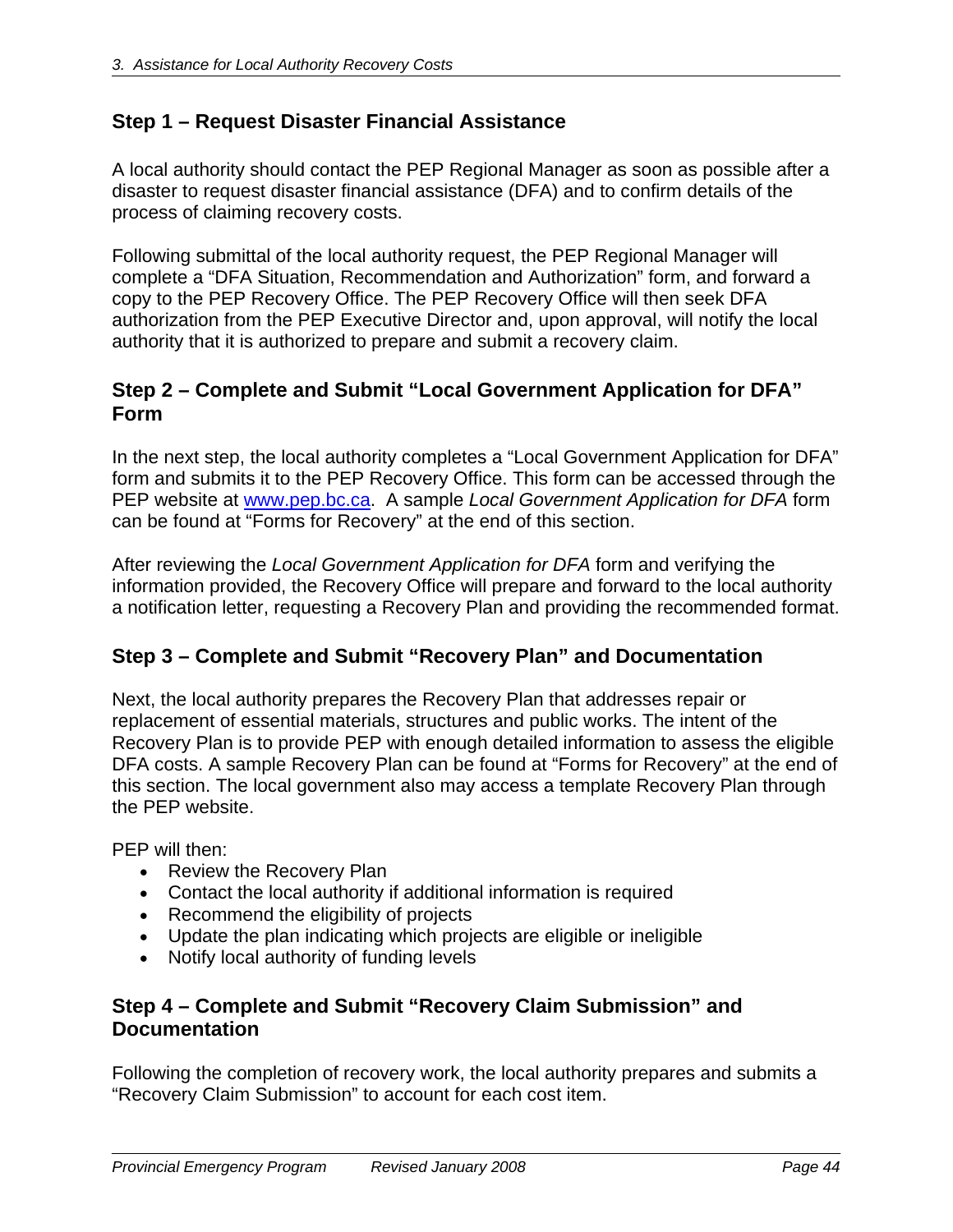## Step 1 – Request Disaster Financial Assistance

A local authority should contact the PEP Regional Manager as soon as possible after a disaster to request disaster financial assistance (DFA) and to confirm details of the process of claiming recovery costs.

Following submittal of the local authority request, the PEP Regional Manager will complete a "DFA Situation, Recommendation and Authorization" form, and forward a copy to the PEP Recovery Office. The PEP Recovery Office will then seek DFA authorization from the PEP Executive Director and, upon approval, will notify the local authority that it is authorized to prepare and submit a recovery claim.

## Step 2 – Complete and Submit "Local Government Application for DFA" Form

In the next step, the local authority completes a "Local Government Application for DFA" form and submits it to the PEP Recovery Office. This form can be accessed through the PEP website at [www.pep.bc.ca](http://www.pep.bc.ca). A sample *Local Government Application for DFA* form can be found at "Forms for Recovery" at the end of this section.

After reviewing the *Local Government Application for DFA* form and verifying the information provided, the Recovery Office will prepare and forward to the local authority a notification letter, requesting a Recovery Plan and providing the recommended format.

## Step 3 – Complete and Submit "Recovery Plan" and Documentation

Next, the local authority prepares the Recovery Plan that addresses repair or replacement of essential materials, structures and public works. The intent of the Recovery Plan is to provide PEP with enough detailed information to assess the eligible DFA costs. A sample Recovery Plan can be found at "Forms for Recovery" at the end of this section. The local government also may access a template Recovery Plan through the PEP website.

PEP will then:

- Review the Recovery Plan
- Contact the local authority if additional information is required
- Recommend the eligibility of projects
- Update the plan indicating which projects are eligible or ineligible
- Notify local authority of funding levels

## Step 4 – Complete and Submit "Recovery Claim Submission" and Documentation

Following the completion of recovery work, the local authority prepares and submits a "Recovery Claim Submission" to account for each cost item.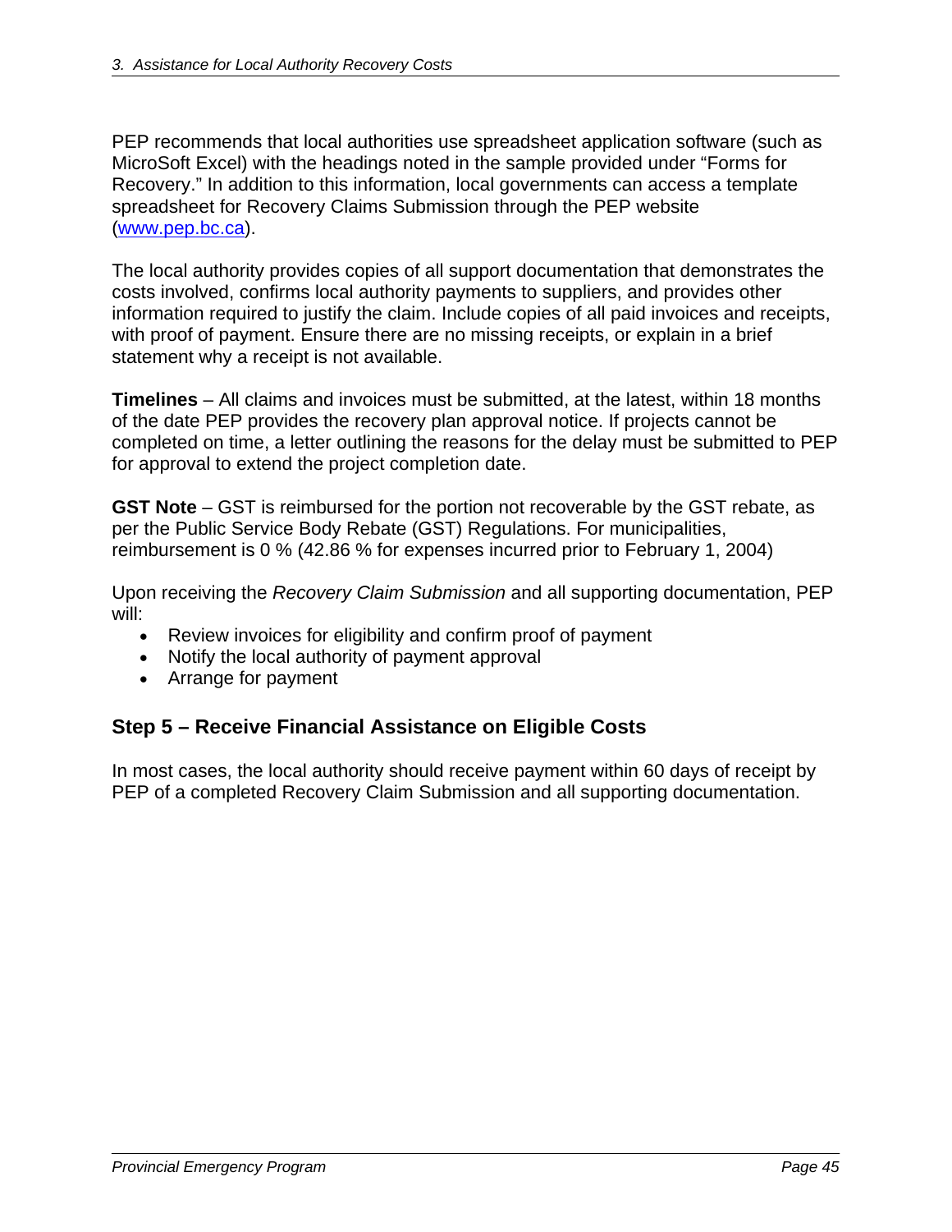PEP recommends that local authorities use spreadsheet application software (such as MicroSoft Excel) with the headings noted in the sample provided under "Forms for Recovery." In addition to this information, local governments can access a template spreadsheet for Recovery Claims Submission through the PEP website (www.pep.bc.ca).

The local authority provides copies of all support documentation that demonstrates the costs involved, confirms local authority payments to suppliers, and provides other information required to justify the claim. Include copies of all paid invoices and receipts, with proof of payment. Ensure there are no missing receipts, or explain in a brief statement why a receipt is not available.

**Timelines** – All claims and invoices must be submitted, at the latest, within 18 months of the date PEP provides the recovery plan approval notice. If projects cannot be completed on time, a letter outlining the reasons for the delay must be submitted to PEP for approval to extend the project completion date.

**GST Note** – GST is reimbursed for the portion not recoverable by the GST rebate, as per the Public Service Body Rebate (GST) Regulations. For municipalities, reimbursement is 0 % (42.86 % for expenses incurred prior to February 1, 2004)

Upon receiving the *Recovery Claim Submission* and all supporting documentation, PEP will:

- Review invoices for eligibility and confirm proof of payment
- Notify the local authority of payment approval
- Arrange for payment

## Step 5 – Receive Financial Assistance on Eligible Costs

In most cases, the local authority should receive payment within 60 days of receipt by PEP of a completed Recovery Claim Submission and all supporting documentation.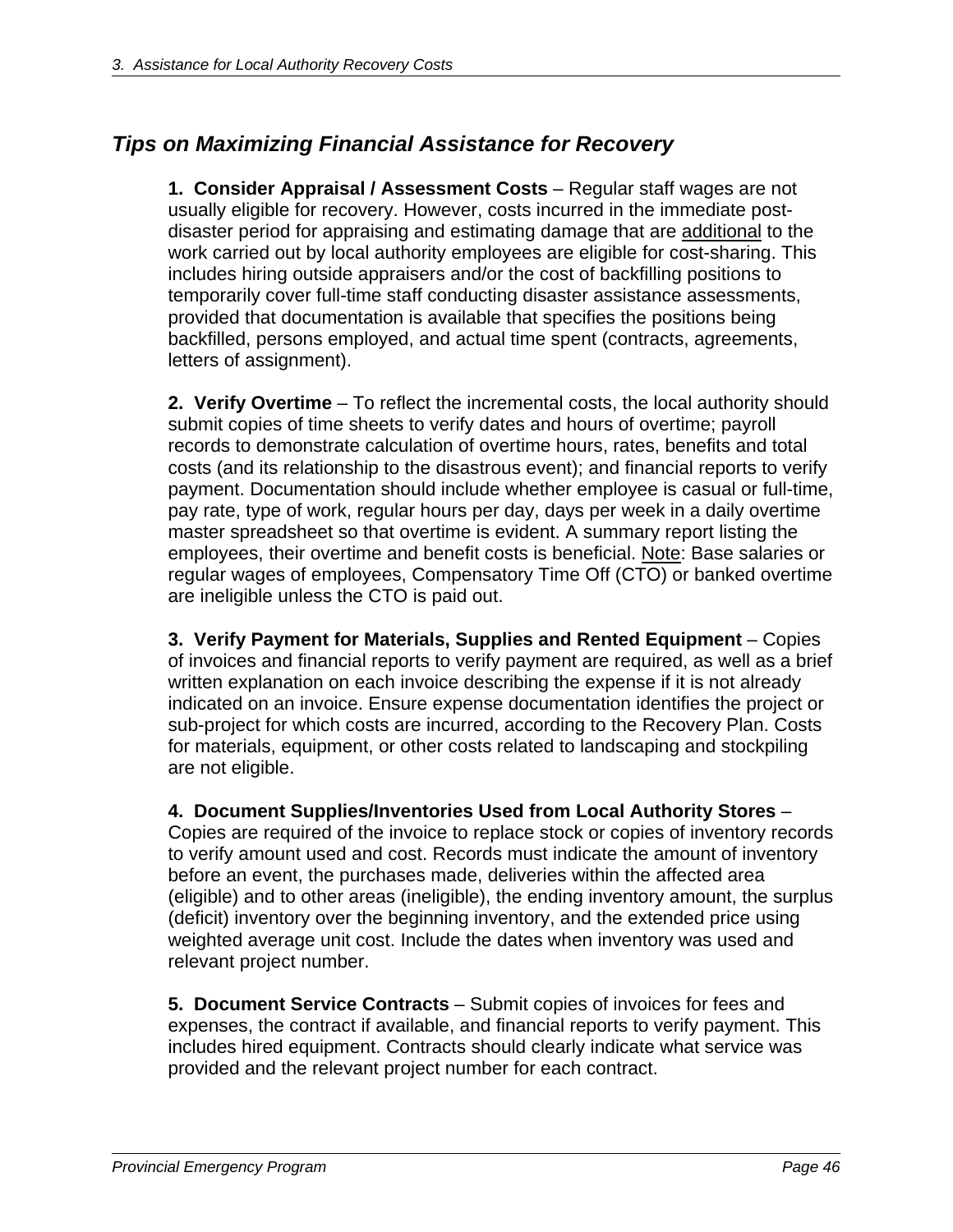## *Tips on Maximizing Financial Assistance for Recovery*

**1. Consider Appraisal / Assessment Costs** – Regular staff wages are not usually eligible for recovery. However, costs incurred in the immediate post-disaster period for appraising and estimating damage that are <u>additional</u> to the work carried out by local authority employees are eligible for cost-sharing. This includes hiring outside appraisers and/or the cost of backfilling positions to temporarily cover full-time staff conducting disaster assistance assessments, provided that documentation is available that specifies the positions being backfilled, persons employed, and actual time spent (contracts, agreements, letters of assignment).

**2. Verify Overtime** – To reflect the incremental costs, the local authority should submit copies of time sheets to verify dates and hours of overtime; payroll records to demonstrate calculation of overtime hours, rates, benefits and total costs (and its relationship to the disastrous event); and financial reports to verify payment. Documentation should include whether employee is casual or full-time, pay rate, type of work, regular hours per day, days per week in a daily overtime master spreadsheet so that overtime is evident. A summary report listing the employees, their overtime and benefit costs is beneficial. <u>Note</u>: Base salaries or regular wages of employees, Compensatory Time Off (CTO) or banked overtime are ineligible unless the CTO is paid out.

**3. Verify Payment for Materials, Supplies and Rented Equipment** – Copies of invoices and financial reports to verify payment are required, as well as a brief written explanation on each invoice describing the expense if it is not already indicated on an invoice. Ensure expense documentation identifies the project or sub-project for which costs are incurred, according to the Recovery Plan. Costs for materials, equipment, or other costs related to landscaping and stockpiling are not eligible.

**4. Document Supplies/Inventories Used from Local Authority Stores** – Copies are required of the invoice to replace stock or copies of inventory records to verify amount used and cost. Records must indicate the amount of inventory before an event, the purchases made, deliveries within the affected area (eligible) and to other areas (ineligible), the ending inventory amount, the surplus (deficit) inventory over the beginning inventory, and the extended price using weighted average unit cost. Include the dates when inventory was used and relevant project number.

**5. Document Service Contracts** – Submit copies of invoices for fees and expenses, the contract if available, and financial reports to verify payment. This includes hired equipment. Contracts should clearly indicate what service was provided and the relevant project number for each contract.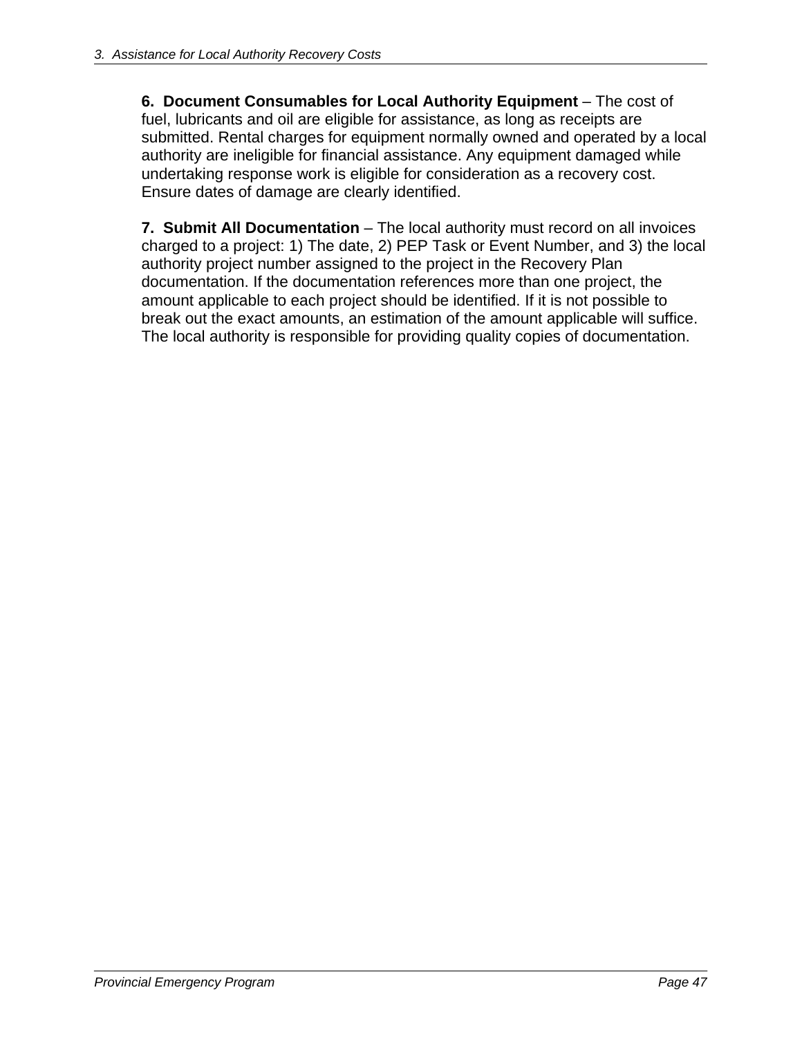**6. Document Consumables for Local Authority Equipment** – The cost of fuel, lubricants and oil are eligible for assistance, as long as receipts are submitted. Rental charges for equipment normally owned and operated by a local authority are ineligible for financial assistance. Any equipment damaged while undertaking response work is eligible for consideration as a recovery cost. Ensure dates of damage are clearly identified.

**7. Submit All Documentation** – The local authority must record on all invoices charged to a project: 1) The date, 2) PEP Task or Event Number, and 3) the local authority project number assigned to the project in the Recovery Plan documentation. If the documentation references more than one project, the amount applicable to each project should be identified. If it is not possible to break out the exact amounts, an estimation of the amount applicable will suffice. The local authority is responsible for providing quality copies of documentation.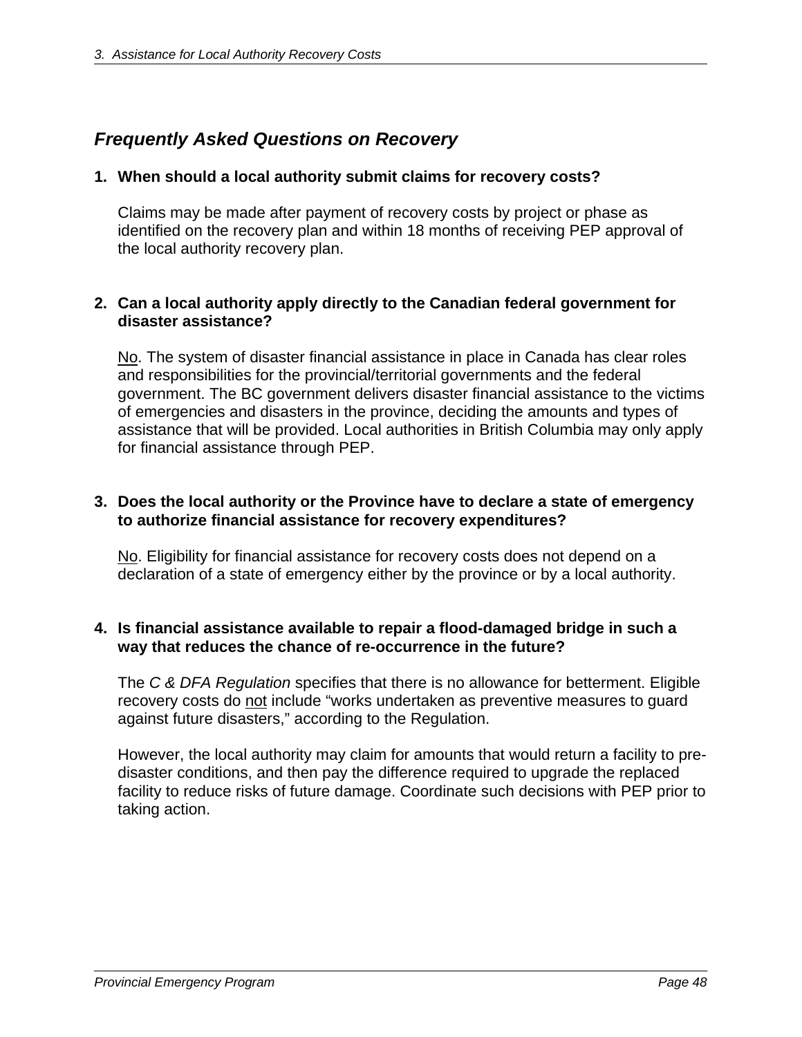## *Frequently Asked Questions on Recovery*

**1. When should a local authority submit claims for recovery costs?**

Claims may be made after payment of recovery costs by project or phase as identified on the recovery plan and within 18 months of receiving PEP approval of the local authority recovery plan.

**2. Can a local authority apply directly to the Canadian federal government for disaster assistance?**

No. The system of disaster financial assistance in place in Canada has clear roles and responsibilities for the provincial/territorial governments and the federal government. The BC government delivers disaster financial assistance to the victims of emergencies and disasters in the province, deciding the amounts and types of assistance that will be provided. Local authorities in British Columbia may only apply for financial assistance through PEP.

**3. Does the local authority or the Province have to declare a state of emergency to authorize financial assistance for recovery expenditures?**

No. Eligibility for financial assistance for recovery costs does not depend on a declaration of a state of emergency either by the province or by a local authority.

**4. Is financial assistance available to repair a flood-damaged bridge in such a way that reduces the chance of re-occurrence in the future?**

The *C & DFA Regulation* specifies that there is no allowance for betterment. Eligible recovery costs do not include "works undertaken as preventive measures to guard against future disasters," according to the Regulation.

However, the local authority may claim for amounts that would return a facility to pre-disaster conditions, and then pay the difference required to upgrade the replaced facility to reduce risks of future damage. Coordinate such decisions with PEP prior to taking action.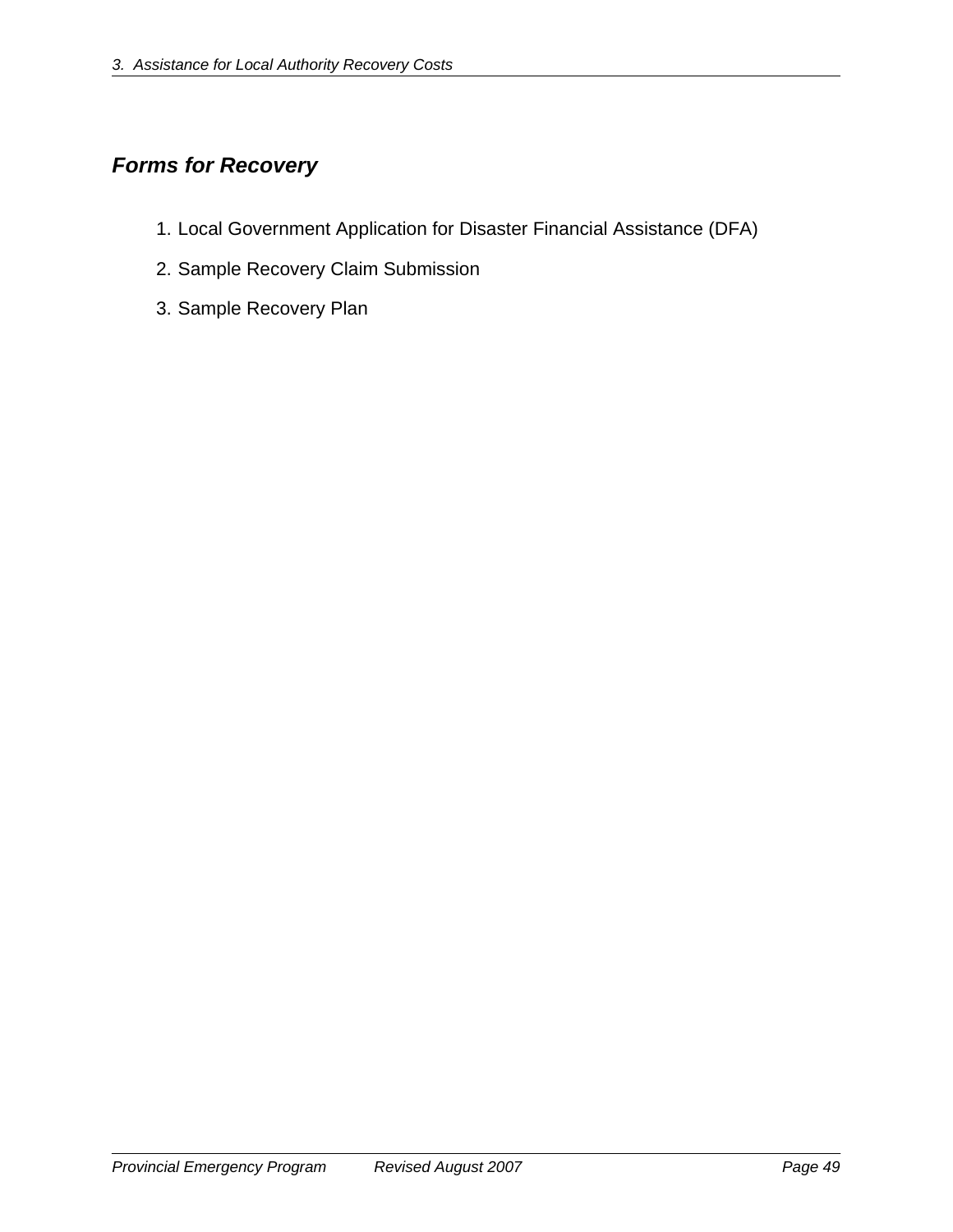## *Forms for Recovery*

1. Local Government Application for Disaster Financial Assistance (DFA)
2. Sample Recovery Claim Submission
3. Sample Recovery Plan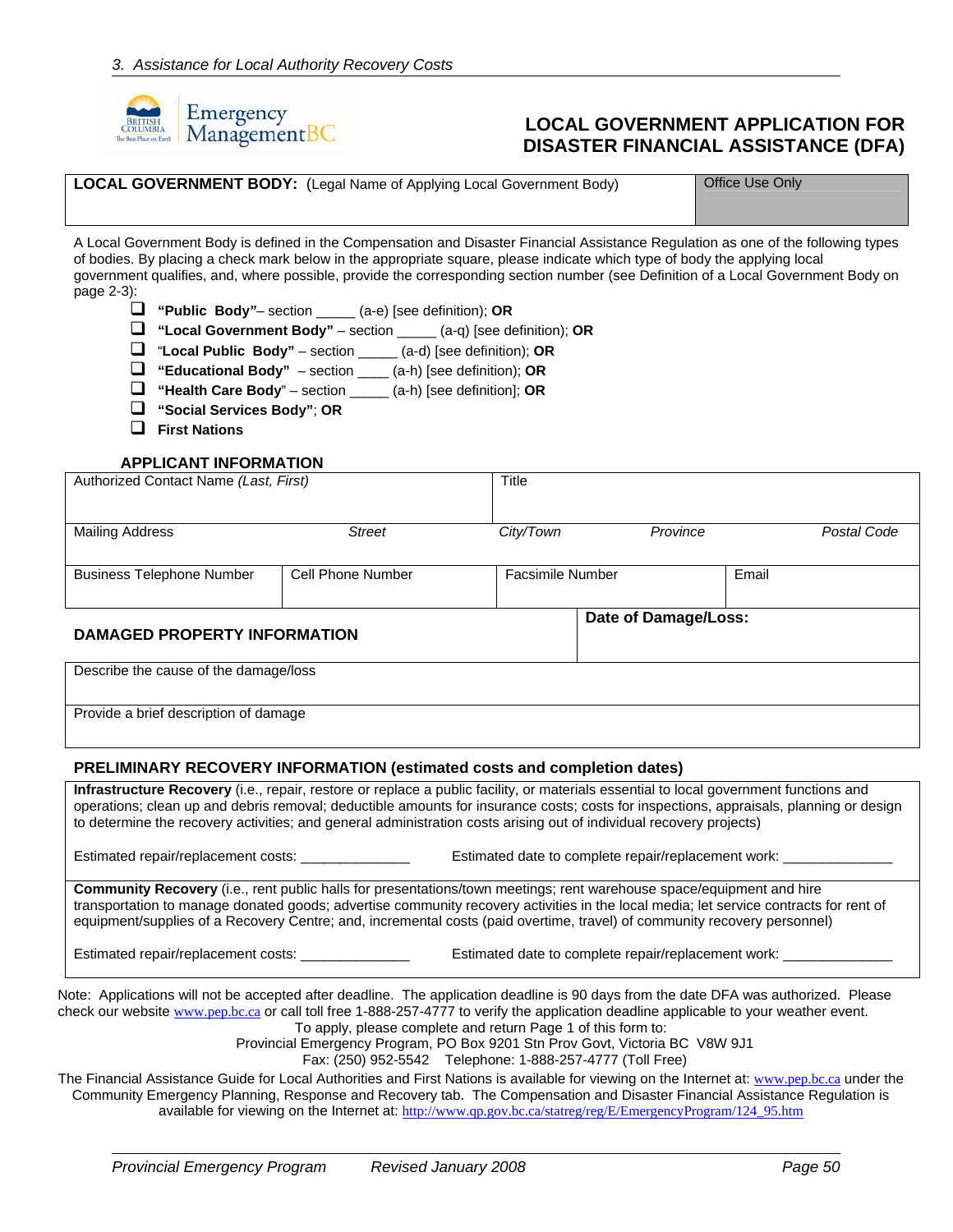# LOCAL GOVERNMENT APPLICATION FOR DISASTER FINANCIAL ASSISTANCE (DFA)

| **LOCAL GOVERNMENT BODY:** (Legal Name of Applying Local Government Body) | Office Use Only |
|---|---|
| | |

A Local Government Body is defined in the Compensation and Disaster Financial Assistance Regulation as one of the following types of bodies. By placing a check mark below in the appropriate square, please indicate which type of body the applying local government qualifies, and, where possible, provide the corresponding section number (see Definition of a Local Government Body on page 2-3):

- ❑ **"Public Body"**– section _____ (a-e) [see definition]; **OR**
- ❑ **"Local Government Body"** – section _____ (a-q) [see definition]; **OR**
- ❑ "**Local Public Body"** – section _____ (a-d) [see definition]; **OR**
- ❑ **"Educational Body"** – section ____ (a-h) [see definition]; **OR**
- ❑ **"Health Care Body**" – section _____ (a-h) [see definition]; **OR**
- ❑ **"Social Services Body"**; **OR**
- ❑ **First Nations**

## APPLICANT INFORMATION

| Authorized Contact Name *(Last, First)* | | Title | | |
|---|---|---|---|---|
| Mailing Address | *Street* | *City/Town* | *Province* | *Postal Code* |
| Business Telephone Number | Cell Phone Number | Facsimile Number | Email | |

## DAMAGED PROPERTY INFORMATION

| **DAMAGED PROPERTY INFORMATION** | **Date of Damage/Loss:** |
|---|---|
| Describe the cause of the damage/loss | |
| Provide a brief description of damage | |

## PRELIMINARY RECOVERY INFORMATION (estimated costs and completion dates)

**Infrastructure Recovery** (i.e., repair, restore or replace a public facility, or materials essential to local government functions and operations; clean up and debris removal; deductible amounts for insurance costs; costs for inspections, appraisals, planning or design to determine the recovery activities; and general administration costs arising out of individual recovery projects)

Estimated repair/replacement costs: ______________ Estimated date to complete repair/replacement work: ______________

**Community Recovery** (i.e., rent public halls for presentations/town meetings; rent warehouse space/equipment and hire transportation to manage donated goods; advertise community recovery activities in the local media; let service contracts for rent of equipment/supplies of a Recovery Centre; and, incremental costs (paid overtime, travel) of community recovery personnel)

Estimated repair/replacement costs: ______________ Estimated date to complete repair/replacement work: ______________

Note: Applications will not be accepted after deadline. The application deadline is 90 days from the date DFA was authorized. Please check our website www.pep.bc.ca or call toll free 1-888-257-4777 to verify the application deadline applicable to your weather event.

To apply, please complete and return Page 1 of this form to:
Provincial Emergency Program, PO Box 9201 Stn Prov Govt, Victoria BC V8W 9J1
Fax: (250) 952-5542 Telephone: 1-888-257-4777 (Toll Free)

The Financial Assistance Guide for Local Authorities and First Nations is available for viewing on the Internet at: www.pep.bc.ca under the Community Emergency Planning, Response and Recovery tab. The Compensation and Disaster Financial Assistance Regulation is available for viewing on the Internet at: http://www.qp.gov.bc.ca/statreg/reg/E/EmergencyProgram/124_95.htm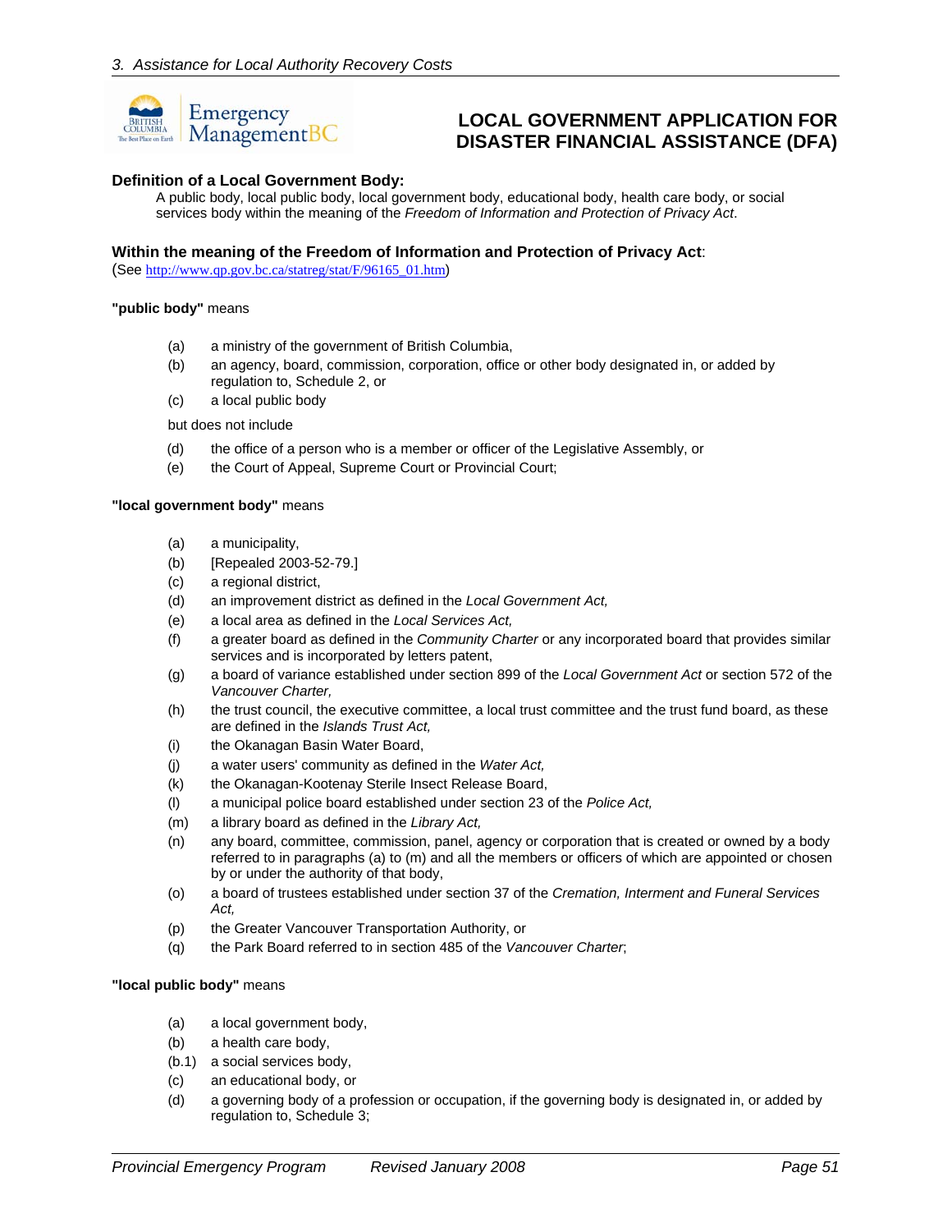# LOCAL GOVERNMENT APPLICATION FOR DISASTER FINANCIAL ASSISTANCE (DFA)

**Definition of a Local Government Body:**

A public body, local public body, local government body, educational body, health care body, or social services body within the meaning of the *Freedom of Information and Protection of Privacy Act*.

**Within the meaning of the Freedom of Information and Protection of Privacy Act**:

(See http://www.qp.gov.bc.ca/statreg/stat/F/96165_01.htm)

**"public body"** means

(a) a ministry of the government of British Columbia,

(b) an agency, board, commission, corporation, office or other body designated in, or added by regulation to, Schedule 2, or

(c) a local public body

but does not include

(d) the office of a person who is a member or officer of the Legislative Assembly, or

(e) the Court of Appeal, Supreme Court or Provincial Court;

**"local government body"** means

(a) a municipality,

(b) [Repealed 2003-52-79.]

(c) a regional district,

(d) an improvement district as defined in the *Local Government Act,*

(e) a local area as defined in the *Local Services Act,*

(f) a greater board as defined in the *Community Charter* or any incorporated board that provides similar services and is incorporated by letters patent,

(g) a board of variance established under section 899 of the *Local Government Act* or section 572 of the *Vancouver Charter,*

(h) the trust council, the executive committee, a local trust committee and the trust fund board, as these are defined in the *Islands Trust Act,*

(i) the Okanagan Basin Water Board,

(j) a water users' community as defined in the *Water Act,*

(k) the Okanagan-Kootenay Sterile Insect Release Board,

(l) a municipal police board established under section 23 of the *Police Act,*

(m) a library board as defined in the *Library Act,*

(n) any board, committee, commission, panel, agency or corporation that is created or owned by a body referred to in paragraphs (a) to (m) and all the members or officers of which are appointed or chosen by or under the authority of that body,

(o) a board of trustees established under section 37 of the *Cremation, Interment and Funeral Services Act,*

(p) the Greater Vancouver Transportation Authority, or

(q) the Park Board referred to in section 485 of the *Vancouver Charter*;

**"local public body"** means

(a) a local government body,

(b) a health care body,

(b.1) a social services body,

(c) an educational body, or

(d) a governing body of a profession or occupation, if the governing body is designated in, or added by regulation to, Schedule 3;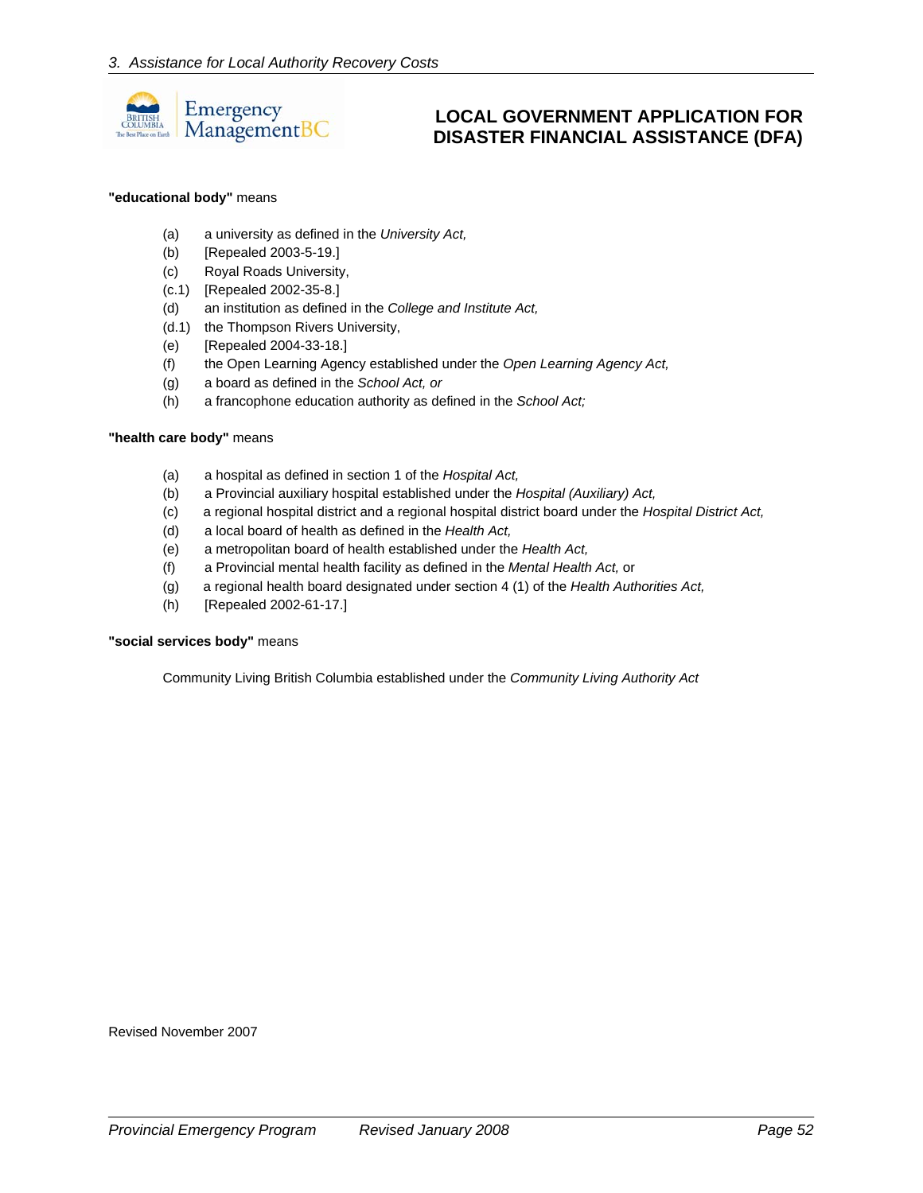**"educational body"** means

- (a) a university as defined in the *University Act,*
- (b) [Repealed 2003-5-19.]
- (c) Royal Roads University,
- (c.1) [Repealed 2002-35-8.]
- (d) an institution as defined in the *College and Institute Act,*
- (d.1) the Thompson Rivers University,
- (e) [Repealed 2004-33-18.]
- (f) the Open Learning Agency established under the *Open Learning Agency Act,*
- (g) a board as defined in the *School Act, or*
- (h) a francophone education authority as defined in the *School Act;*

**"health care body"** means

- (a) a hospital as defined in section 1 of the *Hospital Act,*
- (b) a Provincial auxiliary hospital established under the *Hospital (Auxiliary) Act,*
- (c) a regional hospital district and a regional hospital district board under the *Hospital District Act,*
- (d) a local board of health as defined in the *Health Act,*
- (e) a metropolitan board of health established under the *Health Act,*
- (f) a Provincial mental health facility as defined in the *Mental Health Act,* or
- (g) a regional health board designated under section 4 (1) of the *Health Authorities Act,*
- (h) [Repealed 2002-61-17.]

**"social services body"** means

Community Living British Columbia established under the *Community Living Authority Act*

Revised November 2007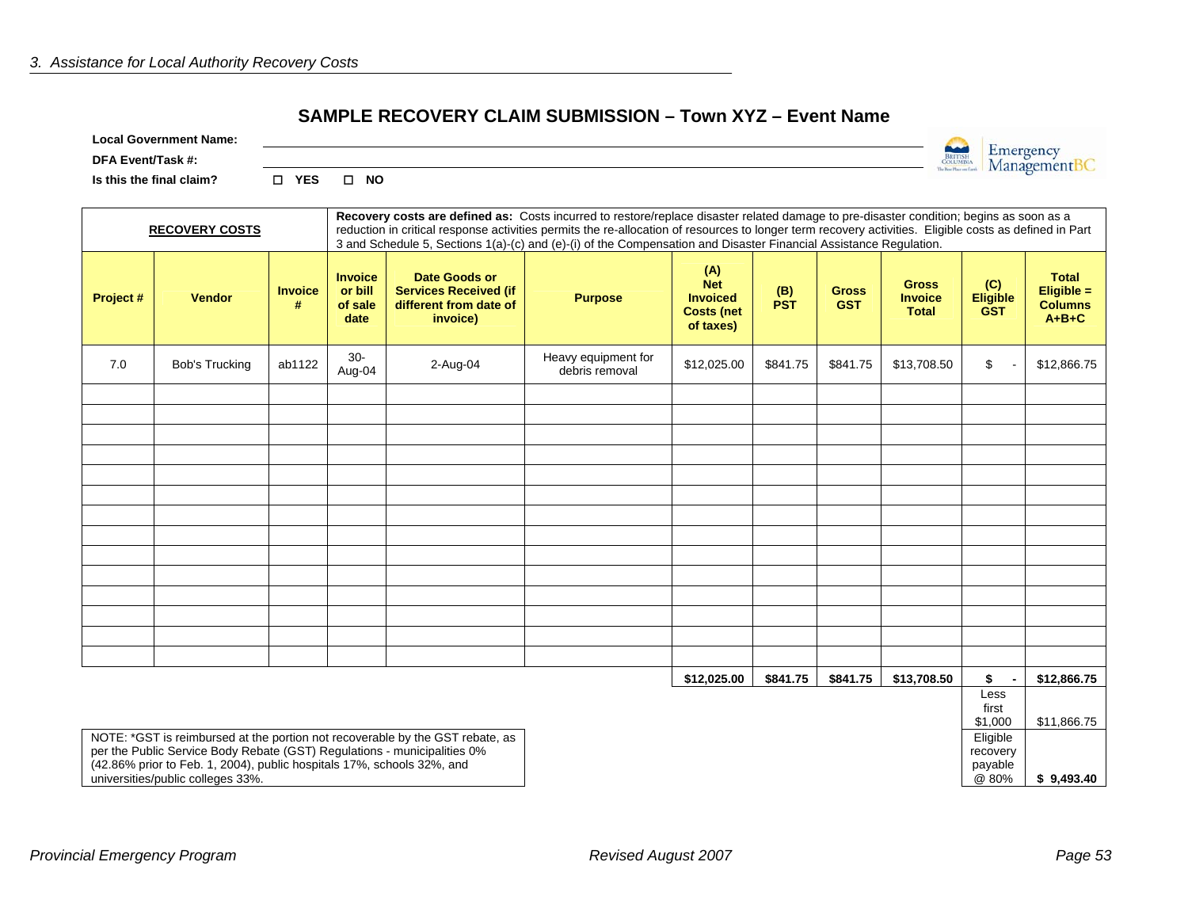## SAMPLE RECOVERY CLAIM SUBMISSION – Town XYZ – Event Name

**Local Government Name:** ______________________________

**DFA Event/Task #:** ______________________________

**Is this the final claim?** ☐ **YES** ☐ **NO**

| **RECOVERY COSTS** | | | **Recovery costs are defined as:** Costs incurred to restore/replace disaster related damage to pre-disaster condition; begins as soon as a reduction in critical response activities permits the re-allocation of resources to longer term recovery activities. Eligible costs as defined in Part 3 and Schedule 5, Sections 1(a)-(c) and (e)-(i) of the Compensation and Disaster Financial Assistance Regulation. | | | | | | | | |
|---|---|---|---|---|---|---|---|---|---|---|---|
| **Project #** | **Vendor** | **Invoice #** | **Invoice or bill of sale date** | **Date Goods or Services Received (if different from date of invoice)** | **Purpose** | **(A) Net Invoiced Costs (net of taxes)** | **(B) PST** | **Gross GST** | **Gross Invoice Total** | **(C) Eligible GST** | **Total Eligible = Columns A+B+C** |
| 7.0 | Bob's Trucking | ab1122 | 30-Aug-04 | 2-Aug-04 | Heavy equipment for debris removal | $12,025.00 | $841.75 | $841.75 | $13,708.50 | $ - | $12,866.75 |
| | | | | | | | | | | | |
| | | | | | | | | | | | |
| | | | | | | | | | | | |
| | | | | | | | | | | | |
| | | | | | | | | | | | |
| | | | | | | | | | | | |
| | | | | | | | | | | | |
| | | | | | | | | | | | |
| | | | | | | | | | | | |
| | | | | | | | | | | | |
| | | | | | | | | | | | |
| | | | | | | | | | | | |
| | | | | | | | | | | | |
| | | | | | | | | | | | |
| | | | | | | **$12,025.00** | **$841.75** | **$841.75** | **$13,708.50** | **$ -** | **$12,866.75** |
| | | | | | | | | | | Less first $1,000 | $11,866.75 |
| | | | | | | | | | | Eligible recovery payable @ 80% | **$ 9,493.40** |

NOTE: *GST is reimbursed at the portion not recoverable by the GST rebate, as per the Public Service Body Rebate (GST) Regulations - municipalities 0% (42.86% prior to Feb. 1, 2004), public hospitals 17%, schools 32%, and universities/public colleges 33%.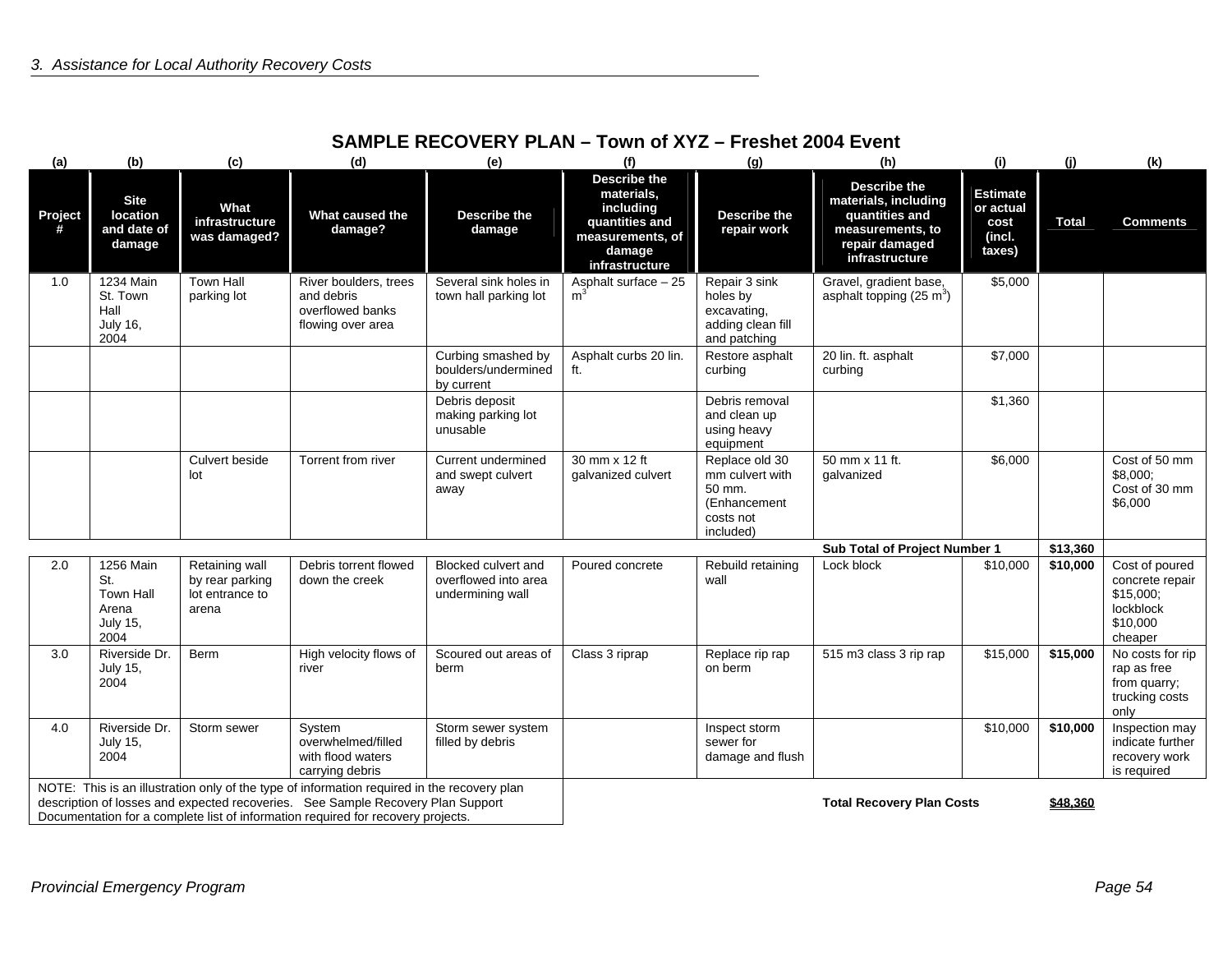## SAMPLE RECOVERY PLAN – Town of XYZ – Freshet 2004 Event

| (a) Project # | (b) Site location and date of damage | (c) What infrastructure was damaged? | (d) What caused the damage? | (e) Describe the damage | (f) Describe the materials, including quantities and measurements, of damage infrastructure | (g) Describe the repair work | (h) Describe the materials, including quantities and measurements, to repair damaged infrastructure | (i) Estimate or actual cost (incl. taxes) | (j) Total | (k) Comments |
|---|---|---|---|---|---|---|---|---|---|---|
| 1.0 | 1234 Main St. Town Hall July 16, 2004 | Town Hall parking lot | River boulders, trees and debris overflowed banks flowing over area | Several sink holes in town hall parking lot | Asphalt surface – 25 $m^3$ | Repair 3 sink holes by excavating, adding clean fill and patching | Gravel, gradient base, asphalt topping (25 $m^3$) | $5,000 | | |
| | | | | Curbing smashed by boulders/undermined by current | Asphalt curbs 20 lin. ft. | Restore asphalt curbing | 20 lin. ft. asphalt curbing | $7,000 | | |
| | | | | Debris deposit making parking lot unusable | | Debris removal and clean up using heavy equipment | | $1,360 | | |
| | | Culvert beside lot | Torrent from river | Current undermined and swept culvert away | 30 mm x 12 ft galvanized culvert | Replace old 30 mm culvert with 50 mm. (Enhancement costs not included) | 50 mm x 11 ft. galvanized | $6,000 | | Cost of 50 mm $8,000; Cost of 30 mm $6,000 |
| | | | | | | | **Sub Total of Project Number 1** | | **$13,360** | |
| 2.0 | 1256 Main St. Town Hall Arena July 15, 2004 | Retaining wall by rear parking lot entrance to arena | Debris torrent flowed down the creek | Blocked culvert and overflowed into area undermining wall | Poured concrete | Rebuild retaining wall | Lock block | $10,000 | **$10,000** | Cost of poured concrete repair $15,000; lockblock $10,000 cheaper |
| 3.0 | Riverside Dr. July 15, 2004 | Berm | High velocity flows of river | Scoured out areas of berm | Class 3 riprap | Replace rip rap on berm | 515 m3 class 3 rip rap | $15,000 | **$15,000** | No costs for rip rap as free from quarry; trucking costs only |
| 4.0 | Riverside Dr. July 15, 2004 | Storm sewer | System overwhelmed/filled with flood waters carrying debris | Storm sewer system filled by debris | | Inspect storm sewer for damage and flush | | $10,000 | **$10,000** | Inspection may indicate further recovery work is required |
| | | | | | | | **Total Recovery Plan Costs** | | **$48,360** | |

NOTE: This is an illustration only of the type of information required in the recovery plan description of losses and expected recoveries. See Sample Recovery Plan Support Documentation for a complete list of information required for recovery projects.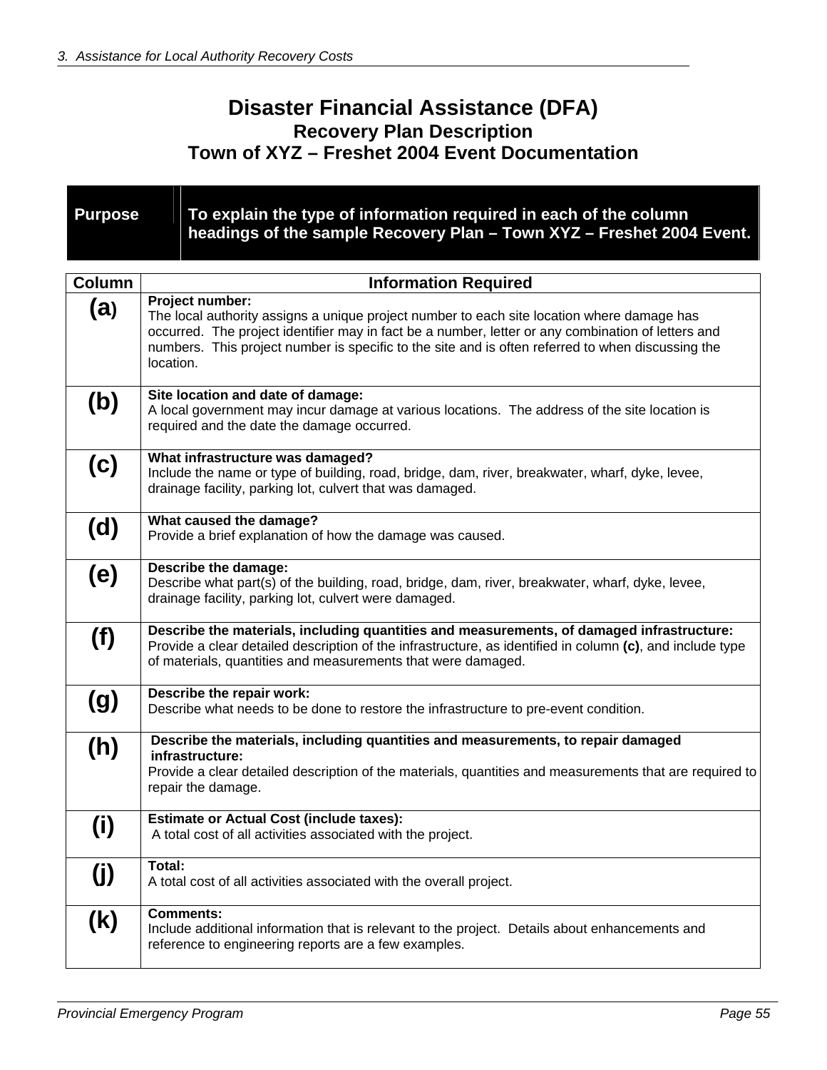# Disaster Financial Assistance (DFA)

## Recovery Plan Description

## Town of XYZ – Freshet 2004 Event Documentation

| Purpose | To explain the type of information required in each of the column headings of the sample Recovery Plan – Town XYZ – Freshet 2004 Event. |
|---|---|

| Column | Information Required |
|---|---|
| **(a)** | **Project number:** The local authority assigns a unique project number to each site location where damage has occurred. The project identifier may in fact be a number, letter or any combination of letters and numbers. This project number is specific to the site and is often referred to when discussing the location. |
| **(b)** | **Site location and date of damage:** A local government may incur damage at various locations. The address of the site location is required and the date the damage occurred. |
| **(c)** | **What infrastructure was damaged?** Include the name or type of building, road, bridge, dam, river, breakwater, wharf, dyke, levee, drainage facility, parking lot, culvert that was damaged. |
| **(d)** | **What caused the damage?** Provide a brief explanation of how the damage was caused. |
| **(e)** | **Describe the damage:** Describe what part(s) of the building, road, bridge, dam, river, breakwater, wharf, dyke, levee, drainage facility, parking lot, culvert were damaged. |
| **(f)** | **Describe the materials, including quantities and measurements, of damaged infrastructure:** Provide a clear detailed description of the infrastructure, as identified in column **(c)**, and include type of materials, quantities and measurements that were damaged. |
| **(g)** | **Describe the repair work:** Describe what needs to be done to restore the infrastructure to pre-event condition. |
| **(h)** | **Describe the materials, including quantities and measurements, to repair damaged infrastructure:** Provide a clear detailed description of the materials, quantities and measurements that are required to repair the damage. |
| **(i)** | **Estimate or Actual Cost (include taxes):** A total cost of all activities associated with the project. |
| **(j)** | **Total:** A total cost of all activities associated with the overall project. |
| **(k)** | **Comments:** Include additional information that is relevant to the project. Details about enhancements and reference to engineering reports are a few examples. |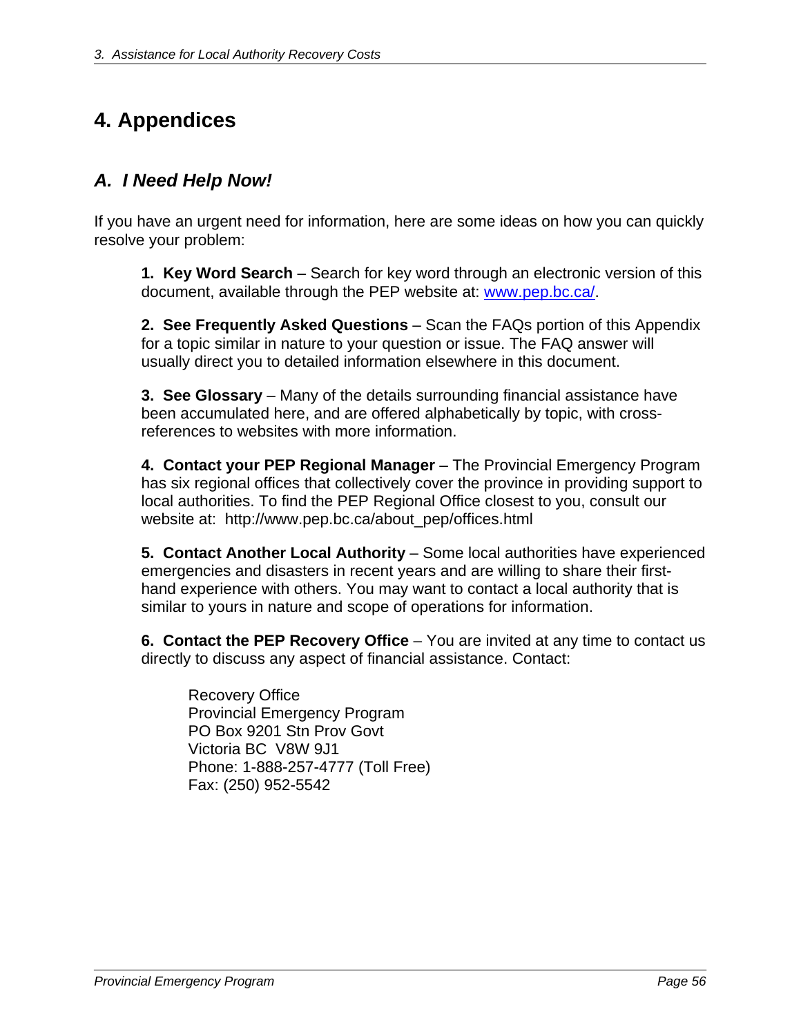# 4. Appendices

## *A. I Need Help Now!*

If you have an urgent need for information, here are some ideas on how you can quickly resolve your problem:

**1. Key Word Search** – Search for key word through an electronic version of this document, available through the PEP website at: www.pep.bc.ca/.

**2. See Frequently Asked Questions** – Scan the FAQs portion of this Appendix for a topic similar in nature to your question or issue. The FAQ answer will usually direct you to detailed information elsewhere in this document.

**3. See Glossary** – Many of the details surrounding financial assistance have been accumulated here, and are offered alphabetically by topic, with cross-references to websites with more information.

**4. Contact your PEP Regional Manager** – The Provincial Emergency Program has six regional offices that collectively cover the province in providing support to local authorities. To find the PEP Regional Office closest to you, consult our website at: http://www.pep.bc.ca/about_pep/offices.html

**5. Contact Another Local Authority** – Some local authorities have experienced emergencies and disasters in recent years and are willing to share their first-hand experience with others. You may want to contact a local authority that is similar to yours in nature and scope of operations for information.

**6. Contact the PEP Recovery Office** – You are invited at any time to contact us directly to discuss any aspect of financial assistance. Contact:

Recovery Office
Provincial Emergency Program
PO Box 9201 Stn Prov Govt
Victoria BC V8W 9J1
Phone: 1-888-257-4777 (Toll Free)
Fax: (250) 952-5542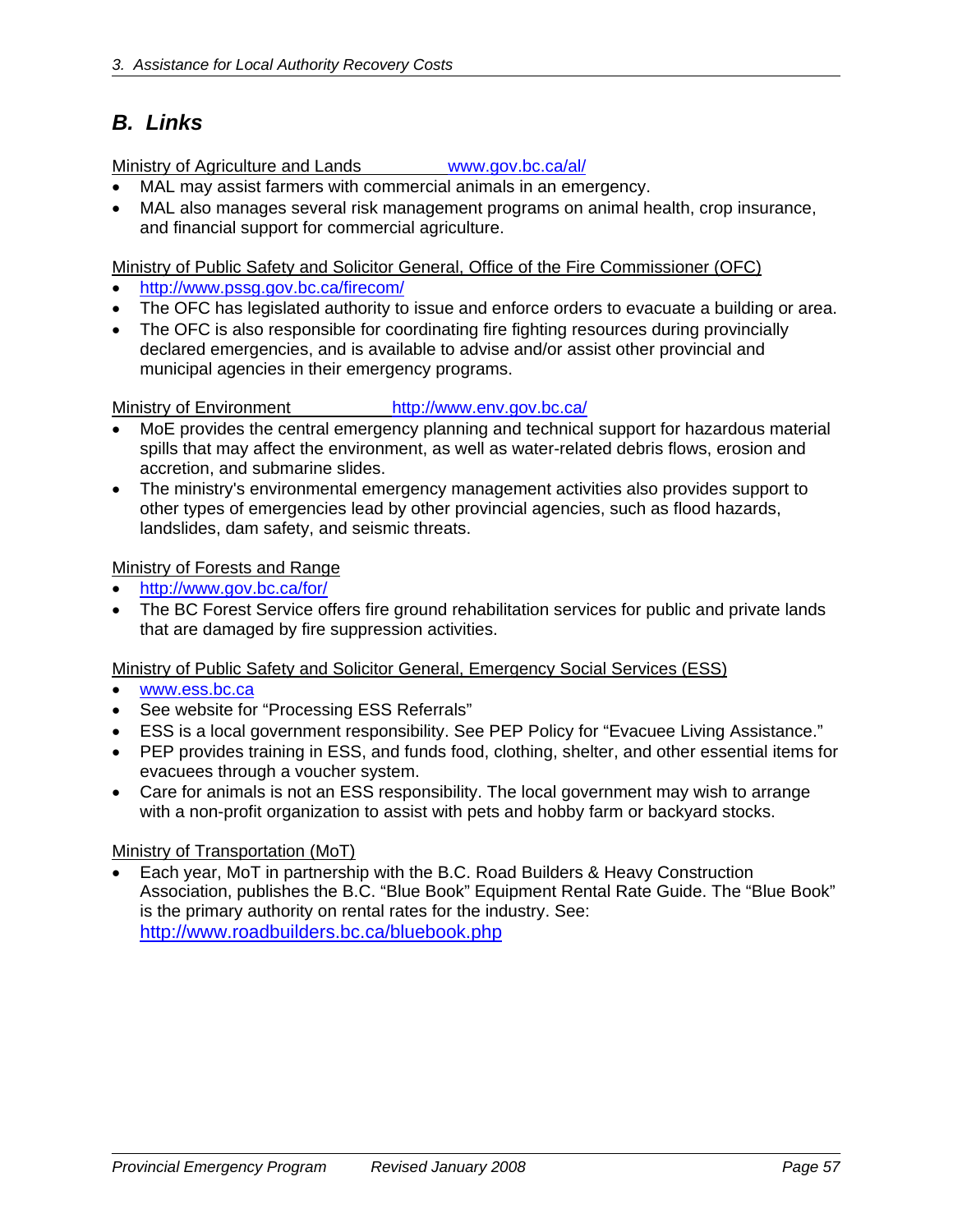## B. Links

Ministry of Agriculture and Lands www.gov.bc.ca/al/

- MAL may assist farmers with commercial animals in an emergency.
- MAL also manages several risk management programs on animal health, crop insurance, and financial support for commercial agriculture.

Ministry of Public Safety and Solicitor General, Office of the Fire Commissioner (OFC)

- http://www.pssg.gov.bc.ca/firecom/
- The OFC has legislated authority to issue and enforce orders to evacuate a building or area.
- The OFC is also responsible for coordinating fire fighting resources during provincially declared emergencies, and is available to advise and/or assist other provincial and municipal agencies in their emergency programs.

Ministry of Environment http://www.env.gov.bc.ca/

- MoE provides the central emergency planning and technical support for hazardous material spills that may affect the environment, as well as water-related debris flows, erosion and accretion, and submarine slides.
- The ministry's environmental emergency management activities also provides support to other types of emergencies lead by other provincial agencies, such as flood hazards, landslides, dam safety, and seismic threats.

Ministry of Forests and Range

- http://www.gov.bc.ca/for/
- The BC Forest Service offers fire ground rehabilitation services for public and private lands that are damaged by fire suppression activities.

Ministry of Public Safety and Solicitor General, Emergency Social Services (ESS)

- www.ess.bc.ca
- See website for "Processing ESS Referrals"
- ESS is a local government responsibility. See PEP Policy for "Evacuee Living Assistance."
- PEP provides training in ESS, and funds food, clothing, shelter, and other essential items for evacuees through a voucher system.
- Care for animals is not an ESS responsibility. The local government may wish to arrange with a non-profit organization to assist with pets and hobby farm or backyard stocks.

Ministry of Transportation (MoT)

- Each year, MoT in partnership with the B.C. Road Builders & Heavy Construction Association, publishes the B.C. "Blue Book" Equipment Rental Rate Guide. The "Blue Book" is the primary authority on rental rates for the industry. See: http://www.roadbuilders.bc.ca/bluebook.php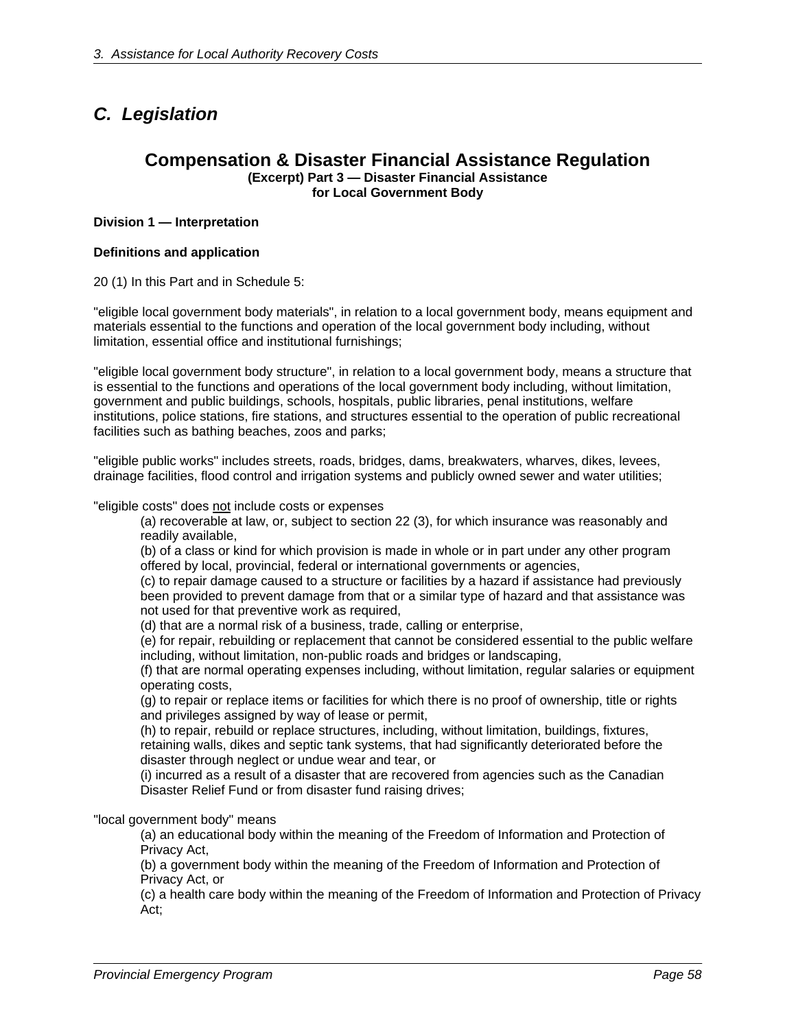## C. Legislation

# Compensation & Disaster Financial Assistance Regulation

**(Excerpt) Part 3 — Disaster Financial Assistance for Local Government Body**

**Division 1 — Interpretation**

**Definitions and application**

20 (1) In this Part and in Schedule 5:

"eligible local government body materials", in relation to a local government body, means equipment and materials essential to the functions and operation of the local government body including, without limitation, essential office and institutional furnishings;

"eligible local government body structure", in relation to a local government body, means a structure that is essential to the functions and operations of the local government body including, without limitation, government and public buildings, schools, hospitals, public libraries, penal institutions, welfare institutions, police stations, fire stations, and structures essential to the operation of public recreational facilities such as bathing beaches, zoos and parks;

"eligible public works" includes streets, roads, bridges, dams, breakwaters, wharves, dikes, levees, drainage facilities, flood control and irrigation systems and publicly owned sewer and water utilities;

"eligible costs" does <u>not</u> include costs or expenses

(a) recoverable at law, or, subject to section 22 (3), for which insurance was reasonably and readily available,
(b) of a class or kind for which provision is made in whole or in part under any other program offered by local, provincial, federal or international governments or agencies,
(c) to repair damage caused to a structure or facilities by a hazard if assistance had previously been provided to prevent damage from that or a similar type of hazard and that assistance was not used for that preventive work as required,
(d) that are a normal risk of a business, trade, calling or enterprise,
(e) for repair, rebuilding or replacement that cannot be considered essential to the public welfare including, without limitation, non-public roads and bridges or landscaping,
(f) that are normal operating expenses including, without limitation, regular salaries or equipment operating costs,
(g) to repair or replace items or facilities for which there is no proof of ownership, title or rights and privileges assigned by way of lease or permit,
(h) to repair, rebuild or replace structures, including, without limitation, buildings, fixtures, retaining walls, dikes and septic tank systems, that had significantly deteriorated before the disaster through neglect or undue wear and tear, or
(i) incurred as a result of a disaster that are recovered from agencies such as the Canadian Disaster Relief Fund or from disaster fund raising drives;

"local government body" means

(a) an educational body within the meaning of the Freedom of Information and Protection of Privacy Act,
(b) a government body within the meaning of the Freedom of Information and Protection of Privacy Act, or
(c) a health care body within the meaning of the Freedom of Information and Protection of Privacy Act;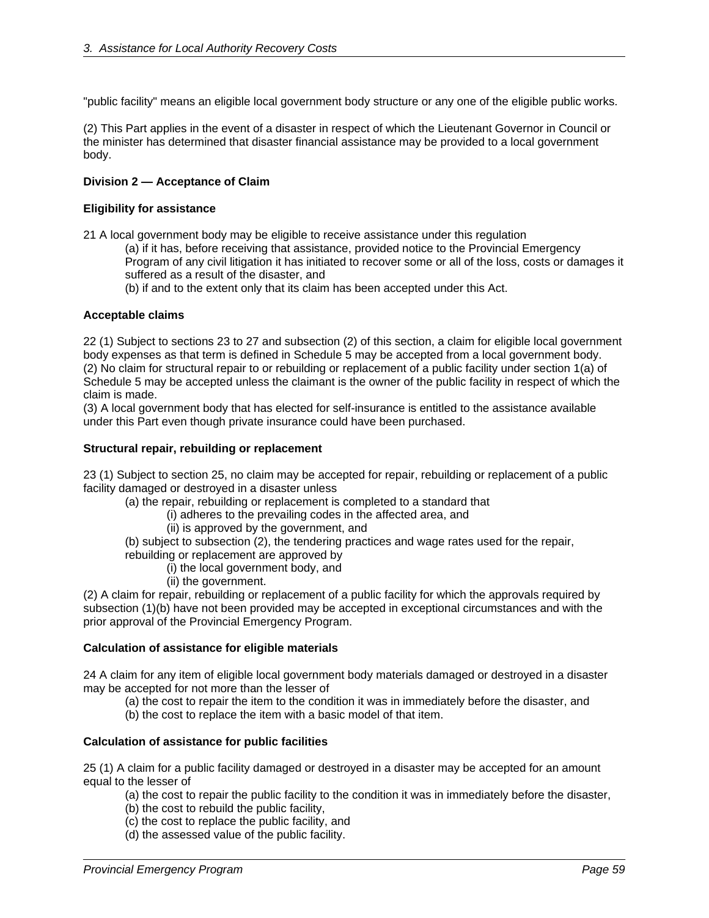"public facility" means an eligible local government body structure or any one of the eligible public works.

(2) This Part applies in the event of a disaster in respect of which the Lieutenant Governor in Council or the minister has determined that disaster financial assistance may be provided to a local government body.

**Division 2 — Acceptance of Claim**

**Eligibility for assistance**

21 A local government body may be eligible to receive assistance under this regulation

(a) if it has, before receiving that assistance, provided notice to the Provincial Emergency Program of any civil litigation it has initiated to recover some or all of the loss, costs or damages it suffered as a result of the disaster, and

(b) if and to the extent only that its claim has been accepted under this Act.

**Acceptable claims**

22 (1) Subject to sections 23 to 27 and subsection (2) of this section, a claim for eligible local government body expenses as that term is defined in Schedule 5 may be accepted from a local government body.

(2) No claim for structural repair to or rebuilding or replacement of a public facility under section 1(a) of Schedule 5 may be accepted unless the claimant is the owner of the public facility in respect of which the claim is made.

(3) A local government body that has elected for self-insurance is entitled to the assistance available under this Part even though private insurance could have been purchased.

**Structural repair, rebuilding or replacement**

23 (1) Subject to section 25, no claim may be accepted for repair, rebuilding or replacement of a public facility damaged or destroyed in a disaster unless

(a) the repair, rebuilding or replacement is completed to a standard that

(i) adheres to the prevailing codes in the affected area, and

(ii) is approved by the government, and

(b) subject to subsection (2), the tendering practices and wage rates used for the repair, rebuilding or replacement are approved by

(i) the local government body, and

(ii) the government.

(2) A claim for repair, rebuilding or replacement of a public facility for which the approvals required by subsection (1)(b) have not been provided may be accepted in exceptional circumstances and with the prior approval of the Provincial Emergency Program.

**Calculation of assistance for eligible materials**

24 A claim for any item of eligible local government body materials damaged or destroyed in a disaster may be accepted for not more than the lesser of

(a) the cost to repair the item to the condition it was in immediately before the disaster, and

(b) the cost to replace the item with a basic model of that item.

**Calculation of assistance for public facilities**

25 (1) A claim for a public facility damaged or destroyed in a disaster may be accepted for an amount equal to the lesser of

(a) the cost to repair the public facility to the condition it was in immediately before the disaster,

(b) the cost to rebuild the public facility,

(c) the cost to replace the public facility, and

(d) the assessed value of the public facility.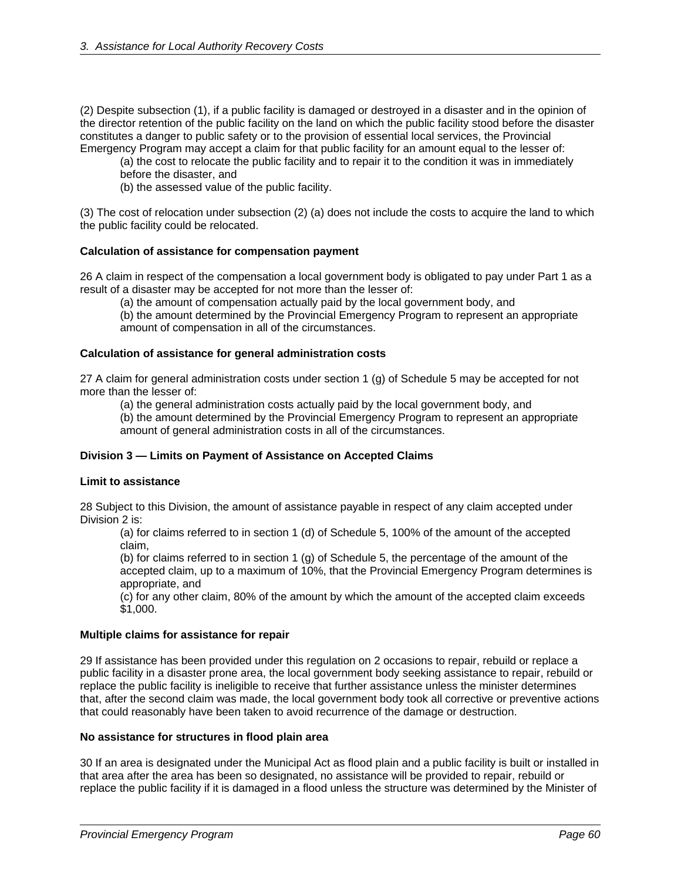(2) Despite subsection (1), if a public facility is damaged or destroyed in a disaster and in the opinion of the director retention of the public facility on the land on which the public facility stood before the disaster constitutes a danger to public safety or to the provision of essential local services, the Provincial Emergency Program may accept a claim for that public facility for an amount equal to the lesser of:

(a) the cost to relocate the public facility and to repair it to the condition it was in immediately before the disaster, and

(b) the assessed value of the public facility.

(3) The cost of relocation under subsection (2) (a) does not include the costs to acquire the land to which the public facility could be relocated.

**Calculation of assistance for compensation payment**

26 A claim in respect of the compensation a local government body is obligated to pay under Part 1 as a result of a disaster may be accepted for not more than the lesser of:

(a) the amount of compensation actually paid by the local government body, and

(b) the amount determined by the Provincial Emergency Program to represent an appropriate amount of compensation in all of the circumstances.

**Calculation of assistance for general administration costs**

27 A claim for general administration costs under section 1 (g) of Schedule 5 may be accepted for not more than the lesser of:

(a) the general administration costs actually paid by the local government body, and

(b) the amount determined by the Provincial Emergency Program to represent an appropriate amount of general administration costs in all of the circumstances.

**Division 3 — Limits on Payment of Assistance on Accepted Claims**

**Limit to assistance**

28 Subject to this Division, the amount of assistance payable in respect of any claim accepted under Division 2 is:

(a) for claims referred to in section 1 (d) of Schedule 5, 100% of the amount of the accepted claim,

(b) for claims referred to in section 1 (g) of Schedule 5, the percentage of the amount of the accepted claim, up to a maximum of 10%, that the Provincial Emergency Program determines is appropriate, and

(c) for any other claim, 80% of the amount by which the amount of the accepted claim exceeds $1,000.

**Multiple claims for assistance for repair**

29 If assistance has been provided under this regulation on 2 occasions to repair, rebuild or replace a public facility in a disaster prone area, the local government body seeking assistance to repair, rebuild or replace the public facility is ineligible to receive that further assistance unless the minister determines that, after the second claim was made, the local government body took all corrective or preventive actions that could reasonably have been taken to avoid recurrence of the damage or destruction.

**No assistance for structures in flood plain area**

30 If an area is designated under the Municipal Act as flood plain and a public facility is built or installed in that area after the area has been so designated, no assistance will be provided to repair, rebuild or replace the public facility if it is damaged in a flood unless the structure was determined by the Minister of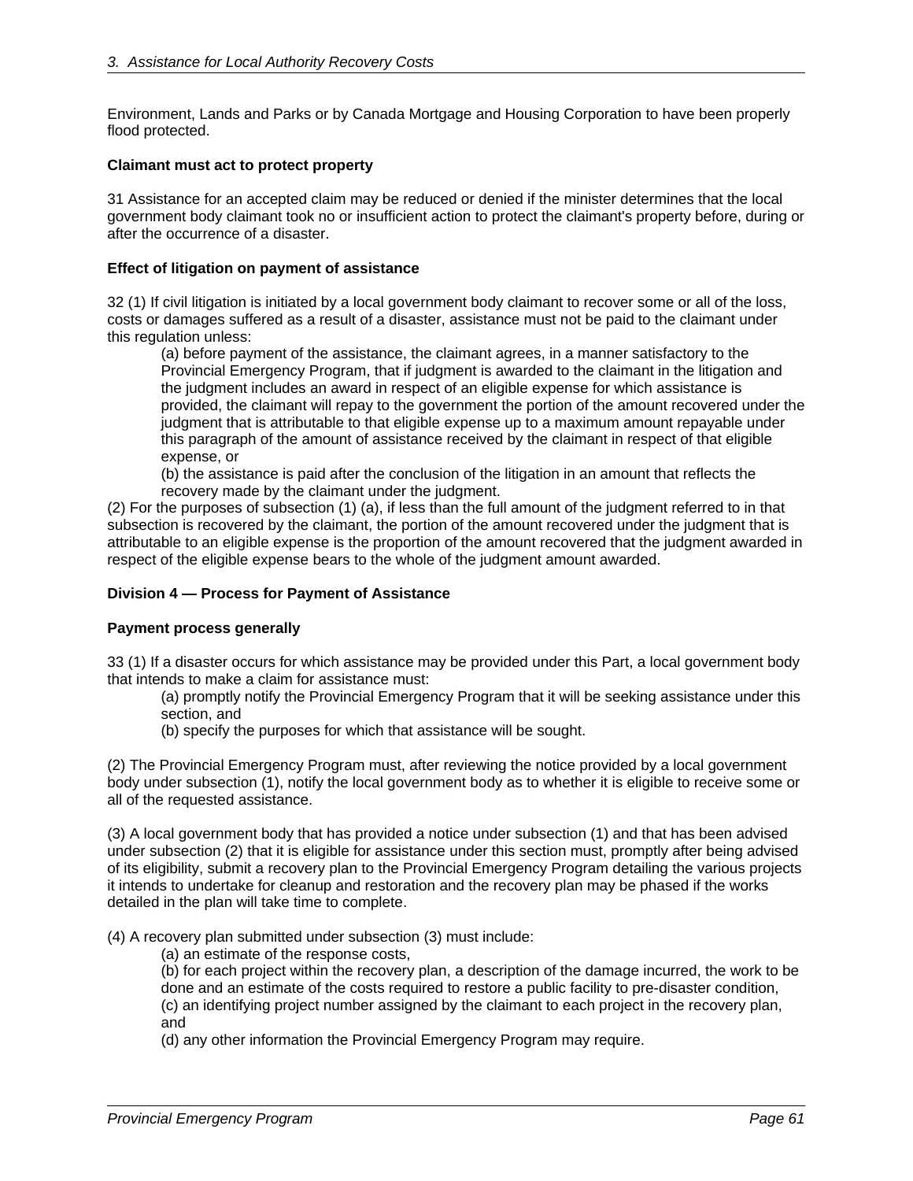Environment, Lands and Parks or by Canada Mortgage and Housing Corporation to have been properly flood protected.

**Claimant must act to protect property**

31 Assistance for an accepted claim may be reduced or denied if the minister determines that the local government body claimant took no or insufficient action to protect the claimant's property before, during or after the occurrence of a disaster.

**Effect of litigation on payment of assistance**

32 (1) If civil litigation is initiated by a local government body claimant to recover some or all of the loss, costs or damages suffered as a result of a disaster, assistance must not be paid to the claimant under this regulation unless:

> (a) before payment of the assistance, the claimant agrees, in a manner satisfactory to the Provincial Emergency Program, that if judgment is awarded to the claimant in the litigation and the judgment includes an award in respect of an eligible expense for which assistance is provided, the claimant will repay to the government the portion of the amount recovered under the judgment that is attributable to that eligible expense up to a maximum amount repayable under this paragraph of the amount of assistance received by the claimant in respect of that eligible expense, or
>
> (b) the assistance is paid after the conclusion of the litigation in an amount that reflects the recovery made by the claimant under the judgment.

(2) For the purposes of subsection (1) (a), if less than the full amount of the judgment referred to in that subsection is recovered by the claimant, the portion of the amount recovered under the judgment that is attributable to an eligible expense is the proportion of the amount recovered that the judgment awarded in respect of the eligible expense bears to the whole of the judgment amount awarded.

**Division 4 — Process for Payment of Assistance**

**Payment process generally**

33 (1) If a disaster occurs for which assistance may be provided under this Part, a local government body that intends to make a claim for assistance must:

> (a) promptly notify the Provincial Emergency Program that it will be seeking assistance under this section, and
>
> (b) specify the purposes for which that assistance will be sought.

(2) The Provincial Emergency Program must, after reviewing the notice provided by a local government body under subsection (1), notify the local government body as to whether it is eligible to receive some or all of the requested assistance.

(3) A local government body that has provided a notice under subsection (1) and that has been advised under subsection (2) that it is eligible for assistance under this section must, promptly after being advised of its eligibility, submit a recovery plan to the Provincial Emergency Program detailing the various projects it intends to undertake for cleanup and restoration and the recovery plan may be phased if the works detailed in the plan will take time to complete.

(4) A recovery plan submitted under subsection (3) must include:

> (a) an estimate of the response costs,
>
> (b) for each project within the recovery plan, a description of the damage incurred, the work to be done and an estimate of the costs required to restore a public facility to pre-disaster condition,
>
> (c) an identifying project number assigned by the claimant to each project in the recovery plan, and
>
> (d) any other information the Provincial Emergency Program may require.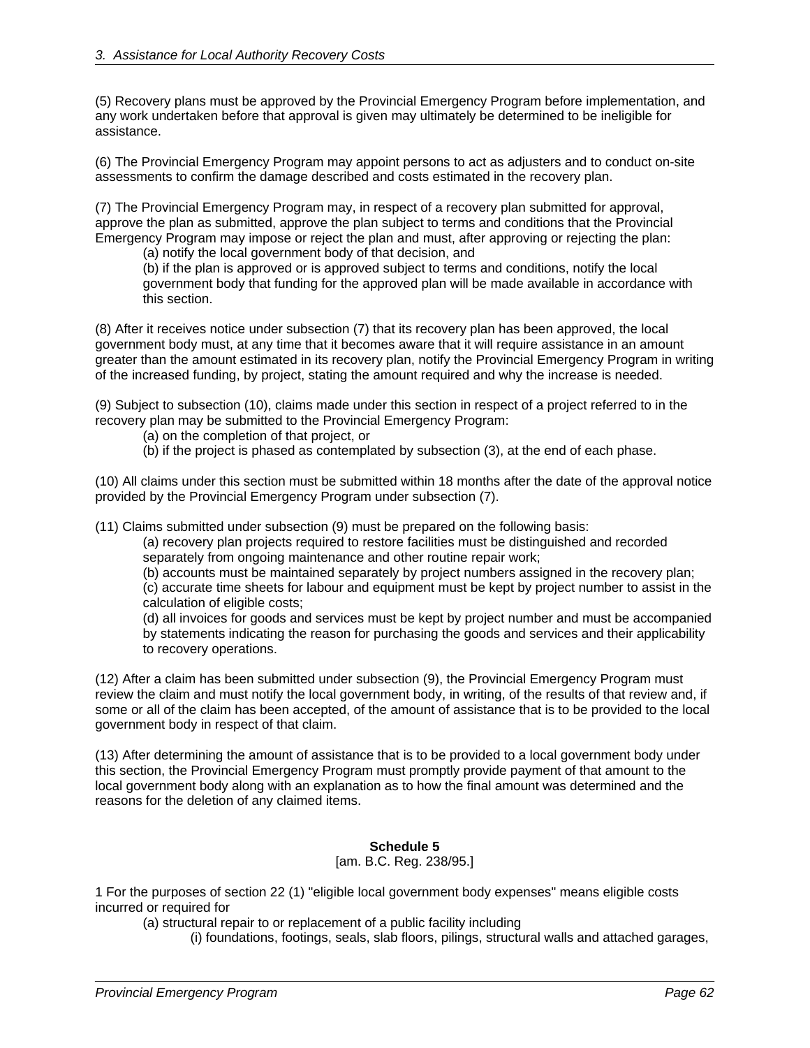(5) Recovery plans must be approved by the Provincial Emergency Program before implementation, and any work undertaken before that approval is given may ultimately be determined to be ineligible for assistance.

(6) The Provincial Emergency Program may appoint persons to act as adjusters and to conduct on-site assessments to confirm the damage described and costs estimated in the recovery plan.

(7) The Provincial Emergency Program may, in respect of a recovery plan submitted for approval, approve the plan as submitted, approve the plan subject to terms and conditions that the Provincial Emergency Program may impose or reject the plan and must, after approving or rejecting the plan:

- (a) notify the local government body of that decision, and
- (b) if the plan is approved or is approved subject to terms and conditions, notify the local government body that funding for the approved plan will be made available in accordance with this section.

(8) After it receives notice under subsection (7) that its recovery plan has been approved, the local government body must, at any time that it becomes aware that it will require assistance in an amount greater than the amount estimated in its recovery plan, notify the Provincial Emergency Program in writing of the increased funding, by project, stating the amount required and why the increase is needed.

(9) Subject to subsection (10), claims made under this section in respect of a project referred to in the recovery plan may be submitted to the Provincial Emergency Program:

- (a) on the completion of that project, or
- (b) if the project is phased as contemplated by subsection (3), at the end of each phase.

(10) All claims under this section must be submitted within 18 months after the date of the approval notice provided by the Provincial Emergency Program under subsection (7).

(11) Claims submitted under subsection (9) must be prepared on the following basis:

- (a) recovery plan projects required to restore facilities must be distinguished and recorded separately from ongoing maintenance and other routine repair work;
- (b) accounts must be maintained separately by project numbers assigned in the recovery plan;
- (c) accurate time sheets for labour and equipment must be kept by project number to assist in the calculation of eligible costs;
- (d) all invoices for goods and services must be kept by project number and must be accompanied by statements indicating the reason for purchasing the goods and services and their applicability to recovery operations.

(12) After a claim has been submitted under subsection (9), the Provincial Emergency Program must review the claim and must notify the local government body, in writing, of the results of that review and, if some or all of the claim has been accepted, of the amount of assistance that is to be provided to the local government body in respect of that claim.

(13) After determining the amount of assistance that is to be provided to a local government body under this section, the Provincial Emergency Program must promptly provide payment of that amount to the local government body along with an explanation as to how the final amount was determined and the reasons for the deletion of any claimed items.

**Schedule 5**

[am. B.C. Reg. 238/95.]

1 For the purposes of section 22 (1) "eligible local government body expenses" means eligible costs incurred or required for

- (a) structural repair to or replacement of a public facility including
  - (i) foundations, footings, seals, slab floors, pilings, structural walls and attached garages,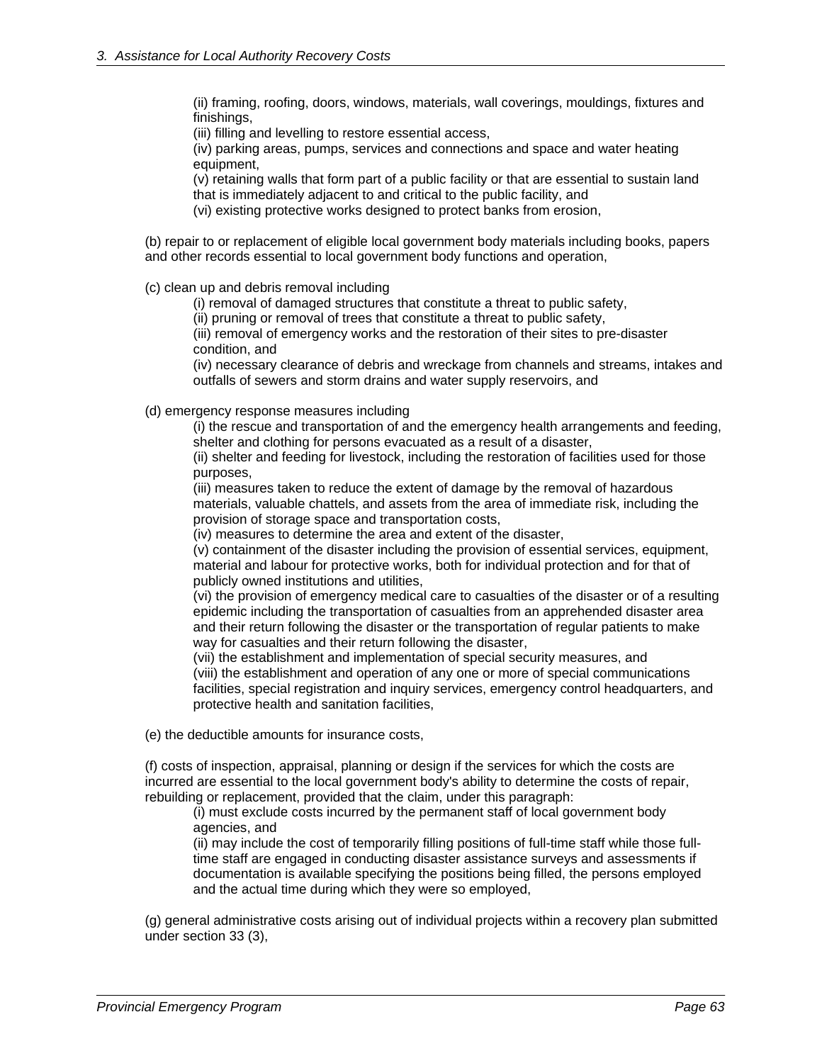(ii) framing, roofing, doors, windows, materials, wall coverings, mouldings, fixtures and finishings,

(iii) filling and levelling to restore essential access,

(iv) parking areas, pumps, services and connections and space and water heating equipment,

(v) retaining walls that form part of a public facility or that are essential to sustain land that is immediately adjacent to and critical to the public facility, and

(vi) existing protective works designed to protect banks from erosion,

(b) repair to or replacement of eligible local government body materials including books, papers and other records essential to local government body functions and operation,

(c) clean up and debris removal including

(i) removal of damaged structures that constitute a threat to public safety,

(ii) pruning or removal of trees that constitute a threat to public safety,

(iii) removal of emergency works and the restoration of their sites to pre-disaster condition, and

(iv) necessary clearance of debris and wreckage from channels and streams, intakes and outfalls of sewers and storm drains and water supply reservoirs, and

(d) emergency response measures including

(i) the rescue and transportation of and the emergency health arrangements and feeding, shelter and clothing for persons evacuated as a result of a disaster,

(ii) shelter and feeding for livestock, including the restoration of facilities used for those purposes,

(iii) measures taken to reduce the extent of damage by the removal of hazardous materials, valuable chattels, and assets from the area of immediate risk, including the provision of storage space and transportation costs,

(iv) measures to determine the area and extent of the disaster,

(v) containment of the disaster including the provision of essential services, equipment, material and labour for protective works, both for individual protection and for that of publicly owned institutions and utilities,

(vi) the provision of emergency medical care to casualties of the disaster or of a resulting epidemic including the transportation of casualties from an apprehended disaster area and their return following the disaster or the transportation of regular patients to make way for casualties and their return following the disaster,

(vii) the establishment and implementation of special security measures, and

(viii) the establishment and operation of any one or more of special communications facilities, special registration and inquiry services, emergency control headquarters, and protective health and sanitation facilities,

(e) the deductible amounts for insurance costs,

(f) costs of inspection, appraisal, planning or design if the services for which the costs are incurred are essential to the local government body's ability to determine the costs of repair, rebuilding or replacement, provided that the claim, under this paragraph:

(i) must exclude costs incurred by the permanent staff of local government body agencies, and

(ii) may include the cost of temporarily filling positions of full-time staff while those full-time staff are engaged in conducting disaster assistance surveys and assessments if documentation is available specifying the positions being filled, the persons employed and the actual time during which they were so employed,

(g) general administrative costs arising out of individual projects within a recovery plan submitted under section 33 (3),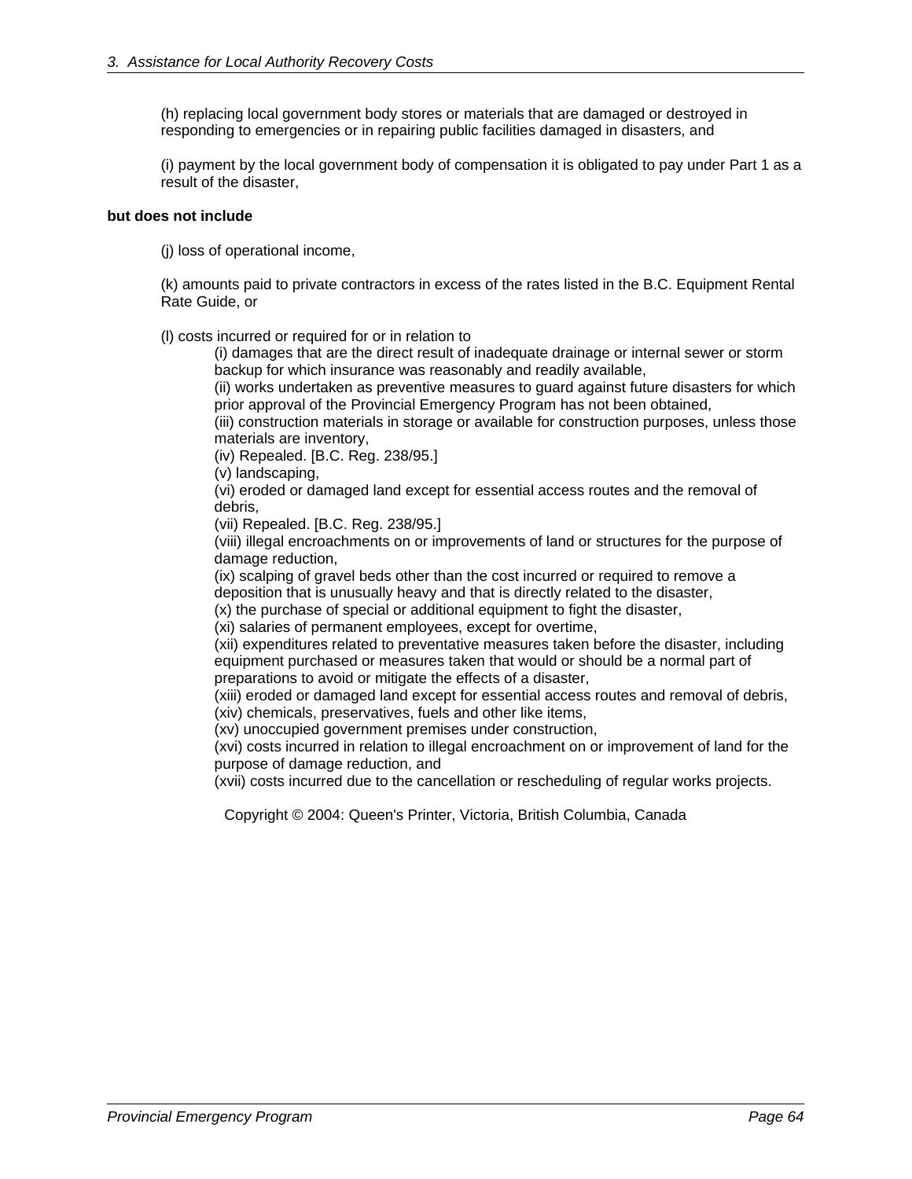(h) replacing local government body stores or materials that are damaged or destroyed in responding to emergencies or in repairing public facilities damaged in disasters, and

(i) payment by the local government body of compensation it is obligated to pay under Part 1 as a result of the disaster,

**but does not include**

(j) loss of operational income,

(k) amounts paid to private contractors in excess of the rates listed in the B.C. Equipment Rental Rate Guide, or

(l) costs incurred or required for or in relation to

(i) damages that are the direct result of inadequate drainage or internal sewer or storm backup for which insurance was reasonably and readily available,
(ii) works undertaken as preventive measures to guard against future disasters for which prior approval of the Provincial Emergency Program has not been obtained,
(iii) construction materials in storage or available for construction purposes, unless those materials are inventory,
(iv) Repealed. [B.C. Reg. 238/95.]
(v) landscaping,
(vi) eroded or damaged land except for essential access routes and the removal of debris,
(vii) Repealed. [B.C. Reg. 238/95.]
(viii) illegal encroachments on or improvements of land or structures for the purpose of damage reduction,
(ix) scalping of gravel beds other than the cost incurred or required to remove a deposition that is unusually heavy and that is directly related to the disaster,
(x) the purchase of special or additional equipment to fight the disaster,
(xi) salaries of permanent employees, except for overtime,
(xii) expenditures related to preventative measures taken before the disaster, including equipment purchased or measures taken that would or should be a normal part of preparations to avoid or mitigate the effects of a disaster,
(xiii) eroded or damaged land except for essential access routes and removal of debris,
(xiv) chemicals, preservatives, fuels and other like items,
(xv) unoccupied government premises under construction,
(xvi) costs incurred in relation to illegal encroachment on or improvement of land for the purpose of damage reduction, and
(xvii) costs incurred due to the cancellation or rescheduling of regular works projects.

Copyright © 2004: Queen's Printer, Victoria, British Columbia, Canada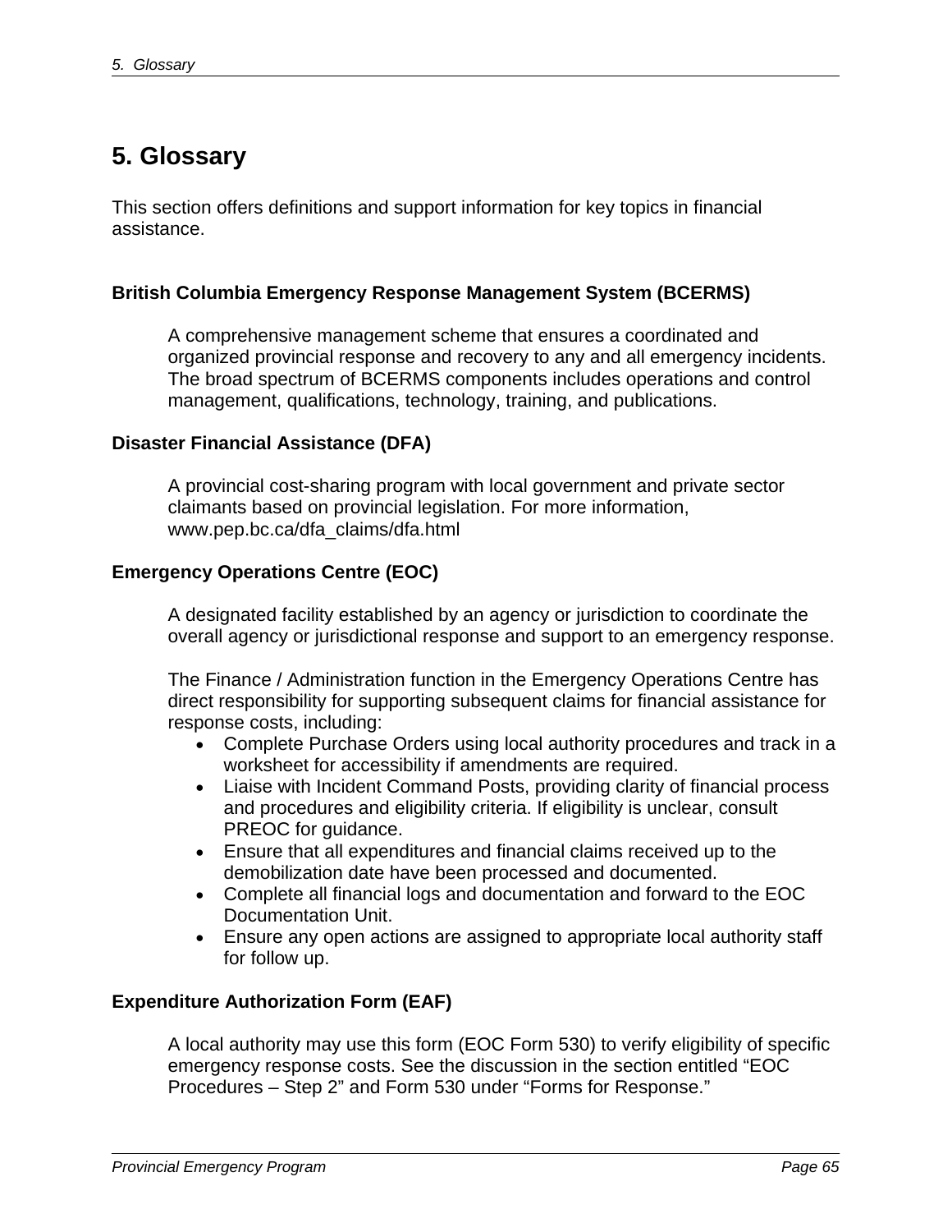# 5. Glossary

This section offers definitions and support information for key topics in financial assistance.

### British Columbia Emergency Response Management System (BCERMS)

A comprehensive management scheme that ensures a coordinated and organized provincial response and recovery to any and all emergency incidents. The broad spectrum of BCERMS components includes operations and control management, qualifications, technology, training, and publications.

### Disaster Financial Assistance (DFA)

A provincial cost-sharing program with local government and private sector claimants based on provincial legislation. For more information, www.pep.bc.ca/dfa_claims/dfa.html

### Emergency Operations Centre (EOC)

A designated facility established by an agency or jurisdiction to coordinate the overall agency or jurisdictional response and support to an emergency response.

The Finance / Administration function in the Emergency Operations Centre has direct responsibility for supporting subsequent claims for financial assistance for response costs, including:

- Complete Purchase Orders using local authority procedures and track in a worksheet for accessibility if amendments are required.
- Liaise with Incident Command Posts, providing clarity of financial process and procedures and eligibility criteria. If eligibility is unclear, consult PREOC for guidance.
- Ensure that all expenditures and financial claims received up to the demobilization date have been processed and documented.
- Complete all financial logs and documentation and forward to the EOC Documentation Unit.
- Ensure any open actions are assigned to appropriate local authority staff for follow up.

### Expenditure Authorization Form (EAF)

A local authority may use this form (EOC Form 530) to verify eligibility of specific emergency response costs. See the discussion in the section entitled “EOC Procedures – Step 2” and Form 530 under “Forms for Response.”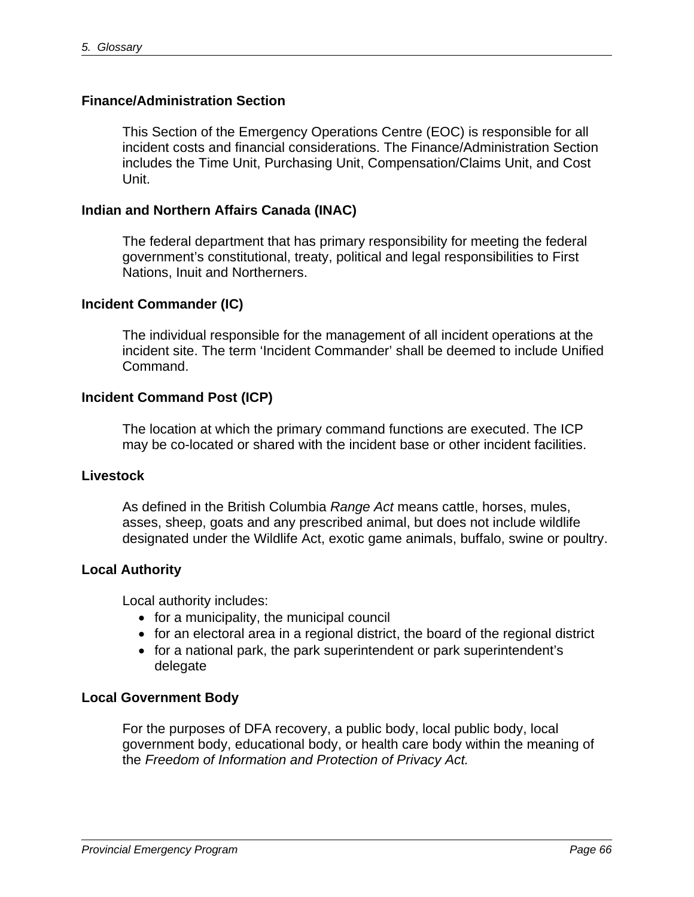**Finance/Administration Section**

This Section of the Emergency Operations Centre (EOC) is responsible for all incident costs and financial considerations. The Finance/Administration Section includes the Time Unit, Purchasing Unit, Compensation/Claims Unit, and Cost Unit.

**Indian and Northern Affairs Canada (INAC)**

The federal department that has primary responsibility for meeting the federal government's constitutional, treaty, political and legal responsibilities to First Nations, Inuit and Northerners.

**Incident Commander (IC)**

The individual responsible for the management of all incident operations at the incident site. The term 'Incident Commander' shall be deemed to include Unified Command.

**Incident Command Post (ICP)**

The location at which the primary command functions are executed. The ICP may be co-located or shared with the incident base or other incident facilities.

**Livestock**

As defined in the British Columbia *Range Act* means cattle, horses, mules, asses, sheep, goats and any prescribed animal, but does not include wildlife designated under the Wildlife Act, exotic game animals, buffalo, swine or poultry.

**Local Authority**

Local authority includes:

- for a municipality, the municipal council
- for an electoral area in a regional district, the board of the regional district
- for a national park, the park superintendent or park superintendent's delegate

**Local Government Body**

For the purposes of DFA recovery, a public body, local public body, local government body, educational body, or health care body within the meaning of the *Freedom of Information and Protection of Privacy Act.*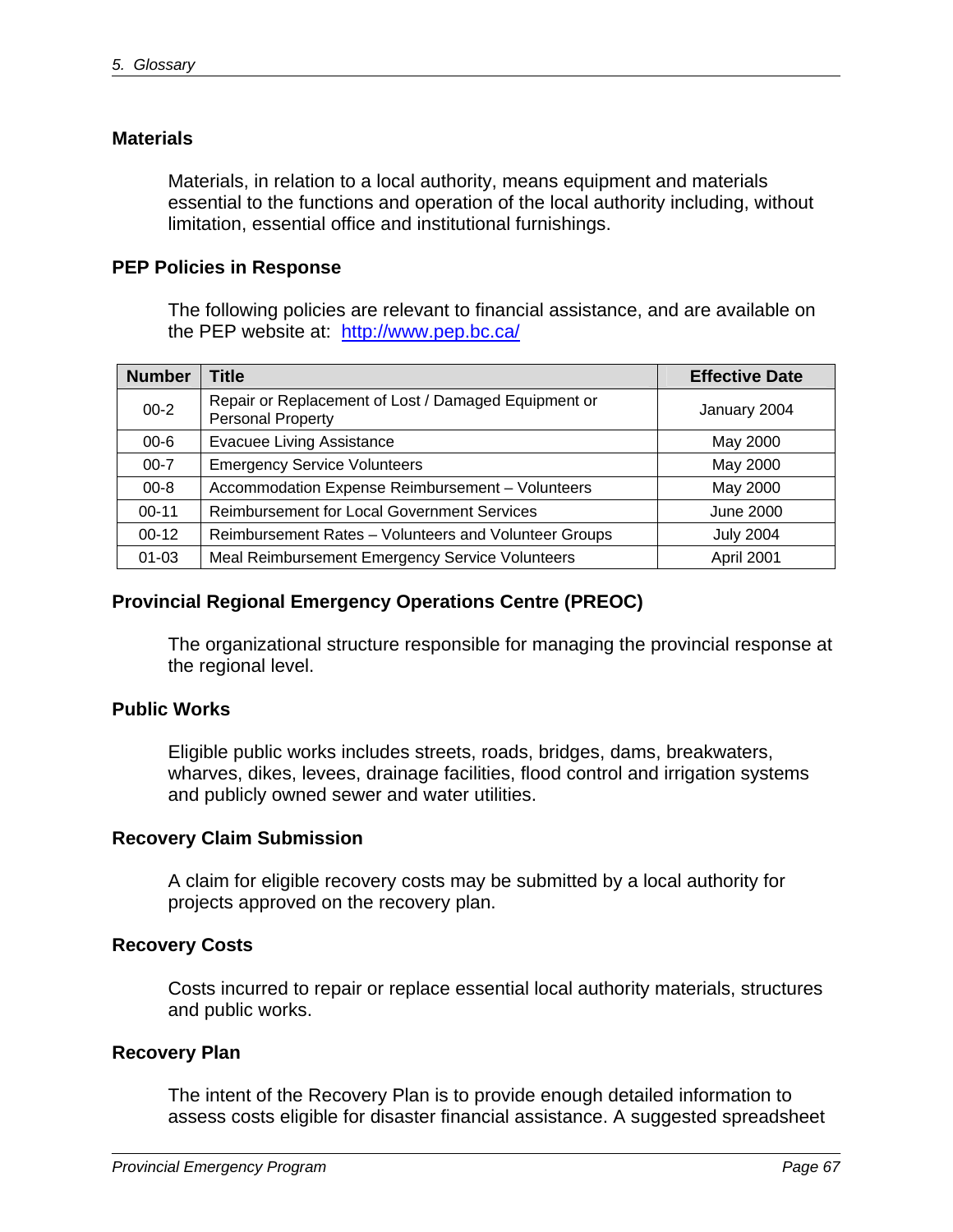### Materials

Materials, in relation to a local authority, means equipment and materials essential to the functions and operation of the local authority including, without limitation, essential office and institutional furnishings.

### PEP Policies in Response

The following policies are relevant to financial assistance, and are available on the PEP website at: http://www.pep.bc.ca/

| Number | Title | Effective Date |
|---|---|---|
| 00-2 | Repair or Replacement of Lost / Damaged Equipment or Personal Property | January 2004 |
| 00-6 | Evacuee Living Assistance | May 2000 |
| 00-7 | Emergency Service Volunteers | May 2000 |
| 00-8 | Accommodation Expense Reimbursement – Volunteers | May 2000 |
| 00-11 | Reimbursement for Local Government Services | June 2000 |
| 00-12 | Reimbursement Rates – Volunteers and Volunteer Groups | July 2004 |
| 01-03 | Meal Reimbursement Emergency Service Volunteers | April 2001 |

### Provincial Regional Emergency Operations Centre (PREOC)

The organizational structure responsible for managing the provincial response at the regional level.

### Public Works

Eligible public works includes streets, roads, bridges, dams, breakwaters, wharves, dikes, levees, drainage facilities, flood control and irrigation systems and publicly owned sewer and water utilities.

### Recovery Claim Submission

A claim for eligible recovery costs may be submitted by a local authority for projects approved on the recovery plan.

### Recovery Costs

Costs incurred to repair or replace essential local authority materials, structures and public works.

### Recovery Plan

The intent of the Recovery Plan is to provide enough detailed information to assess costs eligible for disaster financial assistance. A suggested spreadsheet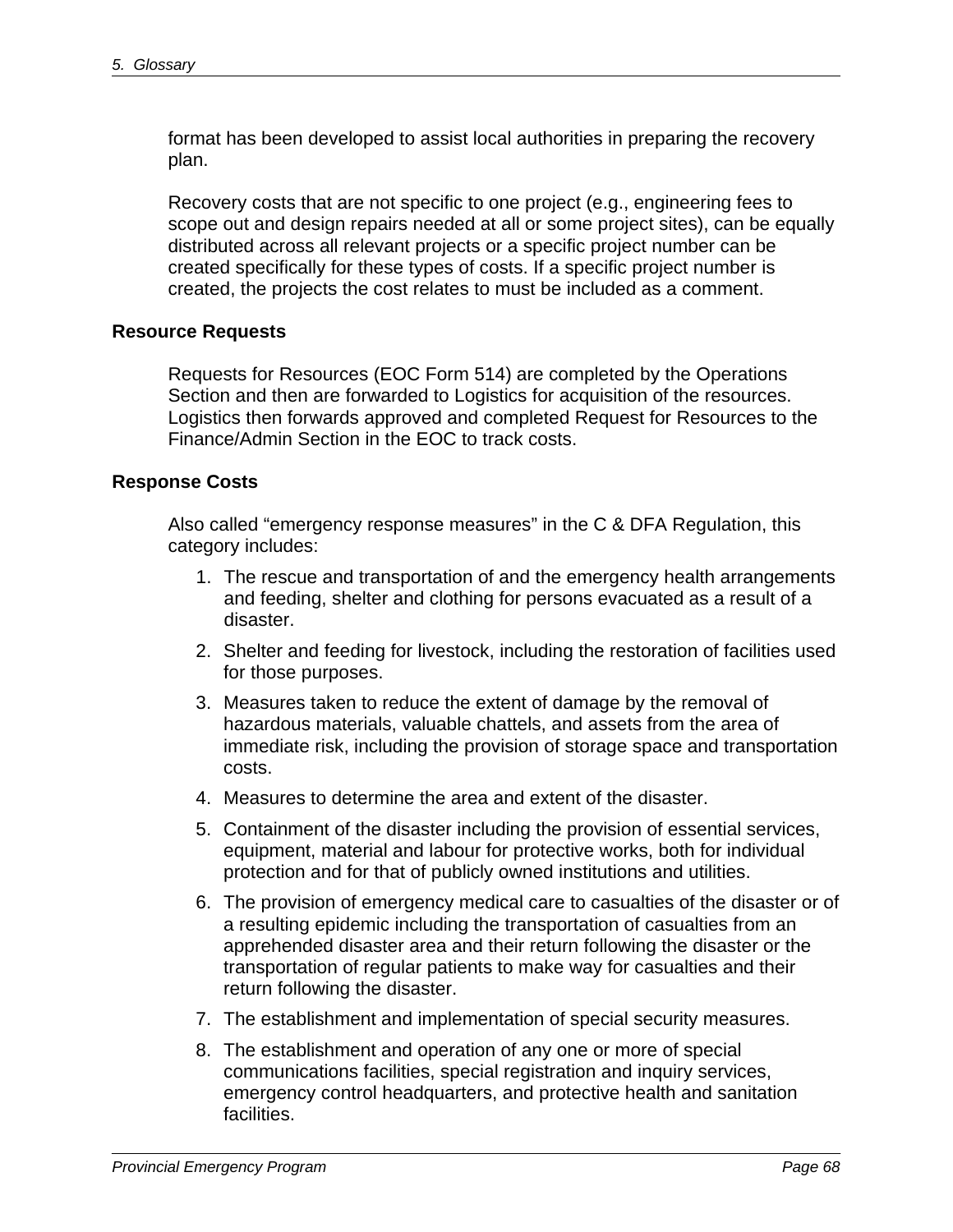format has been developed to assist local authorities in preparing the recovery plan.

Recovery costs that are not specific to one project (e.g., engineering fees to scope out and design repairs needed at all or some project sites), can be equally distributed across all relevant projects or a specific project number can be created specifically for these types of costs. If a specific project number is created, the projects the cost relates to must be included as a comment.

**Resource Requests**

Requests for Resources (EOC Form 514) are completed by the Operations Section and then are forwarded to Logistics for acquisition of the resources. Logistics then forwards approved and completed Request for Resources to the Finance/Admin Section in the EOC to track costs.

**Response Costs**

Also called “emergency response measures” in the C & DFA Regulation, this category includes:

1. The rescue and transportation of and the emergency health arrangements and feeding, shelter and clothing for persons evacuated as a result of a disaster.
2. Shelter and feeding for livestock, including the restoration of facilities used for those purposes.
3. Measures taken to reduce the extent of damage by the removal of hazardous materials, valuable chattels, and assets from the area of immediate risk, including the provision of storage space and transportation costs.
4. Measures to determine the area and extent of the disaster.
5. Containment of the disaster including the provision of essential services, equipment, material and labour for protective works, both for individual protection and for that of publicly owned institutions and utilities.
6. The provision of emergency medical care to casualties of the disaster or of a resulting epidemic including the transportation of casualties from an apprehended disaster area and their return following the disaster or the transportation of regular patients to make way for casualties and their return following the disaster.
7. The establishment and implementation of special security measures.
8. The establishment and operation of any one or more of special communications facilities, special registration and inquiry services, emergency control headquarters, and protective health and sanitation facilities.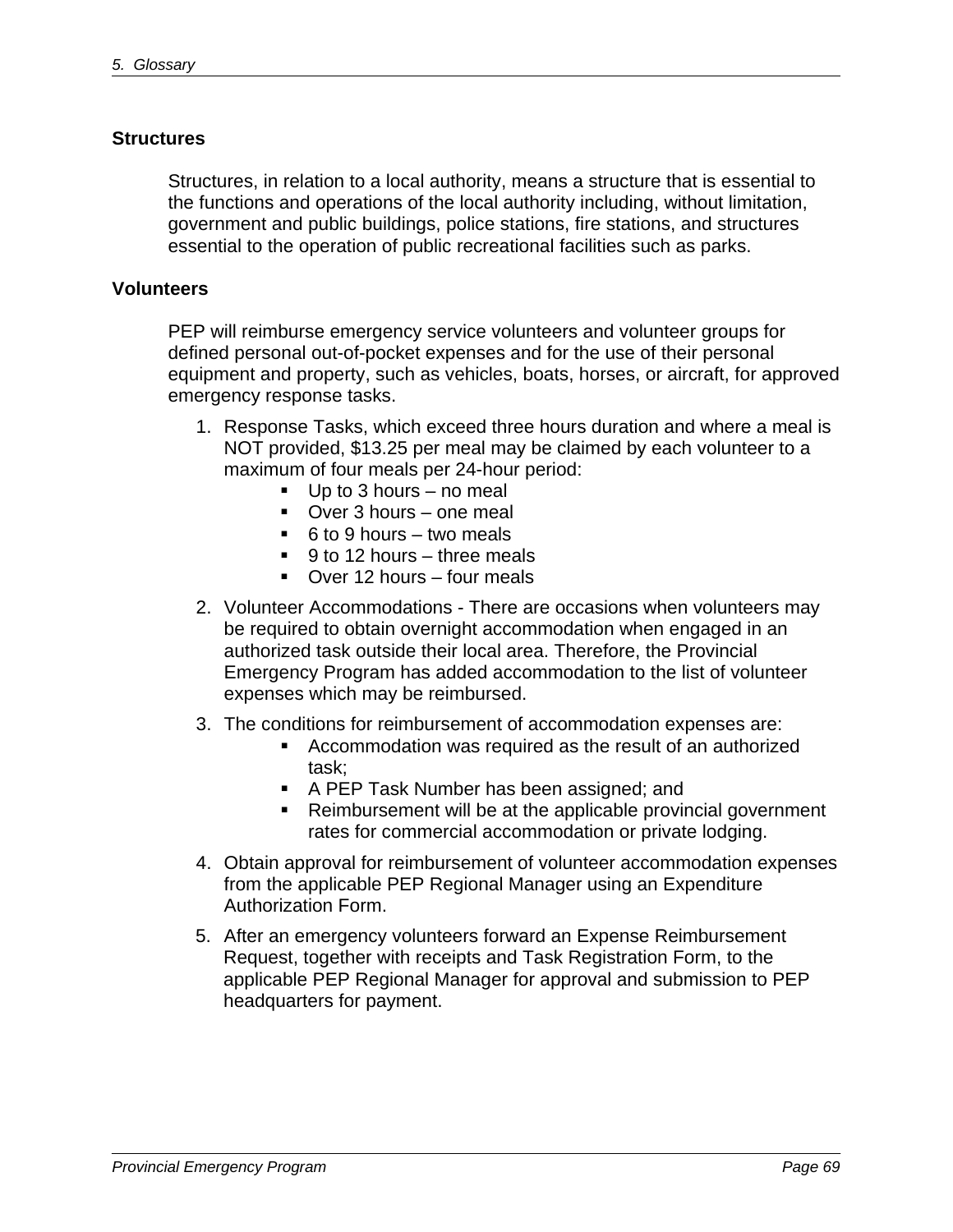### Structures

Structures, in relation to a local authority, means a structure that is essential to the functions and operations of the local authority including, without limitation, government and public buildings, police stations, fire stations, and structures essential to the operation of public recreational facilities such as parks.

### Volunteers

PEP will reimburse emergency service volunteers and volunteer groups for defined personal out-of-pocket expenses and for the use of their personal equipment and property, such as vehicles, boats, horses, or aircraft, for approved emergency response tasks.

1. Response Tasks, which exceed three hours duration and where a meal is NOT provided, $13.25 per meal may be claimed by each volunteer to a maximum of four meals per 24-hour period:
   - Up to 3 hours – no meal
   - Over 3 hours – one meal
   - 6 to 9 hours – two meals
   - 9 to 12 hours – three meals
   - Over 12 hours – four meals
2. Volunteer Accommodations - There are occasions when volunteers may be required to obtain overnight accommodation when engaged in an authorized task outside their local area. Therefore, the Provincial Emergency Program has added accommodation to the list of volunteer expenses which may be reimbursed.
3. The conditions for reimbursement of accommodation expenses are:
   - Accommodation was required as the result of an authorized task;
   - A PEP Task Number has been assigned; and
   - Reimbursement will be at the applicable provincial government rates for commercial accommodation or private lodging.
4. Obtain approval for reimbursement of volunteer accommodation expenses from the applicable PEP Regional Manager using an Expenditure Authorization Form.
5. After an emergency volunteers forward an Expense Reimbursement Request, together with receipts and Task Registration Form, to the applicable PEP Regional Manager for approval and submission to PEP headquarters for payment.